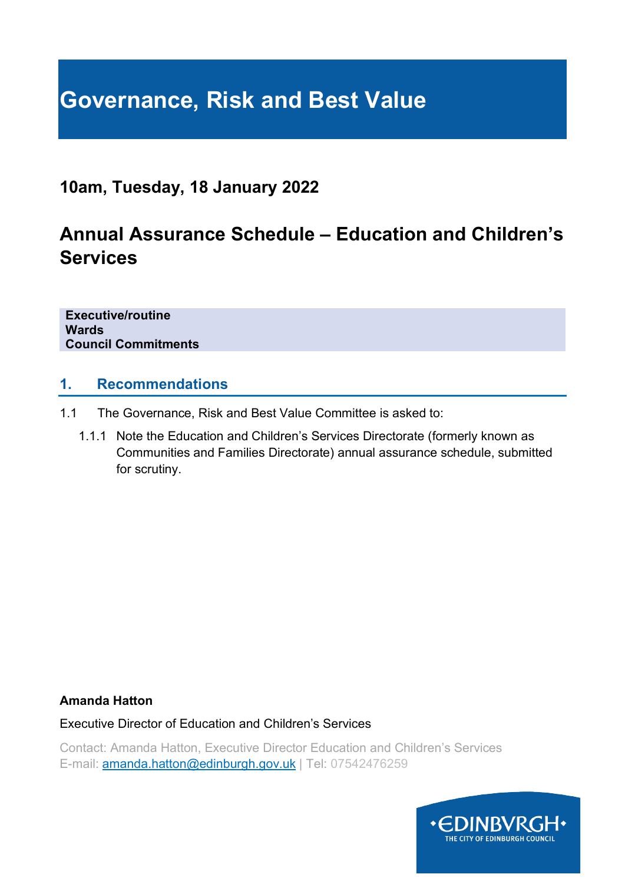# Governance, Risk and Best Value

## 10am, Tuesday, 18 January 2022

## Annual Assurance Schedule – Education and Children's Services

**Executive/routine**
**Wards**
**Council Commitments**

### 1. Recommendations

1.1 The Governance, Risk and Best Value Committee is asked to:

1.1.1 Note the Education and Children's Services Directorate (formerly known as Communities and Families Directorate) annual assurance schedule, submitted for scrutiny.

**Amanda Hatton**

Executive Director of Education and Children's Services

Contact: Amanda Hatton, Executive Director Education and Children's Services
E-mail: amanda.hatton@edinburgh.gov.uk | Tel: 07542476259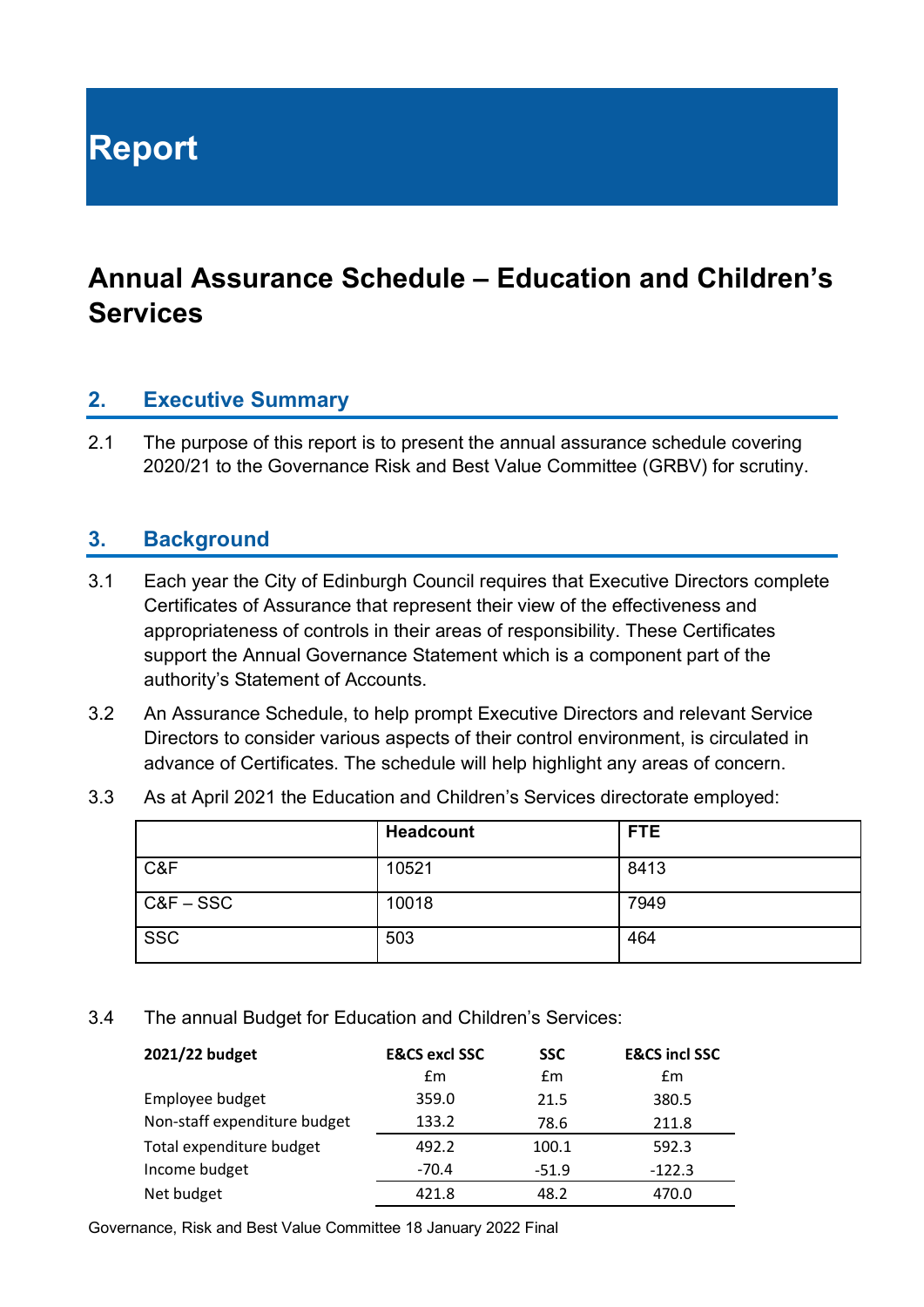# Report

# Annual Assurance Schedule – Education and Children's Services

## 2. Executive Summary

2.1 The purpose of this report is to present the annual assurance schedule covering 2020/21 to the Governance Risk and Best Value Committee (GRBV) for scrutiny.

## 3. Background

3.1 Each year the City of Edinburgh Council requires that Executive Directors complete Certificates of Assurance that represent their view of the effectiveness and appropriateness of controls in their areas of responsibility. These Certificates support the Annual Governance Statement which is a component part of the authority's Statement of Accounts.

3.2 An Assurance Schedule, to help prompt Executive Directors and relevant Service Directors to consider various aspects of their control environment, is circulated in advance of Certificates. The schedule will help highlight any areas of concern.

3.3 As at April 2021 the Education and Children's Services directorate employed:

| | Headcount | FTE |
|---|---|---|
| C&F | 10521 | 8413 |
| C&F – SSC | 10018 | 7949 |
| SSC | 503 | 464 |

3.4 The annual Budget for Education and Children's Services:

| 2021/22 budget | E&CS excl SSC | SSC | E&CS incl SSC |
|---|---|---|---|
| | £m | £m | £m |
| Employee budget | 359.0 | 21.5 | 380.5 |
| Non-staff expenditure budget | 133.2 | 78.6 | 211.8 |
| Total expenditure budget | 492.2 | 100.1 | 592.3 |
| Income budget | -70.4 | -51.9 | -122.3 |
| Net budget | 421.8 | 48.2 | 470.0 |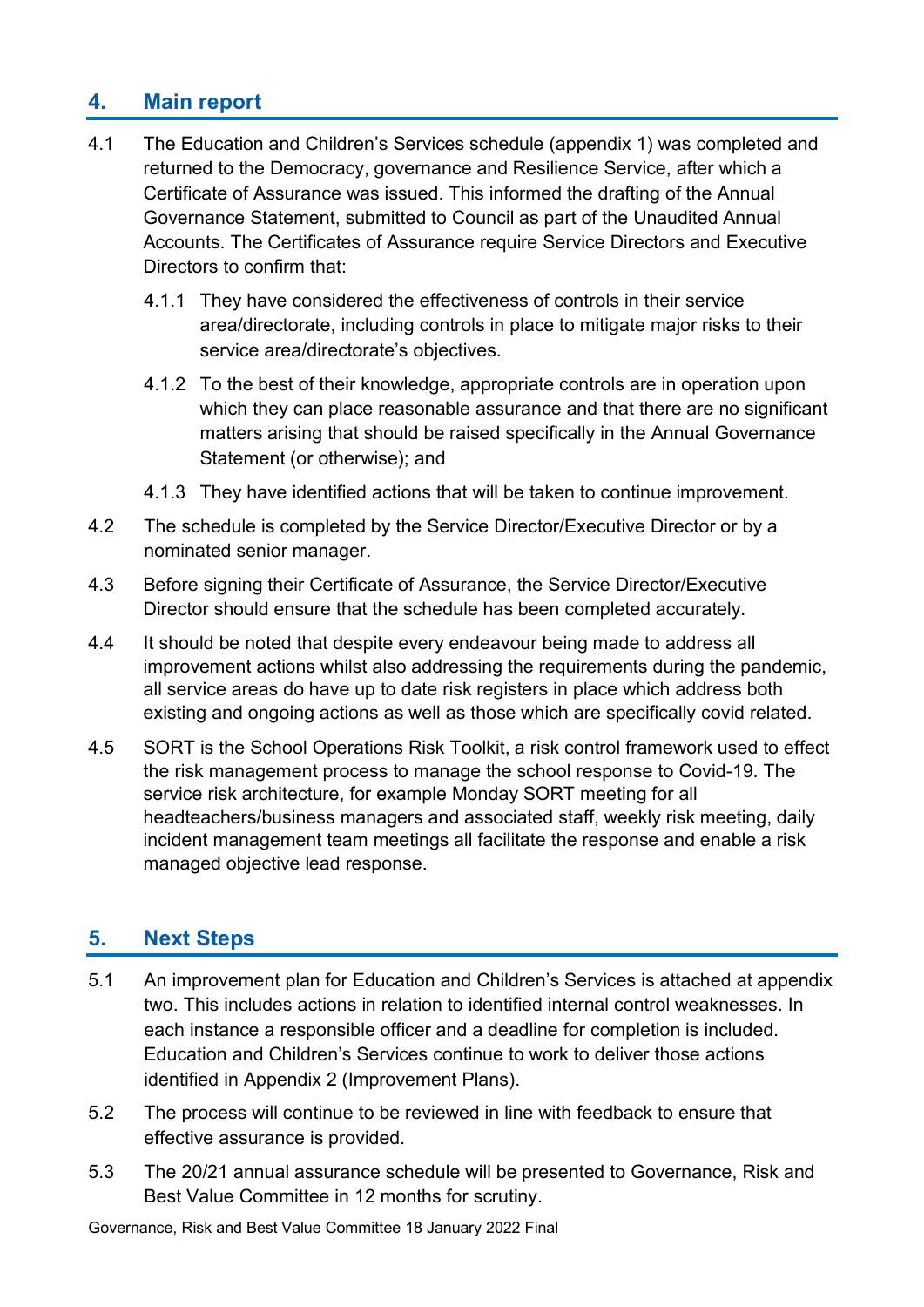## 4. Main report

4.1 The Education and Children's Services schedule (appendix 1) was completed and returned to the Democracy, governance and Resilience Service, after which a Certificate of Assurance was issued. This informed the drafting of the Annual Governance Statement, submitted to Council as part of the Unaudited Annual Accounts. The Certificates of Assurance require Service Directors and Executive Directors to confirm that:

4.1.1 They have considered the effectiveness of controls in their service area/directorate, including controls in place to mitigate major risks to their service area/directorate's objectives.

4.1.2 To the best of their knowledge, appropriate controls are in operation upon which they can place reasonable assurance and that there are no significant matters arising that should be raised specifically in the Annual Governance Statement (or otherwise); and

4.1.3 They have identified actions that will be taken to continue improvement.

4.2 The schedule is completed by the Service Director/Executive Director or by a nominated senior manager.

4.3 Before signing their Certificate of Assurance, the Service Director/Executive Director should ensure that the schedule has been completed accurately.

4.4 It should be noted that despite every endeavour being made to address all improvement actions whilst also addressing the requirements during the pandemic, all service areas do have up to date risk registers in place which address both existing and ongoing actions as well as those which are specifically covid related.

4.5 SORT is the School Operations Risk Toolkit, a risk control framework used to effect the risk management process to manage the school response to Covid-19. The service risk architecture, for example Monday SORT meeting for all headteachers/business managers and associated staff, weekly risk meeting, daily incident management team meetings all facilitate the response and enable a risk managed objective lead response.

## 5. Next Steps

5.1 An improvement plan for Education and Children's Services is attached at appendix two. This includes actions in relation to identified internal control weaknesses. In each instance a responsible officer and a deadline for completion is included. Education and Children's Services continue to work to deliver those actions identified in Appendix 2 (Improvement Plans).

5.2 The process will continue to be reviewed in line with feedback to ensure that effective assurance is provided.

5.3 The 20/21 annual assurance schedule will be presented to Governance, Risk and Best Value Committee in 12 months for scrutiny.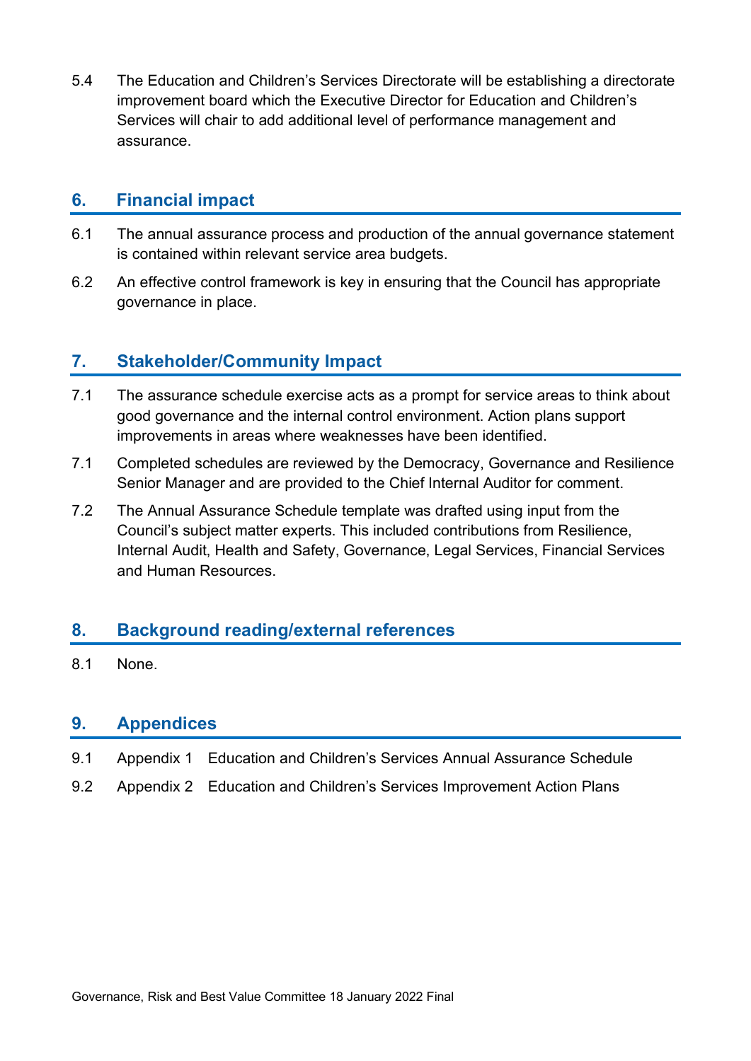5.4 The Education and Children's Services Directorate will be establishing a directorate improvement board which the Executive Director for Education and Children's Services will chair to add additional level of performance management and assurance.

## 6. Financial impact

6.1 The annual assurance process and production of the annual governance statement is contained within relevant service area budgets.

6.2 An effective control framework is key in ensuring that the Council has appropriate governance in place.

## 7. Stakeholder/Community Impact

7.1 The assurance schedule exercise acts as a prompt for service areas to think about good governance and the internal control environment. Action plans support improvements in areas where weaknesses have been identified.

7.1 Completed schedules are reviewed by the Democracy, Governance and Resilience Senior Manager and are provided to the Chief Internal Auditor for comment.

7.2 The Annual Assurance Schedule template was drafted using input from the Council's subject matter experts. This included contributions from Resilience, Internal Audit, Health and Safety, Governance, Legal Services, Financial Services and Human Resources.

## 8. Background reading/external references

8.1 None.

## 9. Appendices

9.1 Appendix 1 Education and Children's Services Annual Assurance Schedule

9.2 Appendix 2 Education and Children's Services Improvement Action Plans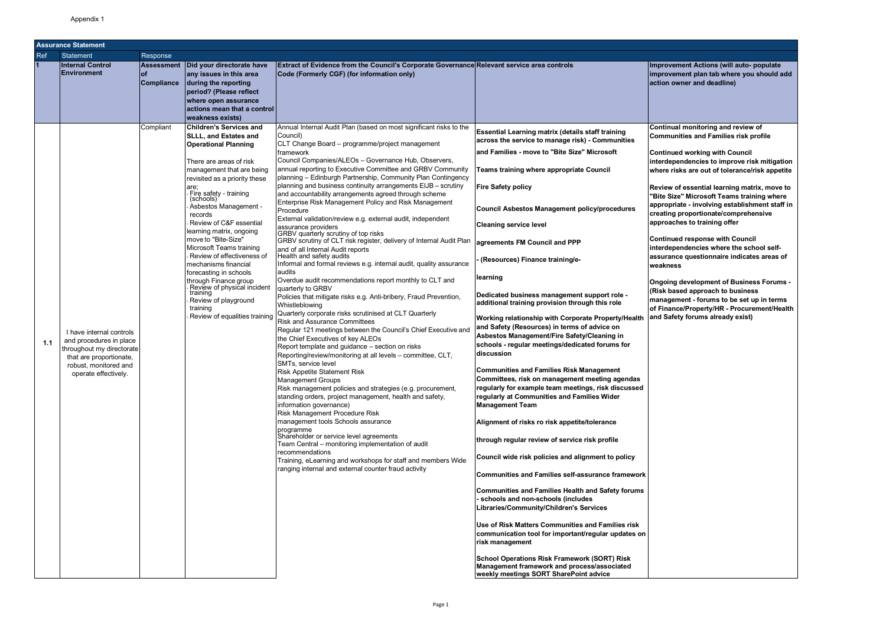Appendix 1

| Assurance Statement | | | | | | |
|---|---|---|---|---|---|---|
| Ref | Statement | Response | | | | |
| **1** | **Internal Control Environment** | **Assessment of Compliance** | **Did your directorate have any issues in this area during the reporting period? (Please reflect where open assurance actions mean that a control weakness exists)** | **Extract of Evidence from the Council's Corporate Governance Code (Formerly CGF) (for information only)** | **Relevant service area controls** | **Improvement Actions (will auto- populate improvement plan tab where you should add action owner and deadline)** |
| **1.1** | I have internal controls and procedures in place throughout my directorate that are proportionate, robust, monitored and operate effectively. | Compliant | **Children's Services and SLLL, and Estates and Operational Planning**<br><br>There are areas of risk management that are being revisited as a priority these are;<br>- Fire safety - training (schools)<br>- Asbestos Management - records<br>- Review of C&F essential learning matrix, ongoing move to "Bite-Size" Microsoft Teams training<br>- Review of effectiveness of mechanisms financial forecasting in schools through Finance group<br>- Review of physical incident training<br>- Review of playground training<br>- Review of equalities training | Annual Internal Audit Plan (based on most significant risks to the Council)<br>CLT Change Board – programme/project management framework<br>Council Companies/ALEOs – Governance Hub, Observers, annual reporting to Executive Committee and GRBV Community planning – Edinburgh Partnership, Community Plan Contingency planning and business continuity arrangements EIJB – scrutiny and accountability arrangements agreed through scheme<br>Enterprise Risk Management Policy and Risk Management Procedure<br>External validation/review e.g. external audit, independent assurance providers<br>GRBV quarterly scrutiny of top risks<br>GRBV scrutiny of CLT risk register, delivery of Internal Audit Plan and of all Internal Audit reports<br>Health and safety audits<br>Informal and formal reviews e.g. internal audit, quality assurance audits<br>Overdue audit recommendations report monthly to CLT and quarterly to GRBV<br>Policies that mitigate risks e.g. Anti-bribery, Fraud Prevention, Whistleblowing<br>Quarterly corporate risks scrutinised at CLT Quarterly<br>Risk and Assurance Committees<br>Regular 121 meetings between the Council's Chief Executive and the Chief Executives of key ALEOs<br>Report template and guidance – section on risks<br>Reporting/review/monitoring at all levels – committee, CLT, SMTs, service level<br>Risk Appetite Statement Risk<br>Management Groups<br>Risk management policies and strategies (e.g. procurement, standing orders, project management, health and safety, information governance)<br>Risk Management Procedure Risk<br>management tools Schools assurance programme<br>Shareholder or service level agreements<br>Team Central – monitoring implementation of audit recommendations<br>Training, eLearning and workshops for staff and members Wide ranging internal and external counter fraud activity | **Essential Learning matrix (details staff training across the service to manage risk) - Communities and Families - move to "Bite Size" Microsoft Teams training where appropriate Council**<br><br>**Fire Safety policy**<br><br>**Council Asbestos Management policy/procedures**<br><br>**Cleaning service level agreements FM Council and PPP**<br><br>**- (Resources) Finance training/e-learning**<br><br>**Dedicated business management support role - additional training provision through this role**<br><br>**Working relationship with Corporate Property/Health and Safety (Resources) in terms of advice on Asbestos Management/Fire Safety/Cleaning in schools - regular meetings/dedicated forums for discussion**<br><br>**Communities and Families Risk Management Committees, risk on management meeting agendas regularly for example team meetings, risk discussed regularly at Communities and Families Wider Management Team**<br><br>**Alignment of risks ro risk appetite/tolerance through regular review of service risk profile**<br><br>**Council wide risk policies and alignment to policy**<br><br>**Communities and Families self-assurance framework**<br><br>**Communities and Families Health and Safety forums - schools and non-schools (includes Libraries/Community/Children's Services**<br><br>**Use of Risk Matters Communities and Families risk communication tool for important/regular updates on risk management**<br><br>**School Operations Risk Framework (SORT) Risk Management framework and process/associated weekly meetings SORT SharePoint advice** | **Continual monitoring and review of Communities and Families risk profile**<br><br>**Continued working with Council interdependencies to improve risk mitigation where risks are out of tolerance/risk appetite**<br><br>**Review of essential learning matrix, move to "Bite Size" Microsoft Teams training where appropriate - involving establishment staff in creating proportionate/comprehensive approaches to training offer**<br><br>**Continued response with Council interdependencies where the school self-assurance questionnaire indicates areas of weakness**<br><br>**Ongoing development of Business Forums - (Risk based approach to business management - forums to be set up in terms of Finance/Property/HR - Procurement/Health and Safety forums already exist)** |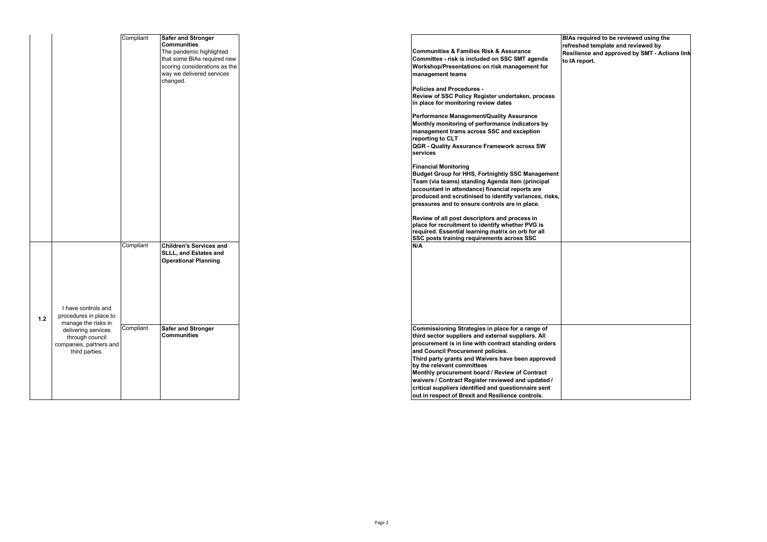| | | | | | |
|---|---|---|---|---|---|
| | | Compliant | **Safer and Stronger Communities**<br>The pandemic highlighted that some BIAs required new scoring considerations as the way we delivered services changed. | **Communities & Families Risk & Assurance Committee - risk is included on SSC SMT agenda Workshop/Presentations on risk management for management teams**<br><br>**Policies and Procedures - Review of SSC Policy Register undertaken, process in place for monitoring review dates**<br><br>**Performance Management/Quality Assurance Monthly monitoring of performance indicators by management trams across SSC and exception reporting to CLT**<br>**QGR - Quality Assurance Framework across SW services**<br><br>**Financial Monitoring**<br>**Budget Group for HHS, Fortnightly SSC Management Team (via teams) standing Agenda item (principal accountant in attendance) financial reports are produced and scrutinised to identify variances, risks, pressures and to ensure controls are in place.**<br><br>**Review of all post descriptors and process in place for recruitment to identify whether PVG is required. Essential learning matrix on orb for all SSC posts training requirements across SSC** | **BIAs required to be reviewed using the refreshed template and reviewed by Resilience and approved by SMT - Actions link to IA report.** |
| 1.2 | I have controls and procedures in place to manage the risks in delivering services through council companies, partners and third parties. | Compliant | **Children's Services and SLLL, and Estates and Operational Planning** | **N/A** | |
| | | Compliant | **Safer and Stronger Communities** | **Commissioning Strategies in place for a range of third sector suppliers and external suppliers. All procurement is in line with contract standing orders and Council Procurement policies.**<br>**Third party grants and Waivers have been approved by the relevant committees**<br>**Monthly procurement board / Review of Contract waivers / Contract Register reviewed and updated / critical suppliers identified and questionnaire sent out in respect of Brexit and Resilience controls.** | |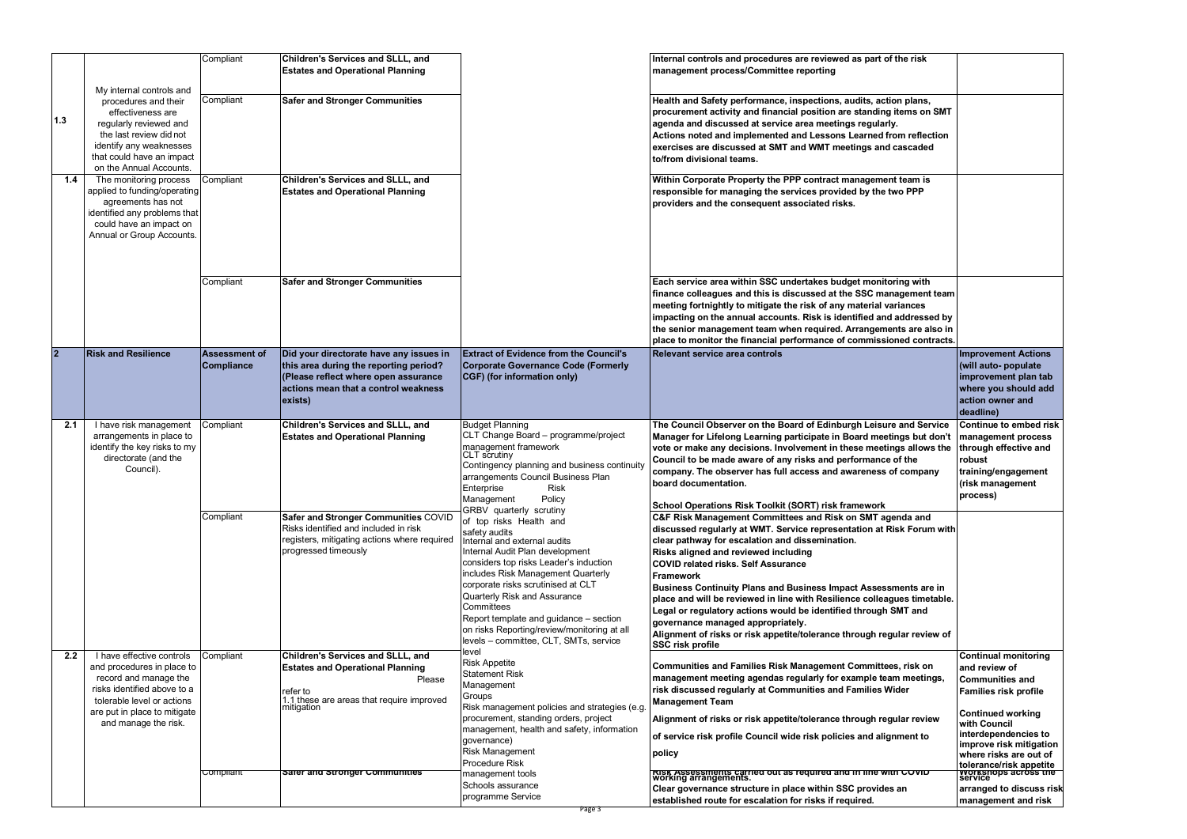| | | | | | | |
|---|---|---|---|---|---|---|
| 1.3 | My internal controls and procedures and their effectiveness are regularly reviewed and the last review did not identify any weaknesses that could have an impact on the Annual Accounts. | Compliant | **Children's Services and SLLL, and Estates and Operational Planning** | | **Internal controls and procedures are reviewed as part of the risk management process/Committee reporting** | |
| | | Compliant | **Safer and Stronger Communities** | | **Health and Safety performance, inspections, audits, action plans, procurement activity and financial position are standing items on SMT agenda and discussed at service area meetings regularly. Actions noted and implemented and Lessons Learned from reflection exercises are discussed at SMT and WMT meetings and cascaded to/from divisional teams.** | |
| 1.4 | The monitoring process applied to funding/operating agreements has not identified any problems that could have an impact on Annual or Group Accounts. | Compliant | **Children's Services and SLLL, and Estates and Operational Planning** | | **Within Corporate Property the PPP contract management team is responsible for managing the services provided by the two PPP providers and the consequent associated risks.** | |
| | | Compliant | **Safer and Stronger Communities** | | **Each service area within SSC undertakes budget monitoring with finance colleagues and this is discussed at the SSC management team meeting fortnightly to mitigate the risk of any material variances impacting on the annual accounts. Risk is identified and addressed by the senior management team when required. Arrangements are also in place to monitor the financial performance of commissioned contracts.** | |
| **2** | **Risk and Resilience** | **Assessment of Compliance** | **Did your directorate have any issues in this area during the reporting period? (Please reflect where open assurance actions mean that a control weakness exists)** | **Extract of Evidence from the Council's Corporate Governance Code (Formerly CGF) (for information only)** | **Relevant service area controls** | **Improvement Actions (will auto- populate improvement plan tab where you should add action owner and deadline)** |
| 2.1 | I have risk management arrangements in place to identify the key risks to my directorate (and the Council). | Compliant | **Children's Services and SLLL, and Estates and Operational Planning** | Budget Planning<br>CLT Change Board – programme/project management framework<br>CLT scrutiny<br>Contingency planning and business continuity arrangements Council Business Plan<br>Enterprise Risk Management Policy<br>GRBV quarterly scrutiny of top risks Health and safety audits<br>Internal and external audits<br>Internal Audit Plan development considers top risks Leader's induction includes Risk Management Quarterly corporate risks scrutinised at CLT<br>Quarterly Risk and Assurance Committees<br>Report template and guidance – section on risks Reporting/review/monitoring at all levels – committee, CLT, SMTs, service level<br>Risk Appetite Statement Risk Management Groups<br>Risk management policies and strategies (e.g. procurement, standing orders, project management, health and safety, information governance)<br>Risk Management Procedure Risk management tools<br>Schools assurance programme Service | **The Council Observer on the Board of Edinburgh Leisure and Service Manager for Lifelong Learning participate in Board meetings but don't vote or make any decisions. Involvement in these meetings allows the Council to be made aware of any risks and performance of the company. The observer has full access and awareness of company board documentation.**<br><br>**School Operations Risk Toolkit (SORT) risk framework** | **Continue to embed risk management process through effective and robust training/engagement (risk management process)** |
| | | Compliant | **Safer and Stronger Communities** COVID Risks identified and included in risk registers, mitigating actions where required progressed timeously | | **C&F Risk Management Committees and Risk on SMT agenda and discussed regularly at WMT. Service representation at Risk Forum with clear pathway for escalation and dissemination.**<br>**Risks aligned and reviewed including COVID related risks. Self Assurance Framework**<br>**Business Continuity Plans and Business Impact Assessments are in place and will be reviewed in line with Resilience colleagues timetable.**<br>**Legal or regulatory actions would be identified through SMT and governance managed appropriately.**<br>**Alignment of risks or risk appetite/tolerance through regular review of SSC risk profile** | |
| 2.2 | I have effective controls and procedures in place to record and manage the risks identified above to a tolerable level or actions are put in place to mitigate and manage the risk. | Compliant | **Children's Services and SLLL, and Estates and Operational Planning** Please refer to 1.1 these are areas that require improved mitigation | | **Communities and Families Risk Management Committees, risk on management meeting agendas regularly for example team meetings, risk discussed regularly at Communities and Families Wider Management Team**<br><br>**Alignment of risks or risk appetite/tolerance through regular review of service risk profile Council wide risk policies and alignment to policy** | **Continual monitoring and review of Communities and Families risk profile**<br><br>**Continued working with Council interdependencies to improve risk mitigation where risks are out of tolerance/risk appetite** |
| | | Compliant | **Safer and Stronger Communities** | | **Risk Assessments carried out as required and in line with COVID working arrangements.**<br>**Clear governance structure in place within SSC provides an established route for escalation for risks if required.** | **Workshops across the service arranged to discuss risk management and risk** |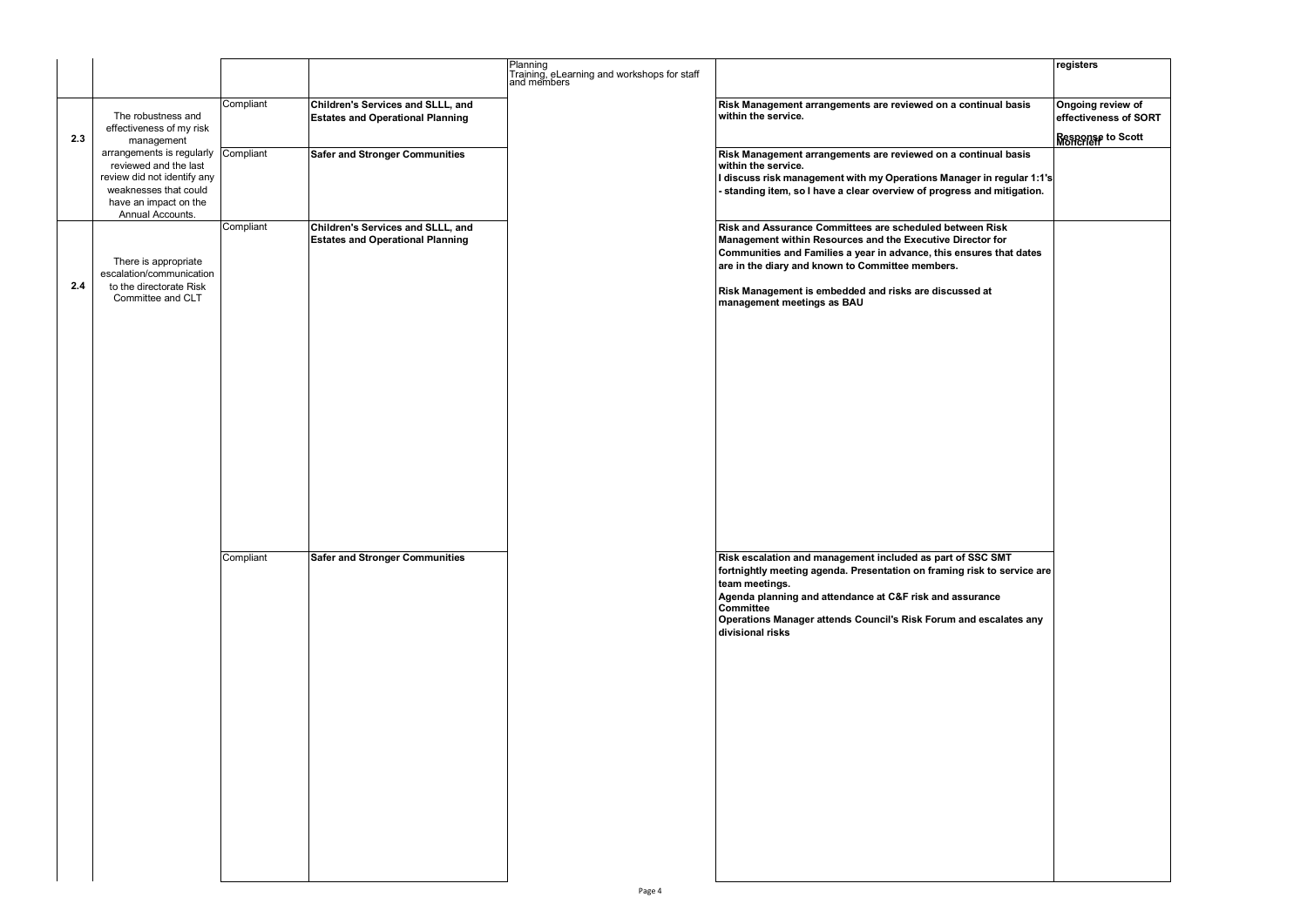| | | | | | | |
|---|---|---|---|---|---|---|
| | | | | Planning<br>Training, eLearning and workshops for staff and members | | **registers** |
| **2.3** | The robustness and effectiveness of my risk management arrangements is regularly reviewed and the last review did not identify any weaknesses that could have an impact on the Annual Accounts. | Compliant | **Children's Services and SLLL, and Estates and Operational Planning** | | **Risk Management arrangements are reviewed on a continual basis within the service.** | **Ongoing review of effectiveness of SORT**<br><br>**Response to Scott Moncrieff** |
| | | Compliant | **Safer and Stronger Communities** | | **Risk Management arrangements are reviewed on a continual basis within the service.**<br>**I discuss risk management with my Operations Manager in regular 1:1's - standing item, so I have a clear overview of progress and mitigation.** | |
| **2.4** | There is appropriate escalation/communication to the directorate Risk Committee and CLT | Compliant | **Children's Services and SLLL, and Estates and Operational Planning** | | **Risk and Assurance Committees are scheduled between Risk Management within Resources and the Executive Director for Communities and Families a year in advance, this ensures that dates are in the diary and known to Committee members.**<br><br>**Risk Management is embedded and risks are discussed at management meetings as BAU** | |
| | | Compliant | **Safer and Stronger Communities** | | **Risk escalation and management included as part of SSC SMT fortnightly meeting agenda. Presentation on framing risk to service are team meetings.**<br>**Agenda planning and attendance at C&F risk and assurance Committee**<br>**Operations Manager attends Council's Risk Forum and escalates any divisional risks** | |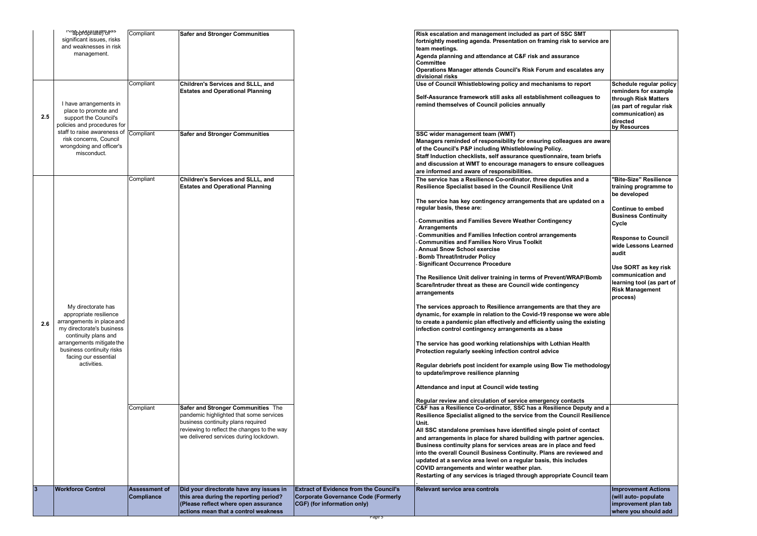| | | | | | | |
|---|---|---|---|---|---|---|
| | Risk committees as appropriate) of significant issues, risks and weaknesses in risk management. | Compliant | **Safer and Stronger Communities** | | **Risk escalation and management included as part of SSC SMT fortnightly meeting agenda. Presentation on framing risk to service are team meetings.**<br>**Agenda planning and attendance at C&F risk and assurance Committee**<br>**Operations Manager attends Council's Risk Forum and escalates any divisional risks** | |
| 2.5 | I have arrangements in place to promote and support the Council's policies and procedures for staff to raise awareness of risk concerns, Council wrongdoing and officer's misconduct. | Compliant | **Children's Services and SLLL, and Estates and Operational Planning** | | **Use of Council Whistleblowing policy and mechanisms to report**<br><br>**Self-Assurance framework still asks all establishment colleagues to remind themselves of Council policies annually** | **Schedule regular policy reminders for example through Risk Matters (as part of regular risk communication) as directed by Resources** |
| | | Compliant | **Safer and Stronger Communities** | | **SSC wider management team (WMT)**<br>**Managers reminded of responsibility for ensuring colleagues are aware of the Council's P&P including Whistleblowing Policy.**<br>**Staff Induction checklists, self assurance questionnaire, team briefs and discussion at WMT to encourage managers to ensure colleagues are informed and aware of responsibilities.** | |
| 2.6 | My directorate has appropriate resilience arrangements in place and my directorate's business continuity plans and arrangements mitigate the business continuity risks facing our essential activities. | Compliant | **Children's Services and SLLL, and Estates and Operational Planning** | | **The service has a Resilience Co-ordinator, three deputies and a Resilience Specialist based in the Council Resilience Unit**<br><br>**The service has key contingency arrangements that are updated on a regular basis, these are:**<br><br>**- Communities and Families Severe Weather Contingency Arrangements**<br>**- Communities and Families Infection control arrangements**<br>**- Communities and Families Noro Virus Toolkit**<br>**- Annual Snow School exercise**<br>**- Bomb Threat/Intruder Policy**<br>**- Significant Occurrence Procedure**<br><br>**The Resilience Unit deliver training in terms of Prevent/WRAP/Bomb Scare/Intruder threat as these are Council wide contingency arrangements**<br><br>**The services approach to Resilience arrangements are that they are dynamic, for example in relation to the Covid-19 response we were able to create a pandemic plan effectively and efficiently using the existing infection control contingency arrangements as a base**<br><br>**The service has good working relationships with Lothian Health Protection regularly seeking infection control advice**<br><br>**Regular debriefs post incident for example using Bow Tie methodology to update/improve resilience planning**<br><br>**Attendance and input at Council wide testing**<br><br>**Regular review and circulation of service emergency contacts** | **"Bite-Size" Resilience training programme to be developed**<br><br>**Continue to embed Business Continuity Cycle**<br><br>**Response to Council wide Lessons Learned audit**<br><br>**Use SORT as key risk communication and learning tool (as part of Risk Management process)** |
| | | Compliant | **Safer and Stronger Communities** The pandemic highlighted that some services business continuity plans required reviewing to reflect the changes to the way we delivered services during lockdown. | | **C&F has a Resilience Co-ordinator, SSC has a Resilience Deputy and a Resilience Specialist aligned to the service from the Council Resilience Unit.**<br>**All SSC standalone premises have identified single point of contact and arrangements in place for shared building with partner agencies.**<br>**Business continuity plans for services areas are in place and feed into the overall Council Business Continuity. Plans are reviewed and updated at a service area level on a regular basis, this includes COVID arrangements and winter weather plan.**<br>**Restarting of any services is triaged through appropriate Council team.** | |
| **3** | **Workforce Control** | **Assessment of Compliance** | **Did your directorate have any issues in this area during the reporting period? (Please reflect where open assurance actions mean that a control weakness** | **Extract of Evidence from the Council's Corporate Governance Code (Formerly CGF) (for information only)** | **Relevant service area controls** | **Improvement Actions (will auto- populate improvement plan tab where you should add** |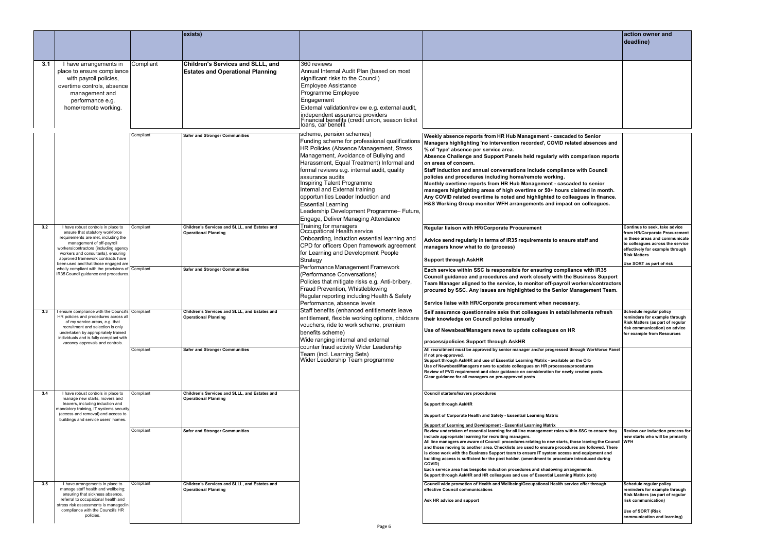| | | | exists) | | | action owner and deadline) |
|---|---|---|---|---|---|---|
| 3.1 | I have arrangements in place to ensure compliance with payroll policies, overtime controls, absence management and performance e.g. home/remote working. | Compliant | **Children's Services and SLLL, and Estates and Operational Planning** | 360 reviews<br>Annual Internal Audit Plan (based on most significant risks to the Council)<br>Employee Assistance Programme Employee Engagement<br>External validation/review e.g. external audit, independent assurance providers<br>Financial benefits (credit union, season ticket loans, car benefit scheme, pension schemes)<br>Funding scheme for professional qualifications<br>HR Policies (Absence Management, Stress Management, Avoidance of Bullying and Harassment, Equal Treatment) Informal and formal reviews e.g. internal audit, quality assurance audits<br>Inspiring Talent Programme<br>Internal and External training opportunities Leader Induction and Essential Learning<br>Leadership Development Programme– Future, Engage, Deliver Managing Attendance Training for managers<br>Occupational Health service<br>Onboarding, induction essential learning and CPD for officers Open framework agreement for Learning and Development People Strategy<br>Performance Management Framework (Performance Conversations)<br>Policies that mitigate risks e.g. Anti-bribery, Fraud Prevention, Whistleblowing<br>Regular reporting including Health & Safety Performance, absence levels<br>Staff benefits (enhanced entitlements leave entitlement, flexible working options, childcare vouchers, ride to work scheme, premium benefits scheme)<br>Wide ranging internal and external counter fraud activity Wider Leadership Team (incl. Learning Sets)<br>Wider Leadership Team programme | | |
| | | Compliant | **Safer and Stronger Communities** | | **Weekly absence reports from HR Hub Management - cascaded to Senior Managers highlighting 'no intervention recorded', COVID related absences and % of 'type' absence per service area.**<br>**Absence Challenge and Support Panels held regularly with comparison reports on areas of concern.**<br>**Staff induction and annual conversations include compliance with Council policies and procedures including home/remote working.**<br>**Monthly overtime reports from HR Hub Management - cascaded to senior managers highlighting areas of high overtime or 50+ hours claimed in month.**<br>**Any COVID related overtime is noted and highlighted to colleagues in finance.**<br>**H&S Working Group monitor WFH arrangements and impact on colleagues.** | |
| 3.2 | I have robust controls in place to ensure that statutory workforce requirements are met, including the management of off-payroll workers/contractors (including agency workers and consultants), ensuring approved framework contracts have been used and that those engaged are wholly compliant with the provisions of IR35 Council guidance and procedures. | Compliant | **Children's Services and SLLL, and Estates and Operational Planning** | | **Regular liaison with HR/Corporate Procurement**<br>**Advice send regularly in terms of IR35 requirements to ensure staff and managers know what to do (process)**<br>**Support through AskHR** | **Continue to seek, take advice from HR/Corporate Procurement in these areas and communicate to colleagues across the service effectively for example through Risk Matters**<br>**Use SORT as part of risk** |
| | | Compliant | **Safer and Stronger Communities** | | **Each service within SSC is responsible for ensuring compliance with IR35 Council guidance and procedures and work closely with the Business Support Team Manager aligned to the service, to monitor off-payroll workers/contractors procured by SSC. Any issues are highlighted to the Senior Management Team.**<br>**Service liaise with HR/Corporate procurement when necessary.** | |
| 3.3 | I ensure compliance with the Council's HR policies and procedures across all of my service areas, e.g. that recruitment and selection is only undertaken by appropriately trained individuals and is fully compliant with vacancy approvals and controls. | Compliant | **Children's Services and SLLL, and Estates and Operational Planning** | | **Self assurance questionnaire asks that colleagues in establishments refresh their knowledge on Council policies annually**<br>**Use of Newsbeat/Managers news to update colleagues on HR process/policies Support through AskHR** | **Schedule regular policy reminders for example through Risk Matters (as part of regular risk communication) on advice for example from Resources** |
| | | Compliant | **Safer and Stronger Communities** | | **All recruitment must be approved by senior manager and/or progressed through Workforce Panel if not pre-approved.**<br>**Support through AskHR and use of Essential Learning Matrix - available on the Orb**<br>**Use of Newsbeat/Managers news to update colleagues on HR processes/procedures**<br>**Review of PVG requirement and clear guidance on consideration for newly created posts.**<br>**Clear guidance for all managers on pre-approved posts** | |
| 3.4 | I have robust controls in place to manage new starts, movers and leavers, including induction and mandatory training, IT systems security (access and removal) and access to buildings and service users' homes. | Compliant | **Children's Services and SLLL, and Estates and Operational Planning** | | **Council starters/leavers procedures**<br>**Support through AskHR**<br>**Support of Corporate Health and Safety - Essential Learning Matrix**<br>**Support of Learning and Development - Essential Learning Matrix** | |
| | | Compliant | **Safer and Stronger Communities** | | **Review undertaken of essential learning for all line management roles within SSC to ensure they include appropriate learning for recruiting managers.**<br>**All line managers are aware of Council procedures relating to new starts, those leaving the Council and those moving to another area. Checklists are used to ensure procedures are followed. There is close work with the Business Support team to ensure IT system access and equipment and building access is sufficient for the post holder. (amendment to procedure introduced during COVID)**<br>**Each service area has bespoke induction procedures and shadowing arrangements.**<br>**Support through AskHR and HR colleagues and use of Essential Learning Matrix (orb)** | **Review our induction process for new starts who will be primarily WFH** |
| 3.5 | I have arrangements in place to manage staff health and wellbeing; ensuring that sickness absence, referral to occupational health and stress risk assessments is managed in compliance with the Council's HR policies. | Compliant | **Children's Services and SLLL, and Estates and Operational Planning** | | **Council wide promotion of Health and Wellbeing/Occupational Health service offer through effective Council communications**<br>**Ask HR advice and support** | **Schedule regular policy reminders for example through Risk Matters (as part of regular risk communication)**<br>**Use of SORT (Risk communication and learning)** |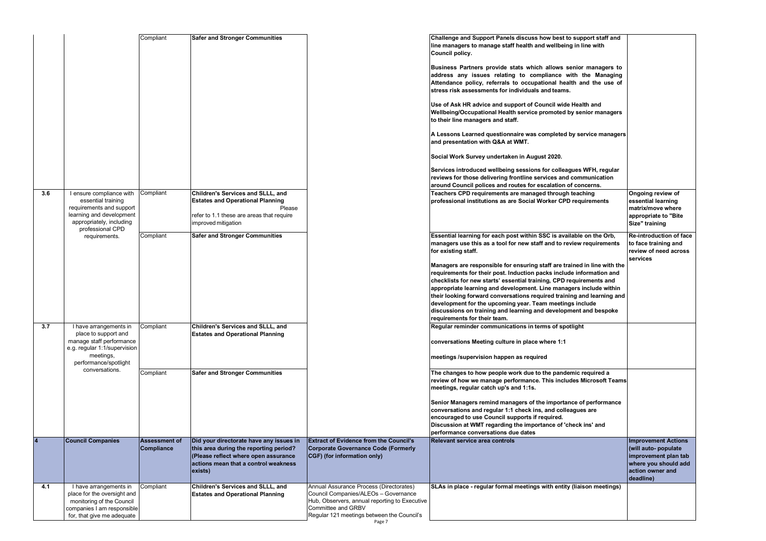| | | Compliant | **Safer and Stronger Communities** | | **Challenge and Support Panels discuss how best to support staff and line managers to manage staff health and wellbeing in line with Council policy.**<br><br>**Business Partners provide stats which allows senior managers to address any issues relating to compliance with the Managing Attendance policy, referrals to occupational health and the use of stress risk assessments for individuals and teams.**<br><br>**Use of Ask HR advice and support of Council wide Health and Wellbeing/Occupational Health service promoted by senior managers to their line managers and staff.**<br><br>**A Lessons Learned questionnaire was completed by service managers and presentation with Q&A at WMT.**<br><br>**Social Work Survey undertaken in August 2020.**<br><br>**Services introduced wellbeing sessions for colleagues WFH, regular reviews for those delivering frontline services and communication around Council polices and routes for escalation of concerns.** | |
|---|---|---|---|---|---|---|
| **3.6** | I ensure compliance with essential training requirements and support learning and development appropriately, including professional CPD requirements. | Compliant | **Children's Services and SLLL, and Estates and Operational Planning**<br>Please refer to 1.1 these are areas that require improved mitigation | | **Teachers CPD requirements are managed through teaching professional institutions as are Social Worker CPD requirements** | **Ongoing review of essential learning matrix/move where appropriate to "Bite Size" training** |
| | | Compliant | **Safer and Stronger Communities** | | **Essential learning for each post within SSC is available on the Orb, managers use this as a tool for new staff and to review requirements for existing staff.**<br><br>**Managers are responsible for ensuring staff are trained in line with the requirements for their post. Induction packs include information and checklists for new starts' essential training, CPD requirements and appropriate learning and development. Line managers include within their looking forward conversations required training and learning and development for the upcoming year. Team meetings include discussions on training and learning and development and bespoke requirements for their team.** | **Re-introduction of face to face training and review of need across services** |
| **3.7** | I have arrangements in place to support and manage staff performance e.g. regular 1:1/supervision meetings, performance/spotlight conversations. | Compliant | **Children's Services and SLLL, and Estates and Operational Planning** | | **Regular reminder communications in terms of spotlight**<br><br>**conversations Meeting culture in place where 1:1**<br><br>**meetings /supervision happen as required** | |
| | | Compliant | **Safer and Stronger Communities** | | **The changes to how people work due to the pandemic required a review of how we manage performance. This includes Microsoft Teams meetings, regular catch up's and 1:1s.**<br><br>**Senior Managers remind managers of the importance of performance conversations and regular 1:1 check ins, and colleagues are encouraged to use Council supports if required.**<br>**Discussion at WMT regarding the importance of 'check ins' and performance conversations due dates** | |
| **4** | **Council Companies** | **Assessment of Compliance** | **Did your directorate have any issues in this area during the reporting period? (Please reflect where open assurance actions mean that a control weakness exists)** | **Extract of Evidence from the Council's Corporate Governance Code (Formerly CGF) (for information only)** | **Relevant service area controls** | **Improvement Actions (will auto- populate improvement plan tab where you should add action owner and deadline)** |
| **4.1** | I have arrangements in place for the oversight and monitoring of the Council companies I am responsible for, that give me adequate | Compliant | **Children's Services and SLLL, and Estates and Operational Planning** | Annual Assurance Process (Directorates)<br>Council Companies/ALEOs – Governance Hub, Observers, annual reporting to Executive Committee and GRBV<br>Regular 121 meetings between the Council's | **SLAs in place - regular formal meetings with entity (liaison meetings)** | |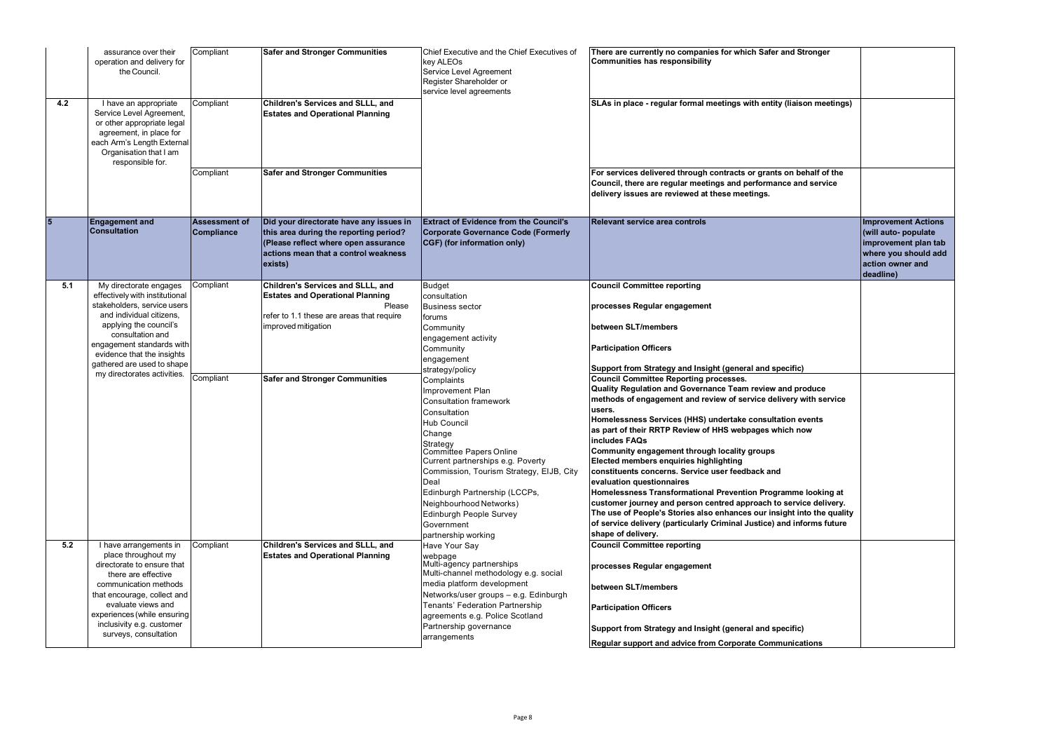| | | | | | | |
|---|---|---|---|---|---|---|
| | assurance over their operation and delivery for the Council. | Compliant | **Safer and Stronger Communities** | Chief Executive and the Chief Executives of key ALEOs<br>Service Level Agreement<br>Register Shareholder or service level agreements | **There are currently no companies for which Safer and Stronger Communities has responsibility** | |
| 4.2 | I have an appropriate Service Level Agreement, or other appropriate legal agreement, in place for each Arm's Length External Organisation that I am responsible for. | Compliant | **Children's Services and SLLL, and Estates and Operational Planning** | | **SLAs in place - regular formal meetings with entity (liaison meetings)** | |
| | | Compliant | **Safer and Stronger Communities** | | **For services delivered through contracts or grants on behalf of the Council, there are regular meetings and performance and service delivery issues are reviewed at these meetings.** | |
| **5** | **Engagement and Consultation** | **Assessment of Compliance** | **Did your directorate have any issues in this area during the reporting period? (Please reflect where open assurance actions mean that a control weakness exists)** | **Extract of Evidence from the Council's Corporate Governance Code (Formerly CGF) (for information only)** | **Relevant service area controls** | **Improvement Actions (will auto- populate improvement plan tab where you should add action owner and deadline)** |
| 5.1 | My directorate engages effectively with institutional stakeholders, service users and individual citizens, applying the council's consultation and engagement standards with evidence that the insights gathered are used to shape my directorates activities. | Compliant | **Children's Services and SLLL, and Estates and Operational Planning**<br>Please refer to 1.1 these are areas that require improved mitigation | Budget consultation<br>Business sector forums<br>Community engagement activity<br>Community engagement strategy/policy<br>Complaints<br>Improvement Plan<br>Consultation framework<br>Consultation<br>Hub Council<br>Change<br>Strategy<br>Committee Papers Online<br>Current partnerships e.g. Poverty Commission, Tourism Strategy, EIJB, City Deal<br>Edinburgh Partnership (LCCPs, Neighbourhood Networks)<br>Edinburgh People Survey<br>Government partnership working | **Council Committee reporting**<br>**processes Regular engagement**<br>**between SLT/members**<br>**Participation Officers**<br>**Support from Strategy and Insight (general and specific)** | |
| | | Compliant | **Safer and Stronger Communities** | | **Council Committee Reporting processes.**<br>**Quality Regulation and Governance Team review and produce methods of engagement and review of service delivery with service users.**<br>**Homelessness Services (HHS) undertake consultation events as part of their RRTP Review of HHS webpages which now includes FAQs**<br>**Community engagement through locality groups**<br>**Elected members enquiries highlighting constituents concerns. Service user feedback and evaluation questionnaires**<br>**Homelessness Transformational Prevention Programme looking at customer journey and person centred approach to service delivery. The use of People's Stories also enhances our insight into the quality of service delivery (particularly Criminal Justice) and informs future shape of delivery.** | |
| 5.2 | I have arrangements in place throughout my directorate to ensure that there are effective communication methods that encourage, collect and evaluate views and experiences (while ensuring inclusivity e.g. customer surveys, consultation | Compliant | **Children's Services and SLLL, and Estates and Operational Planning** | Have Your Say webpage<br>Multi-agency partnerships<br>Multi-channel methodology e.g. social media platform development<br>Networks/user groups – e.g. Edinburgh Tenants' Federation Partnership agreements e.g. Police Scotland<br>Partnership governance arrangements | **Council Committee reporting**<br>**processes Regular engagement**<br>**between SLT/members**<br>**Participation Officers**<br>**Support from Strategy and Insight (general and specific)**<br>**Regular support and advice from Corporate Communications** | |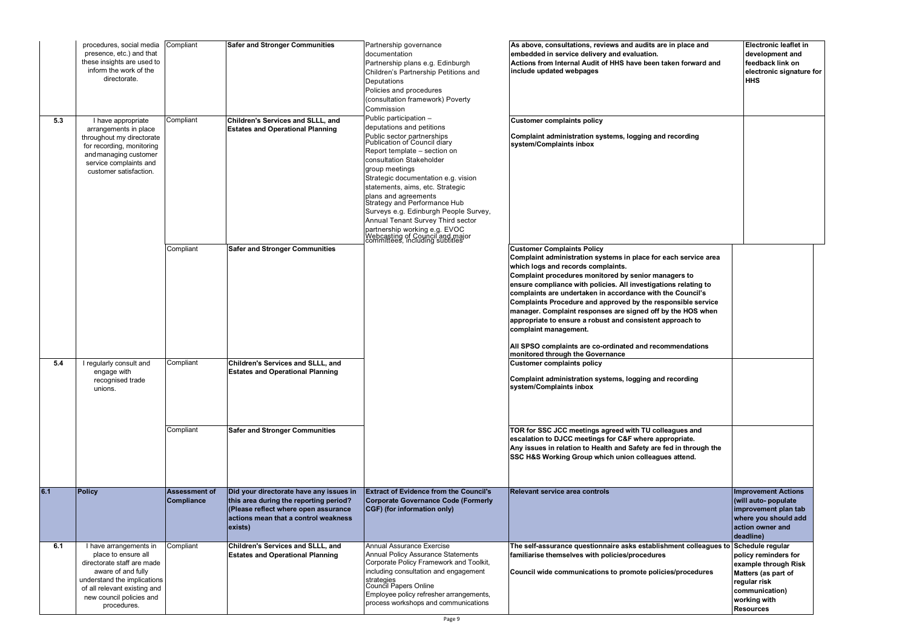| | | | | | | |
|---|---|---|---|---|---|---|
| | procedures, social media presence, etc.) and that these insights are used to inform the work of the directorate. | Compliant | **Safer and Stronger Communities** | Partnership governance documentation<br>Partnership plans e.g. Edinburgh Children's Partnership Petitions and Deputations<br>Policies and procedures (consultation framework) Poverty Commission | **As above, consultations, reviews and audits are in place and embedded in service delivery and evaluation.**<br>**Actions from Internal Audit of HHS have been taken forward and include updated webpages** | **Electronic leaflet in development and feedback link on electronic signature for HHS** |
| 5.3 | I have appropriate arrangements in place throughout my directorate for recording, monitoring and managing customer service complaints and customer satisfaction. | Compliant | **Children's Services and SLLL, and Estates and Operational Planning** | Public participation – deputations and petitions<br>Public sector partnerships<br>Publication of Council diary<br>Report template – section on consultation Stakeholder group meetings<br>Strategic documentation e.g. vision statements, aims, etc. Strategic plans and agreements<br>Strategy and Performance Hub<br>Surveys e.g. Edinburgh People Survey, Annual Tenant Survey Third sector partnership working e.g. EVOC<br>Webcasting of Council and major committees, including subtitles | **Customer complaints policy**<br><br>**Complaint administration systems, logging and recording system/Complaints inbox** | |
| | | Compliant | **Safer and Stronger Communities** | | **Customer Complaints Policy**<br>**Complaint administration systems in place for each service area which logs and records complaints.**<br>**Complaint procedures monitored by senior managers to ensure compliance with policies. All investigations relating to complaints are undertaken in accordance with the Council's Complaints Procedure and approved by the responsible service manager. Complaint responses are signed off by the HOS when appropriate to ensure a robust and consistent approach to complaint management.**<br><br>**All SPSO complaints are co-ordinated and recommendations monitored through the Governance** | |
| 5.4 | I regularly consult and engage with recognised trade unions. | Compliant | **Children's Services and SLLL, and Estates and Operational Planning** | | **Customer complaints policy**<br><br>**Complaint administration systems, logging and recording system/Complaints inbox** | |
| | | Compliant | **Safer and Stronger Communities** | | **TOR for SSC JCC meetings agreed with TU colleagues and escalation to DJCC meetings for C&F where appropriate.**<br>**Any issues in relation to Health and Safety are fed in through the SSC H&S Working Group which union colleagues attend.** | |
| **6.1** | **Policy** | **Assessment of Compliance** | **Did your directorate have any issues in this area during the reporting period? (Please reflect where open assurance actions mean that a control weakness exists)** | **Extract of Evidence from the Council's Corporate Governance Code (Formerly CGF) (for information only)** | **Relevant service area controls** | **Improvement Actions (will auto- populate improvement plan tab where you should add action owner and deadline)** |
| 6.1 | I have arrangements in place to ensure all directorate staff are made aware of and fully understand the implications of all relevant existing and new council policies and procedures. | Compliant | **Children's Services and SLLL, and Estates and Operational Planning** | Annual Assurance Exercise<br>Annual Policy Assurance Statements<br>Corporate Policy Framework and Toolkit, including consultation and engagement strategies<br>Council Papers Online<br>Employee policy refresher arrangements, process workshops and communications | **The self-assurance questionnaire asks establishment colleagues to familiarise themselves with policies/procedures**<br><br>**Council wide communications to promote policies/procedures** | **Schedule regular policy reminders for example through Risk Matters (as part of regular risk communication) working with Resources** |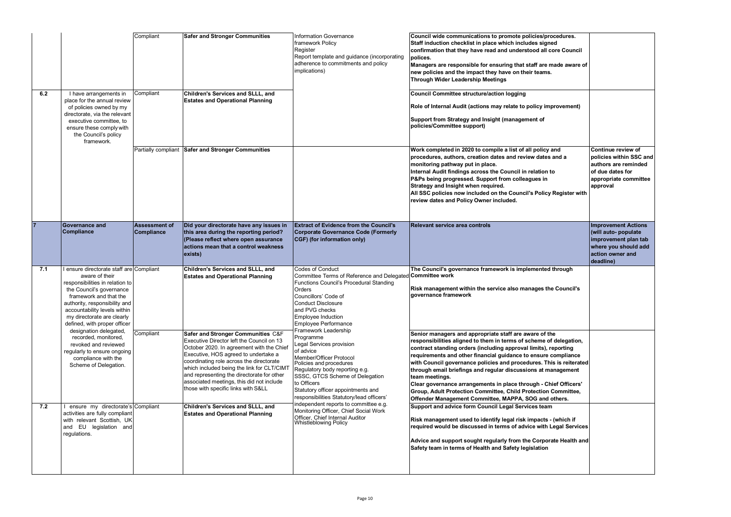| | | Compliant | **Safer and Stronger Communities** | Information Governance framework Policy Register Report template and guidance (incorporating adherence to commitments and policy implications) | **Council wide communications to promote policies/procedures. Staff induction checklist in place which includes signed confirmation that they have read and understood all core Council polices. Managers are responsible for ensuring that staff are made aware of new policies and the impact they have on their teams. Through Wider Leadership Meetings** | |
|---|---|---|---|---|---|---|
| 6.2 | I have arrangements in place for the annual review of policies owned by my directorate, via the relevant executive committee, to ensure these comply with the Council's policy framework. | Compliant | **Children's Services and SLLL, and Estates and Operational Planning** | | **Council Committee structure/action logging**<br><br>**Role of Internal Audit (actions may relate to policy improvement)**<br><br>**Support from Strategy and Insight (management of policies/Committee support)** | |
| | | Partially compliant | **Safer and Stronger Communities** | | **Work completed in 2020 to compile a list of all policy and procedures, authors, creation dates and review dates and a monitoring pathway put in place. Internal Audit findings across the Council in relation to P&Ps being progressed. Support from colleagues in Strategy and Insight when required. All SSC policies now included on the Council's Policy Register with review dates and Policy Owner included.** | **Continue review of policies within SSC and authors are reminded of due dates for appropriate committee approval** |
| **7** | **Governance and Compliance** | **Assessment of Compliance** | **Did your directorate have any issues in this area during the reporting period? (Please reflect where open assurance actions mean that a control weakness exists)** | **Extract of Evidence from the Council's Corporate Governance Code (Formerly CGF) (for information only)** | **Relevant service area controls** | **Improvement Actions (will auto- populate improvement plan tab where you should add action owner and deadline)** |
| 7.1 | I ensure directorate staff are aware of their responsibilities in relation to the Council's governance framework and that the authority, responsibility and accountability levels within my directorate are clearly defined, with proper officer designation delegated, recorded, monitored, revoked and reviewed regularly to ensure ongoing compliance with the Scheme of Delegation. | Compliant | **Children's Services and SLLL, and Estates and Operational Planning** | Codes of Conduct Committee Terms of Reference and Delegated Functions Council's Procedural Standing Orders Councillors' Code of Conduct Disclosure and PVG checks Employee Induction Employee Performance Framework Leadership Programme Legal Services provision of advice Member/Officer Protocol Policies and procedures Regulatory body reporting e.g. SSSC, GTCS Scheme of Delegation to Officers Statutory officer appointments and responsibilities Statutory/lead officers' independent reports to committee e.g. Monitoring Officer, Chief Social Work Officer, Chief Internal Auditor Whistleblowing Policy | **The Council's governance framework is implemented through Committee work**<br><br>**Risk management within the service also manages the Council's governance framework** | |
| | | Compliant | **Safer and Stronger Communities** C&F Executive Director left the Council on 13 October 2020. In agreement with the Chief Executive, HOS agreed to undertake a coordinating role across the directorate which included being the link for CLT/CIMT and representing the directorate for other associated meetings, this did not include those with specific links with S&LL | | **Senior managers and appropriate staff are aware of the responsibilities aligned to them in terms of scheme of delegation, contract standing orders (including approval limits), reporting requirements and other financial guidance to ensure compliance with Council governance policies and procedures. This is reiterated through email briefings and regular discussions at management team meetings.**<br>**Clear governance arrangements in place through - Chief Officers' Group, Adult Protection Committee, Child Protection Committee, Offender Management Committee, MAPPA, SOG and others.** | |
| 7.2 | I ensure my directorate's activities are fully compliant with relevant Scottish, UK and EU legislation and regulations. | Compliant | **Children's Services and SLLL, and Estates and Operational Planning** | | **Support and advice form Council Legal Services team**<br><br>**Risk management used to identify legal risk impacts - (which if required would be discussed in terms of advice with Legal Services**<br><br>**Advice and support sought regularly from the Corporate Health and Safety team in terms of Health and Safety legislation** | |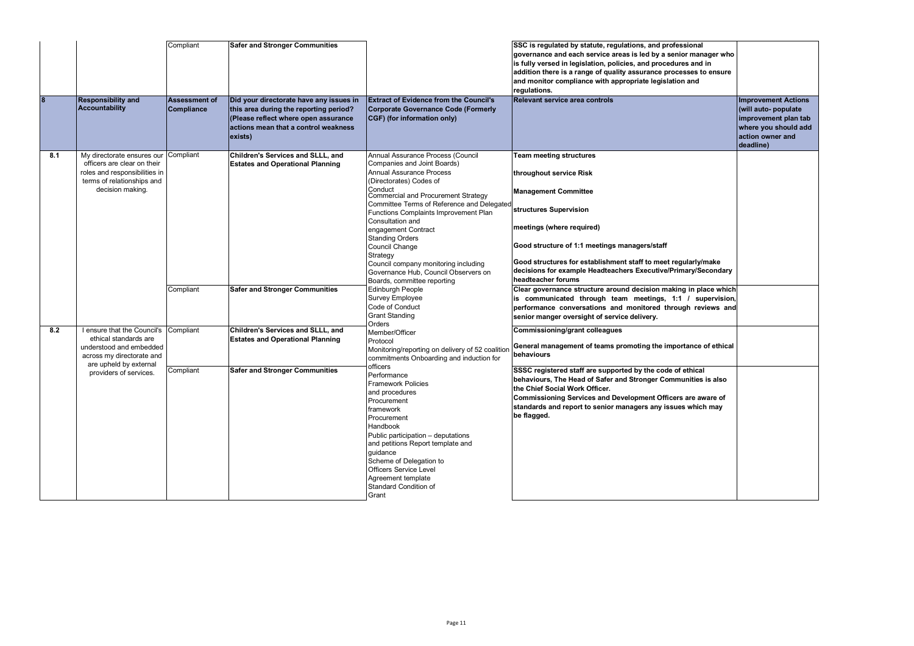| | | Compliant | Safer and Stronger Communities | | SSC is regulated by statute, regulations, and professional governance and each service areas is led by a senior manager who is fully versed in legislation, policies, and procedures and in addition there is a range of quality assurance processes to ensure and monitor compliance with appropriate legislation and regulations. | |
|---|---|---|---|---|---|---|
| **8** | **Responsibility and Accountability** | **Assessment of Compliance** | **Did your directorate have any issues in this area during the reporting period? (Please reflect where open assurance actions mean that a control weakness exists)** | **Extract of Evidence from the Council's Corporate Governance Code (Formerly CGF) (for information only)** | **Relevant service area controls** | **Improvement Actions (will auto- populate improvement plan tab where you should add action owner and deadline)** |
| 8.1 | My directorate ensures our officers are clear on their roles and responsibilities in terms of relationships and decision making. | Compliant | **Children's Services and SLLL, and Estates and Operational Planning** | Annual Assurance Process (Council Companies and Joint Boards)<br>Annual Assurance Process (Directorates) Codes of Conduct<br>Commercial and Procurement Strategy<br>Committee Terms of Reference and Delegated Functions Complaints Improvement Plan<br>Consultation and engagement Contract<br>Standing Orders<br>Council Change Strategy<br>Council company monitoring including Governance Hub, Council Observers on Boards, committee reporting<br>Edinburgh People Survey Employee Code of Conduct<br>Grant Standing Orders<br>Member/Officer Protocol<br>Monitoring/reporting on delivery of 52 coalition commitments Onboarding and induction for officers<br>Performance Framework Policies and procedures<br>Procurement framework<br>Procurement Handbook<br>Public participation – deputations and petitions Report template and guidance<br>Scheme of Delegation to Officers Service Level Agreement template<br>Standard Condition of Grant | **Team meeting structures**<br><br>**throughout service Risk**<br><br>**Management Committee**<br><br>**structures Supervision**<br><br>**meetings (where required)**<br><br>**Good structure of 1:1 meetings managers/staff**<br><br>**Good structures for establishment staff to meet regularly/make decisions for example Headteachers Executive/Primary/Secondary headteacher forums** | |
| | | Compliant | **Safer and Stronger Communities** | | **Clear governance structure around decision making in place which is communicated through team meetings, 1:1 / supervision, performance conversations and monitored through reviews and senior manger oversight of service delivery.** | |
| 8.2 | I ensure that the Council's ethical standards are understood and embedded across my directorate and are upheld by external providers of services. | Compliant | **Children's Services and SLLL, and Estates and Operational Planning** | | **Commissioning/grant colleagues**<br><br>**General management of teams promoting the importance of ethical behaviours** | |
| | | Compliant | **Safer and Stronger Communities** | | **SSSC registered staff are supported by the code of ethical behaviours, The Head of Safer and Stronger Communities is also the Chief Social Work Officer.**<br>**Commissioning Services and Development Officers are aware of standards and report to senior managers any issues which may be flagged.** | |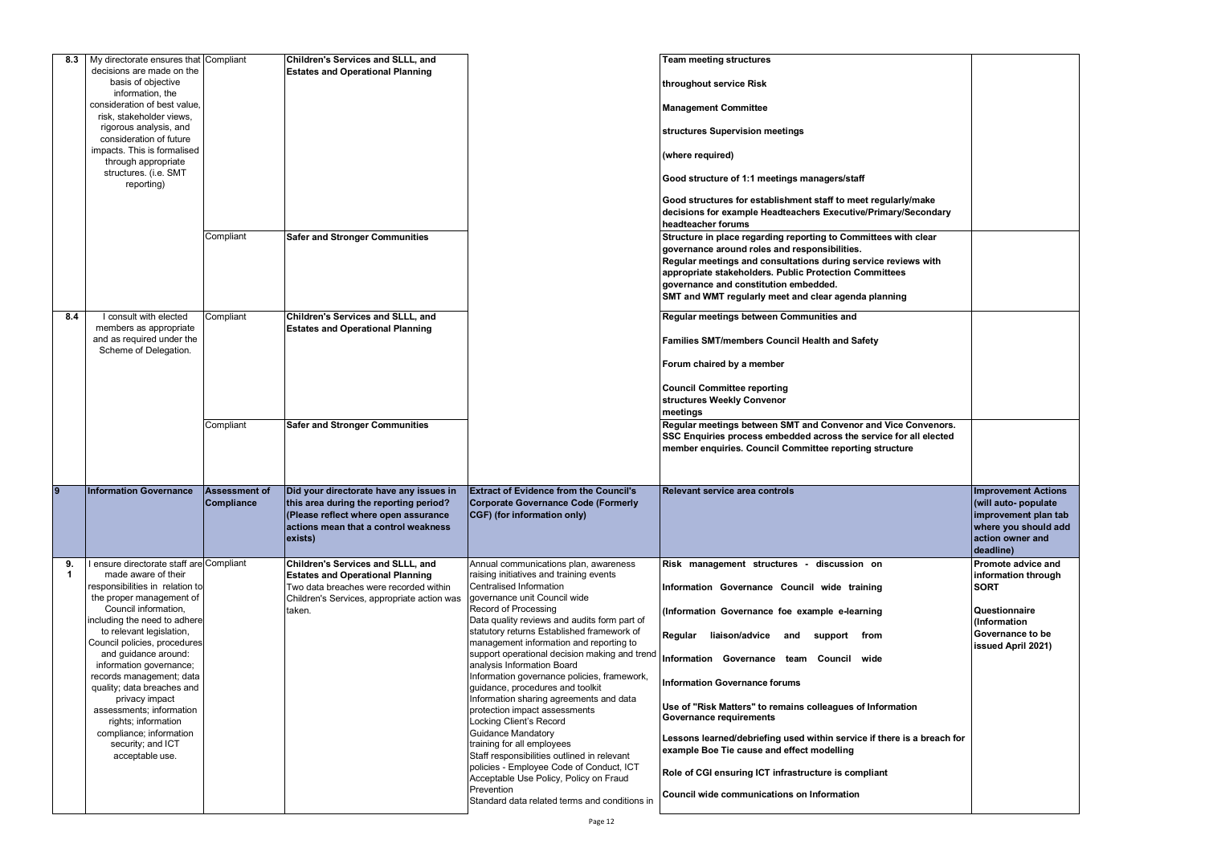| 8.3 | My directorate ensures that decisions are made on the basis of objective information, the consideration of best value, risk, stakeholder views, rigorous analysis, and consideration of future impacts. This is formalised through appropriate structures. (i.e. SMT reporting) | Compliant | **Children's Services and SLLL, and Estates and Operational Planning** | | **Team meeting structures throughout service Risk Management Committee structures Supervision meetings (where required) Good structure of 1:1 meetings managers/staff Good structures for establishment staff to meet regularly/make decisions for example Headteachers Executive/Primary/Secondary headteacher forums** | |
|---|---|---|---|---|---|---|
| | | Compliant | **Safer and Stronger Communities** | | **Structure in place regarding reporting to Committees with clear governance around roles and responsibilities. Regular meetings and consultations during service reviews with appropriate stakeholders. Public Protection Committees governance and constitution embedded. SMT and WMT regularly meet and clear agenda planning** | |
| 8.4 | I consult with elected members as appropriate and as required under the Scheme of Delegation. | Compliant | **Children's Services and SLLL, and Estates and Operational Planning** | | **Regular meetings between Communities and Families SMT/members Council Health and Safety Forum chaired by a member Council Committee reporting structures Weekly Convenor meetings** | |
| | | Compliant | **Safer and Stronger Communities** | | **Regular meetings between SMT and Convenor and Vice Convenors. SSC Enquiries process embedded across the service for all elected member enquiries. Council Committee reporting structure** | |
| **9** | **Information Governance** | **Assessment of Compliance** | **Did your directorate have any issues in this area during the reporting period? (Please reflect where open assurance actions mean that a control weakness exists)** | **Extract of Evidence from the Council's Corporate Governance Code (Formerly CGF) (for information only)** | **Relevant service area controls** | **Improvement Actions (will auto- populate improvement plan tab where you should add action owner and deadline)** |
| 9.1 | I ensure directorate staff are made aware of their responsibilities in relation to the proper management of Council information, including the need to adhere to relevant legislation, Council policies, procedures and guidance around: information governance; records management; data quality; data breaches and privacy impact assessments; information rights; information compliance; information security; and ICT acceptable use. | Compliant | **Children's Services and SLLL, and Estates and Operational Planning** Two data breaches were recorded within Children's Services, appropriate action was taken. | Annual communications plan, awareness raising initiatives and training events Centralised Information governance unit Council wide Record of Processing Data quality reviews and audits form part of statutory returns Established framework of management information and reporting to support operational decision making and trend analysis Information Board Information governance policies, framework, guidance, procedures and toolkit Information sharing agreements and data protection impact assessments Locking Client's Record Guidance Mandatory training for all employees Staff responsibilities outlined in relevant policies - Employee Code of Conduct, ICT Acceptable Use Policy, Policy on Fraud Prevention Standard data related terms and conditions in | **Risk management structures - discussion on Information Governance Council wide training (Information Governance foe example e-learning Regular liaison/advice and support from Information Governance team Council wide Information Governance forums Use of "Risk Matters" to remains colleagues of Information Governance requirements Lessons learned/debriefing used within service if there is a breach for example Boe Tie cause and effect modelling Role of CGI ensuring ICT infrastructure is compliant Council wide communications on Information** | **Promote advice and information through SORT Questionnaire (Information Governance to be issued April 2021)** |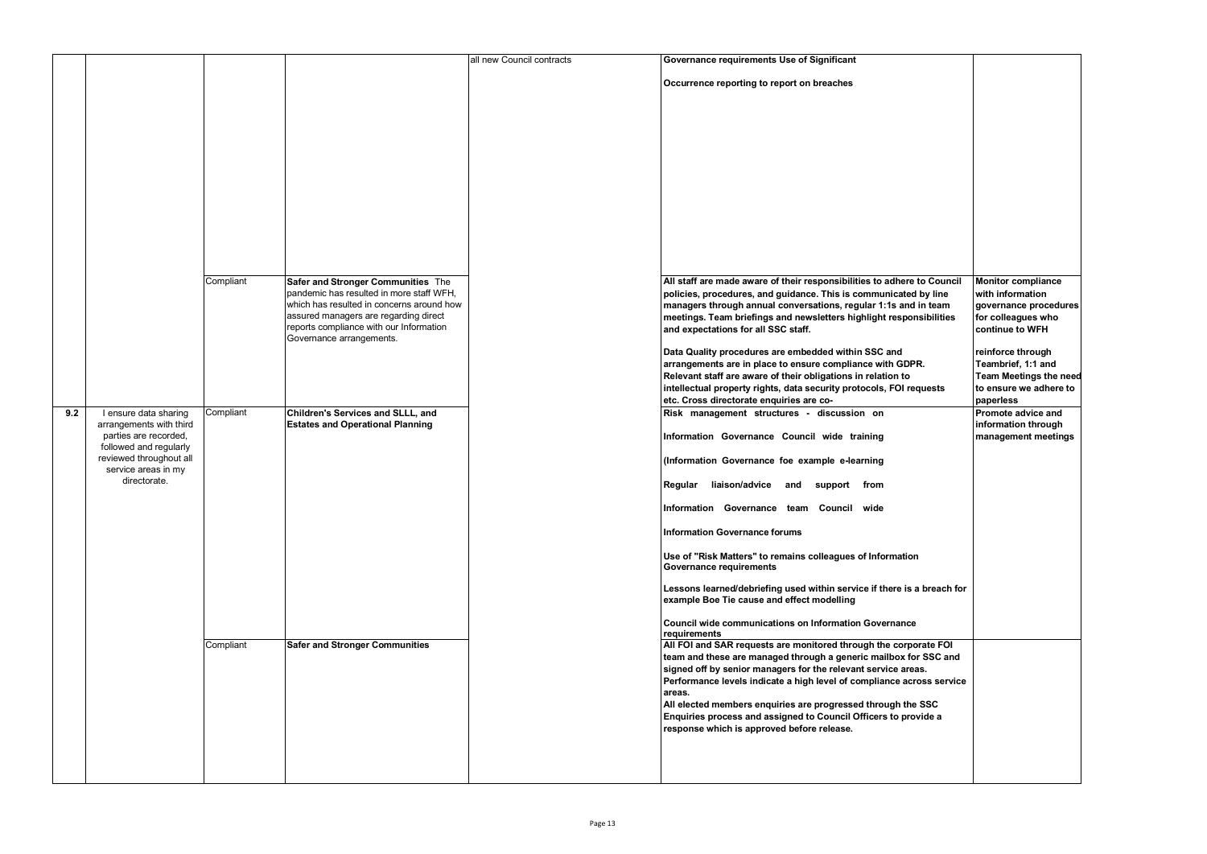| | | | | all new Council contracts | **Governance requirements Use of Significant**<br><br>**Occurrence reporting to report on breaches** | |
|---|---|---|---|---|---|---|
| | | Compliant | **Safer and Stronger Communities** The pandemic has resulted in more staff WFH, which has resulted in concerns around how assured managers are regarding direct reports compliance with our Information Governance arrangements. | | **All staff are made aware of their responsibilities to adhere to Council policies, procedures, and guidance. This is communicated by line managers through annual conversations, regular 1:1s and in team meetings. Team briefings and newsletters highlight responsibilities and expectations for all SSC staff.**<br><br>**Data Quality procedures are embedded within SSC and arrangements are in place to ensure compliance with GDPR. Relevant staff are aware of their obligations in relation to intellectual property rights, data security protocols, FOI requests etc. Cross directorate enquiries are co-** | **Monitor compliance with information governance procedures for colleagues who continue to WFH**<br><br>**reinforce through Teambrief, 1:1 and Team Meetings the need to ensure we adhere to paperless** |
| 9.2 | I ensure data sharing arrangements with third parties are recorded, followed and regularly reviewed throughout all service areas in my directorate. | Compliant | **Children's Services and SLLL, and Estates and Operational Planning** | | **Risk management structures - discussion on**<br><br>**Information Governance Council wide training**<br><br>**(Information Governance foe example e-learning**<br><br>**Regular liaison/advice and support from**<br><br>**Information Governance team Council wide**<br><br>**Information Governance forums**<br><br>**Use of "Risk Matters" to remains colleagues of Information Governance requirements**<br><br>**Lessons learned/debriefing used within service if there is a breach for example Boe Tie cause and effect modelling**<br><br>**Council wide communications on Information Governance requirements** | **Promote advice and information through management meetings** |
| | | Compliant | **Safer and Stronger Communities** | | **All FOI and SAR requests are monitored through the corporate FOI team and these are managed through a generic mailbox for SSC and signed off by senior managers for the relevant service areas. Performance levels indicate a high level of compliance across service areas.**<br>**All elected members enquiries are progressed through the SSC Enquiries process and assigned to Council Officers to provide a response which is approved before release.** | |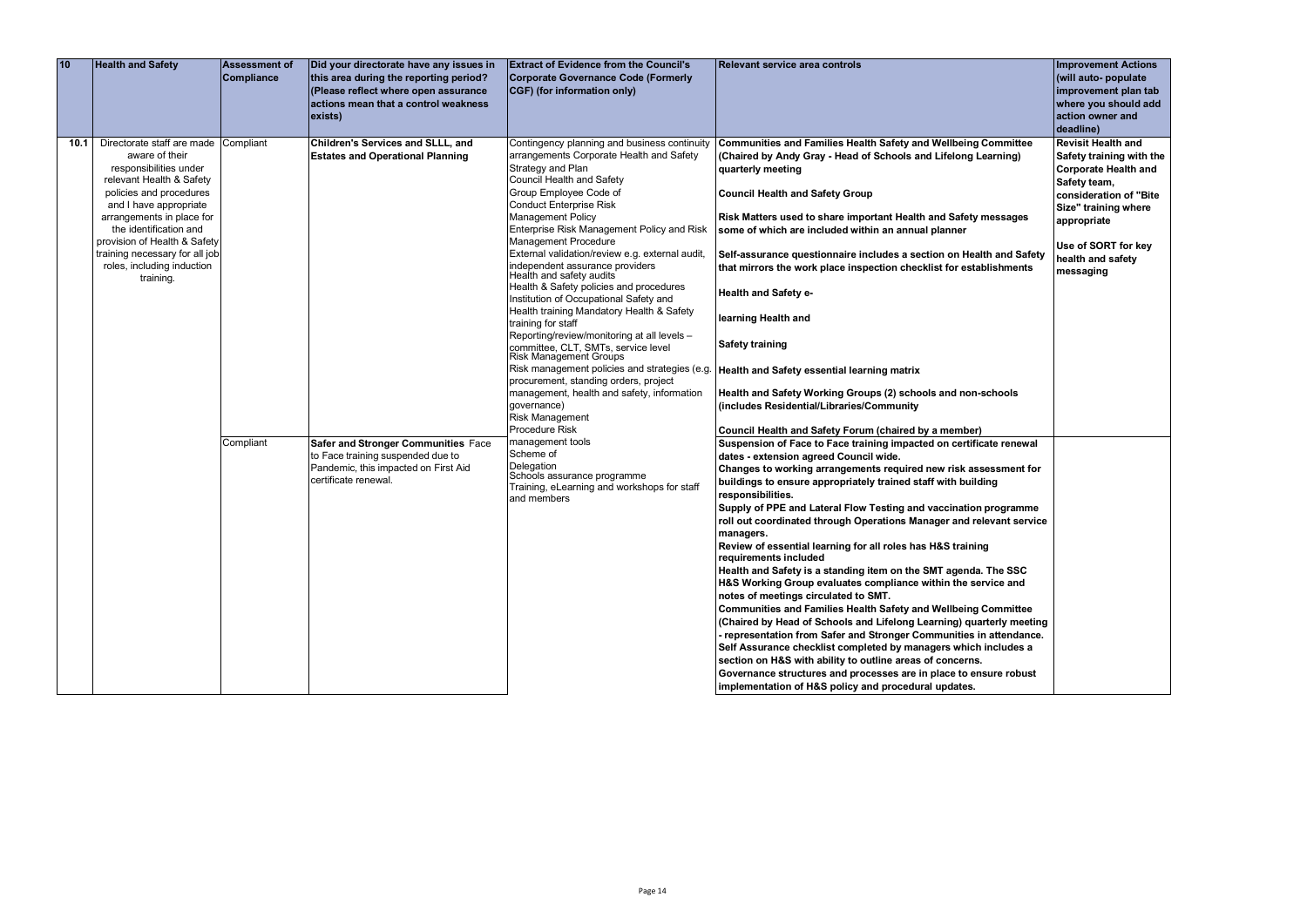| 10 | Health and Safety | Assessment of Compliance | Did your directorate have any issues in this area during the reporting period? (Please reflect where open assurance actions mean that a control weakness exists) | Extract of Evidence from the Council's Corporate Governance Code (Formerly CGF) (for information only) | Relevant service area controls | Improvement Actions (will auto- populate improvement plan tab where you should add action owner and deadline) |
|---|---|---|---|---|---|---|
| 10.1 | Directorate staff are made aware of their responsibilities under relevant Health & Safety policies and procedures and I have appropriate arrangements in place for the identification and provision of Health & Safety training necessary for all job roles, including induction training. | Compliant | **Children's Services and SLLL, and Estates and Operational Planning** | Contingency planning and business continuity arrangements Corporate Health and Safety Strategy and Plan<br>Council Health and Safety<br>Group Employee Code of<br>Conduct Enterprise Risk<br>Management Policy<br>Enterprise Risk Management Policy and Risk Management Procedure<br>External validation/review e.g. external audit, independent assurance providers<br>Health and safety audits<br>Health & Safety policies and procedures<br>Institution of Occupational Safety and Health training Mandatory Health & Safety training for staff<br>Reporting/review/monitoring at all levels – committee, CLT, SMTs, service level<br>Risk Management Groups<br>Risk management policies and strategies (e.g. procurement, standing orders, project management, health and safety, information governance)<br>Risk Management<br>Procedure Risk<br>management tools<br>Scheme of<br>Delegation<br>Schools assurance programme<br>Training, eLearning and workshops for staff and members | **Communities and Families Health Safety and Wellbeing Committee (Chaired by Andy Gray - Head of Schools and Lifelong Learning) quarterly meeting**<br><br>**Council Health and Safety Group**<br><br>**Risk Matters used to share important Health and Safety messages some of which are included within an annual planner**<br><br>**Self-assurance questionnaire includes a section on Health and Safety that mirrors the work place inspection checklist for establishments**<br><br>**Health and Safety e-**<br><br>**learning Health and**<br><br>**Safety training**<br><br>**Health and Safety essential learning matrix**<br><br>**Health and Safety Working Groups (2) schools and non-schools (includes Residential/Libraries/Community**<br><br>**Council Health and Safety Forum (chaired by a member)** | **Revisit Health and Safety training with the Corporate Health and Safety team, consideration of "Bite Size" training where appropriate**<br><br>**Use of SORT for key health and safety messaging** |
| | | Compliant | **Safer and Stronger Communities** Face to Face training suspended due to Pandemic, this impacted on First Aid certificate renewal. | | **Suspension of Face to Face training impacted on certificate renewal dates - extension agreed Council wide.**<br>**Changes to working arrangements required new risk assessment for buildings to ensure appropriately trained staff with building responsibilities.**<br>**Supply of PPE and Lateral Flow Testing and vaccination programme roll out coordinated through Operations Manager and relevant service managers.**<br>**Review of essential learning for all roles has H&S training requirements included**<br>**Health and Safety is a standing item on the SMT agenda. The SSC H&S Working Group evaluates compliance within the service and notes of meetings circulated to SMT.**<br>**Communities and Families Health Safety and Wellbeing Committee (Chaired by Head of Schools and Lifelong Learning) quarterly meeting - representation from Safer and Stronger Communities in attendance.**<br>**Self Assurance checklist completed by managers which includes a section on H&S with ability to outline areas of concerns.**<br>**Governance structures and processes are in place to ensure robust implementation of H&S policy and procedural updates.** | |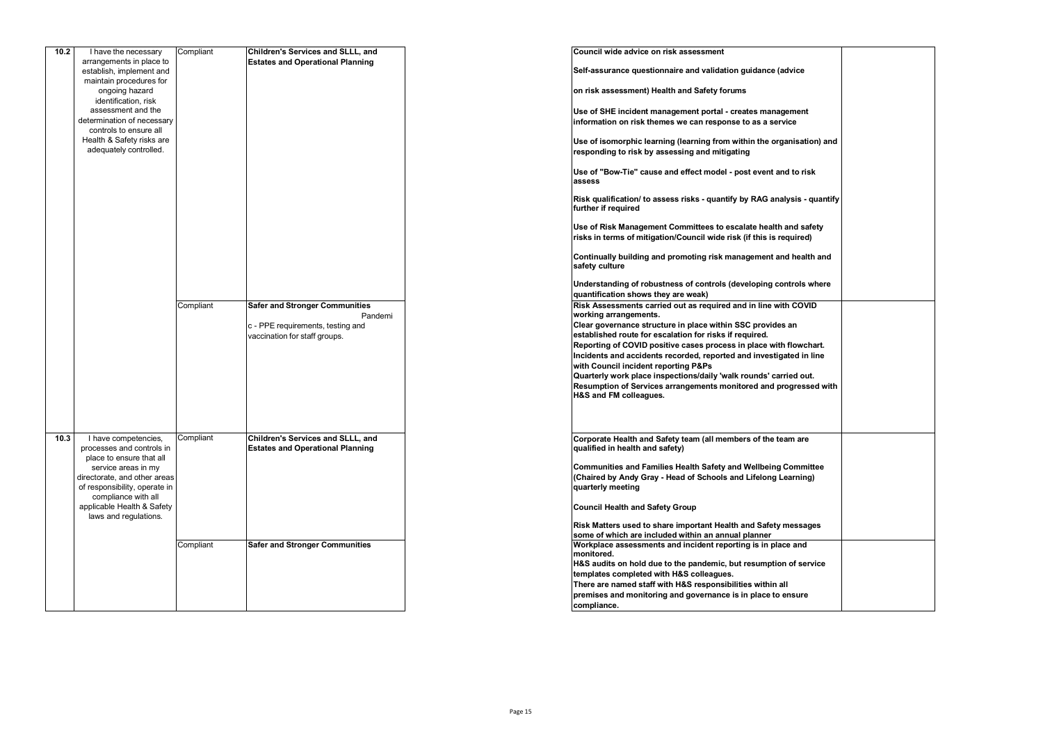| | | | | | |
|---|---|---|---|---|---|
| 10.2 | I have the necessary arrangements in place to establish, implement and maintain procedures for ongoing hazard identification, risk assessment and the determination of necessary controls to ensure all Health & Safety risks are adequately controlled. | Compliant | **Children's Services and SLLL, and Estates and Operational Planning** | **Council wide advice on risk assessment**<br><br>**Self-assurance questionnaire and validation guidance (advice on risk assessment) Health and Safety forums**<br><br>**Use of SHE incident management portal - creates management information on risk themes we can response to as a service**<br><br>**Use of isomorphic learning (learning from within the organisation) and responding to risk by assessing and mitigating**<br><br>**Use of "Bow-Tie" cause and effect model - post event and to risk assess**<br><br>**Risk qualification/ to assess risks - quantify by RAG analysis - quantify further if required**<br><br>**Use of Risk Management Committees to escalate health and safety risks in terms of mitigation/Council wide risk (if this is required)**<br><br>**Continually building and promoting risk management and health and safety culture**<br><br>**Understanding of robustness of controls (developing controls where quantification shows they are weak)** | |
| | | Compliant | **Safer and Stronger Communities**<br>Pandemic - PPE requirements, testing and vaccination for staff groups. | **Risk Assessments carried out as required and in line with COVID working arrangements.**<br>**Clear governance structure in place within SSC provides an established route for escalation for risks if required.**<br>**Reporting of COVID positive cases process in place with flowchart.**<br>**Incidents and accidents recorded, reported and investigated in line with Council incident reporting P&Ps**<br>**Quarterly work place inspections/daily 'walk rounds' carried out.**<br>**Resumption of Services arrangements monitored and progressed with H&S and FM colleagues.** | |
| 10.3 | I have competencies, processes and controls in place to ensure that all service areas in my directorate, and other areas of responsibility, operate in compliance with all applicable Health & Safety laws and regulations. | Compliant | **Children's Services and SLLL, and Estates and Operational Planning** | **Corporate Health and Safety team (all members of the team are qualified in health and safety)**<br><br>**Communities and Families Health Safety and Wellbeing Committee (Chaired by Andy Gray - Head of Schools and Lifelong Learning) quarterly meeting**<br><br>**Council Health and Safety Group**<br><br>**Risk Matters used to share important Health and Safety messages some of which are included within an annual planner** | |
| | | Compliant | **Safer and Stronger Communities** | **Workplace assessments and incident reporting is in place and monitored.**<br>**H&S audits on hold due to the pandemic, but resumption of service templates completed with H&S colleagues.**<br>**There are named staff with H&S responsibilities within all premises and monitoring and governance is in place to ensure compliance.** | |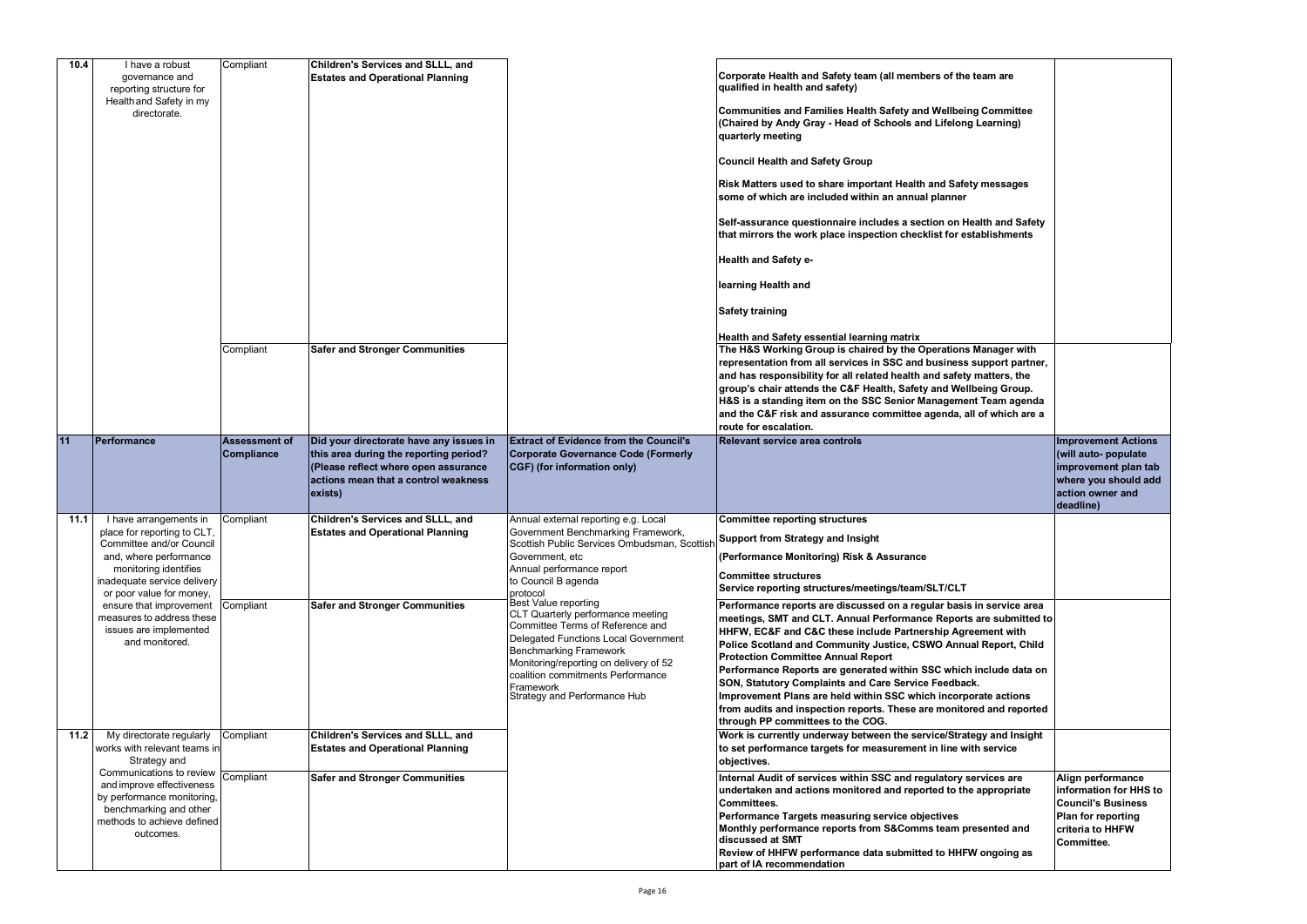| 10.4 | I have a robust governance and reporting structure for Health and Safety in my directorate. | Compliant | **Children's Services and SLLL, and Estates and Operational Planning** | | **Corporate Health and Safety team (all members of the team are qualified in health and safety)**<br><br>**Communities and Families Health Safety and Wellbeing Committee (Chaired by Andy Gray - Head of Schools and Lifelong Learning) quarterly meeting**<br><br>**Council Health and Safety Group**<br><br>**Risk Matters used to share important Health and Safety messages some of which are included within an annual planner**<br><br>**Self-assurance questionnaire includes a section on Health and Safety that mirrors the work place inspection checklist for establishments**<br><br>**Health and Safety e-**<br><br>**learning Health and**<br><br>**Safety training**<br><br>**Health and Safety essential learning matrix** | |
|---|---|---|---|---|---|---|
| | | Compliant | **Safer and Stronger Communities** | | **The H&S Working Group is chaired by the Operations Manager with representation from all services in SSC and business support partner, and has responsibility for all related health and safety matters, the group's chair attends the C&F Health, Safety and Wellbeing Group. H&S is a standing item on the SSC Senior Management Team agenda and the C&F risk and assurance committee agenda, all of which are a route for escalation.** | |
| **11** | **Performance** | **Assessment of Compliance** | **Did your directorate have any issues in this area during the reporting period? (Please reflect where open assurance actions mean that a control weakness exists)** | **Extract of Evidence from the Council's Corporate Governance Code (Formerly CGF) (for information only)** | **Relevant service area controls** | **Improvement Actions (will auto- populate improvement plan tab where you should add action owner and deadline)** |
| 11.1 | I have arrangements in place for reporting to CLT, Committee and/or Council and, where performance monitoring identifies inadequate service delivery or poor value for money, ensure that improvement measures to address these issues are implemented and monitored. | Compliant | **Children's Services and SLLL, and Estates and Operational Planning** | Annual external reporting e.g. Local Government Benchmarking Framework, Scottish Public Services Ombudsman, Scottish Government, etc<br>Annual performance report to Council B agenda protocol<br>Best Value reporting<br>CLT Quarterly performance meeting<br>Committee Terms of Reference and Delegated Functions Local Government Benchmarking Framework<br>Monitoring/reporting on delivery of 52 coalition commitments Performance Framework<br>Strategy and Performance Hub | **Committee reporting structures**<br><br>**Support from Strategy and Insight**<br><br>**(Performance Monitoring) Risk & Assurance**<br><br>**Committee structures**<br>**Service reporting structures/meetings/team/SLT/CLT** | |
| | | Compliant | **Safer and Stronger Communities** | | **Performance reports are discussed on a regular basis in service area meetings, SMT and CLT. Annual Performance Reports are submitted to HHFW, EC&F and C&C these include Partnership Agreement with Police Scotland and Community Justice, CSWO Annual Report, Child Protection Committee Annual Report**<br>**Performance Reports are generated within SSC which include data on SON, Statutory Complaints and Care Service Feedback.**<br>**Improvement Plans are held within SSC which incorporate actions from audits and inspection reports. These are monitored and reported through PP committees to the COG.** | |
| 11.2 | My directorate regularly works with relevant teams in Strategy and Communications to review and improve effectiveness by performance monitoring, benchmarking and other methods to achieve defined outcomes. | Compliant | **Children's Services and SLLL, and Estates and Operational Planning** | | **Work is currently underway between the service/Strategy and Insight to set performance targets for measurement in line with service objectives.** | |
| | | Compliant | **Safer and Stronger Communities** | | **Internal Audit of services within SSC and regulatory services are undertaken and actions monitored and reported to the appropriate Committees.**<br>**Performance Targets measuring service objectives**<br>**Monthly performance reports from S&Comms team presented and discussed at SMT**<br>**Review of HHFW performance data submitted to HHFW ongoing as part of IA recommendation** | **Align performance information for HHS to Council's Business Plan for reporting criteria to HHFW Committee.** |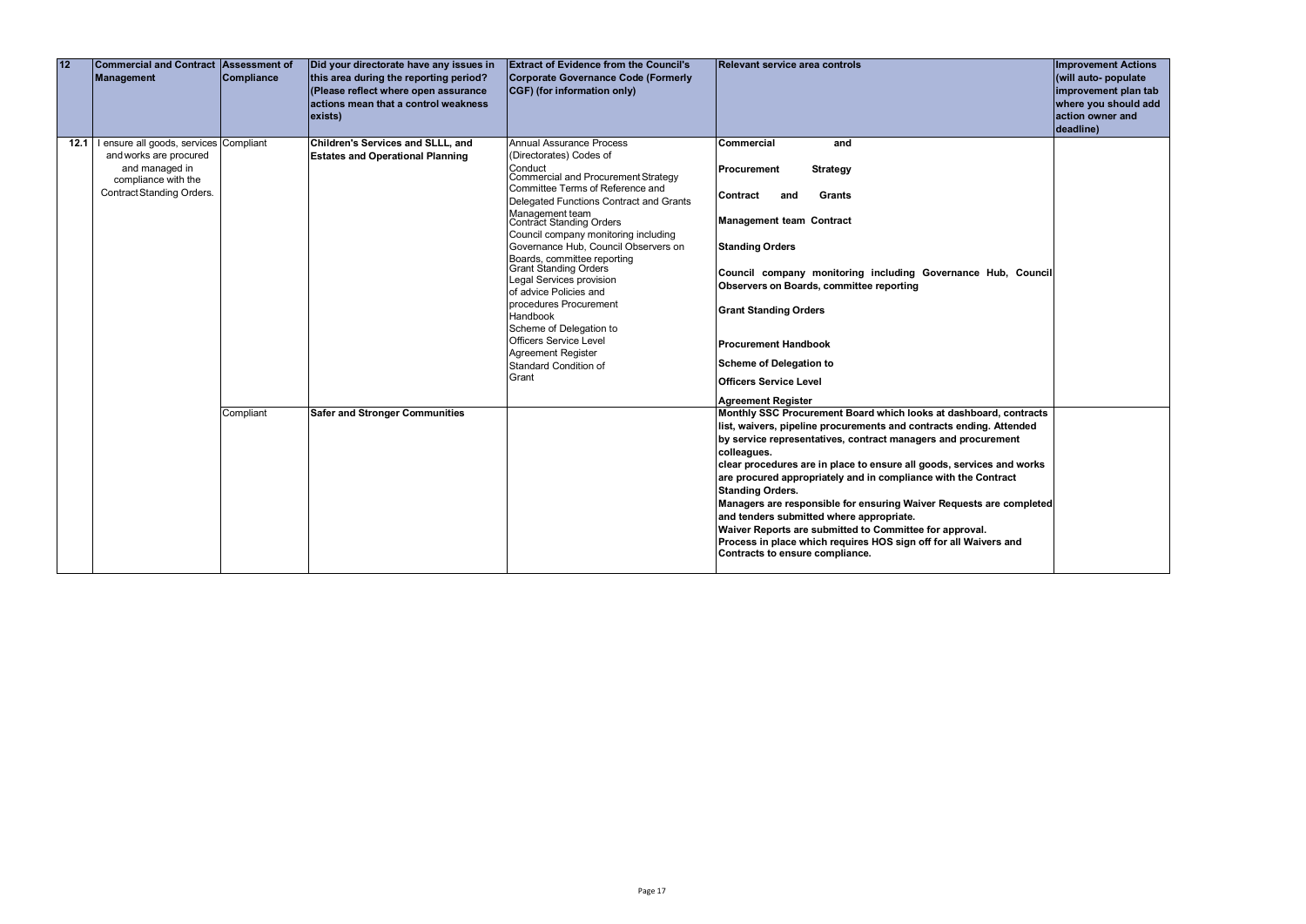| 12 | Commercial and Contract Management | Assessment of Compliance | Did your directorate have any issues in this area during the reporting period? (Please reflect where open assurance actions mean that a control weakness exists) | Extract of Evidence from the Council's Corporate Governance Code (Formerly CGF) (for information only) | Relevant service area controls | Improvement Actions (will auto- populate improvement plan tab where you should add action owner and deadline) |
|---|---|---|---|---|---|---|
| 12.1 | I ensure all goods, services and works are procured and managed in compliance with the Contract Standing Orders. | Compliant | **Children's Services and SLLL, and Estates and Operational Planning** | Annual Assurance Process (Directorates) Codes of Conduct<br>Commercial and Procurement Strategy<br>Committee Terms of Reference and Delegated Functions Contract and Grants Management team<br>Contract Standing Orders<br>Council company monitoring including Governance Hub, Council Observers on Boards, committee reporting<br>Grant Standing Orders<br>Legal Services provision of advice Policies and procedures Procurement Handbook<br>Scheme of Delegation to Officers Service Level Agreement Register<br>Standard Condition of Grant | **Commercial and Procurement Strategy**<br>**Contract and Grants Management team Contract Standing Orders**<br>**Council company monitoring including Governance Hub, Council Observers on Boards, committee reporting**<br>**Grant Standing Orders**<br>**Procurement Handbook**<br>**Scheme of Delegation to Officers Service Level Agreement Register** | |
| | | Compliant | **Safer and Stronger Communities** | | **Monthly SSC Procurement Board which looks at dashboard, contracts list, waivers, pipeline procurements and contracts ending. Attended by service representatives, contract managers and procurement colleagues.**<br>**clear procedures are in place to ensure all goods, services and works are procured appropriately and in compliance with the Contract Standing Orders.**<br>**Managers are responsible for ensuring Waiver Requests are completed and tenders submitted where appropriate.**<br>**Waiver Reports are submitted to Committee for approval.**<br>**Process in place which requires HOS sign off for all Waivers and Contracts to ensure compliance.** | |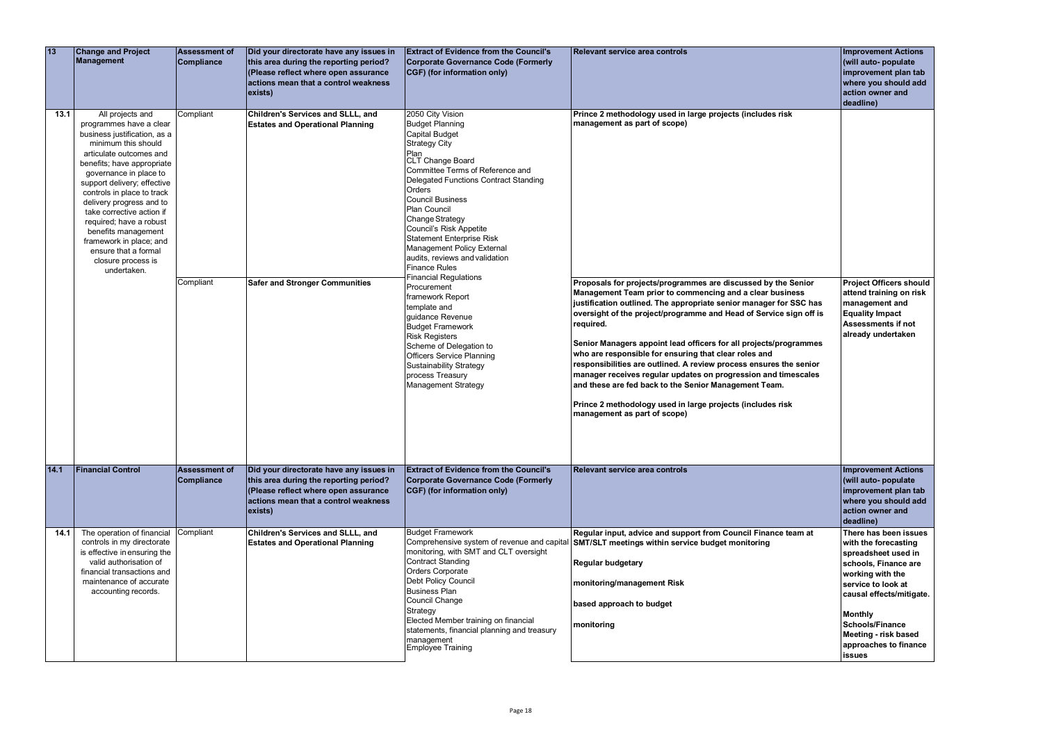| 13 | Change and Project Management | Assessment of Compliance | Did your directorate have any issues in this area during the reporting period? (Please reflect where open assurance actions mean that a control weakness exists) | Extract of Evidence from the Council's Corporate Governance Code (Formerly CGF) (for information only) | Relevant service area controls | Improvement Actions (will auto- populate improvement plan tab where you should add action owner and deadline) |
|---|---|---|---|---|---|---|
| 13.1 | All projects and programmes have a clear business justification, as a minimum this should articulate outcomes and benefits; have appropriate governance in place to support delivery; effective controls in place to track delivery progress and to take corrective action if required; have a robust benefits management framework in place; and ensure that a formal closure process is undertaken. | Compliant | **Children's Services and SLLL, and Estates and Operational Planning** | 2050 City Vision<br>Budget Planning<br>Capital Budget<br>Strategy City<br>Plan<br>CLT Change Board<br>Committee Terms of Reference and Delegated Functions Contract Standing Orders<br>Council Business<br>Plan Council<br>Change Strategy<br>Council's Risk Appetite<br>Statement Enterprise Risk<br>Management Policy External<br>audits, reviews and validation<br>Finance Rules<br>Financial Regulations<br>Procurement<br>framework Report<br>template and<br>guidance Revenue<br>Budget Framework<br>Risk Registers<br>Scheme of Delegation to<br>Officers Service Planning<br>Sustainability Strategy<br>process Treasury<br>Management Strategy | **Prince 2 methodology used in large projects (includes risk management as part of scope)** | |
| | | Compliant | **Safer and Stronger Communities** | | **Proposals for projects/programmes are discussed by the Senior Management Team prior to commencing and a clear business justification outlined. The appropriate senior manager for SSC has oversight of the project/programme and Head of Service sign off is required.**<br><br>**Senior Managers appoint lead officers for all projects/programmes who are responsible for ensuring that clear roles and responsibilities are outlined. A review process ensures the senior manager receives regular updates on progression and timescales and these are fed back to the Senior Management Team.**<br><br>**Prince 2 methodology used in large projects (includes risk management as part of scope)** | **Project Officers should attend training on risk management and Equality Impact Assessments if not already undertaken** |
| **14.1** | **Financial Control** | **Assessment of Compliance** | **Did your directorate have any issues in this area during the reporting period? (Please reflect where open assurance actions mean that a control weakness exists)** | **Extract of Evidence from the Council's Corporate Governance Code (Formerly CGF) (for information only)** | **Relevant service area controls** | **Improvement Actions (will auto- populate improvement plan tab where you should add action owner and deadline)** |
| 14.1 | The operation of financial controls in my directorate is effective in ensuring the valid authorisation of financial transactions and maintenance of accurate accounting records. | Compliant | **Children's Services and SLLL, and Estates and Operational Planning** | Budget Framework<br>Comprehensive system of revenue and capital monitoring, with SMT and CLT oversight<br>Contract Standing<br>Orders Corporate<br>Debt Policy Council<br>Business Plan<br>Council Change<br>Strategy<br>Elected Member training on financial statements, financial planning and treasury management<br>Employee Training | **Regular input, advice and support from Council Finance team at SMT/SLT meetings within service budget monitoring**<br><br>**Regular budgetary**<br><br>**monitoring/management Risk**<br><br>**based approach to budget**<br><br>**monitoring** | **There has been issues with the forecasting spreadsheet used in schools, Finance are working with the service to look at causal effects/mitigate.**<br><br>**Monthly Schools/Finance Meeting - risk based approaches to finance issues** |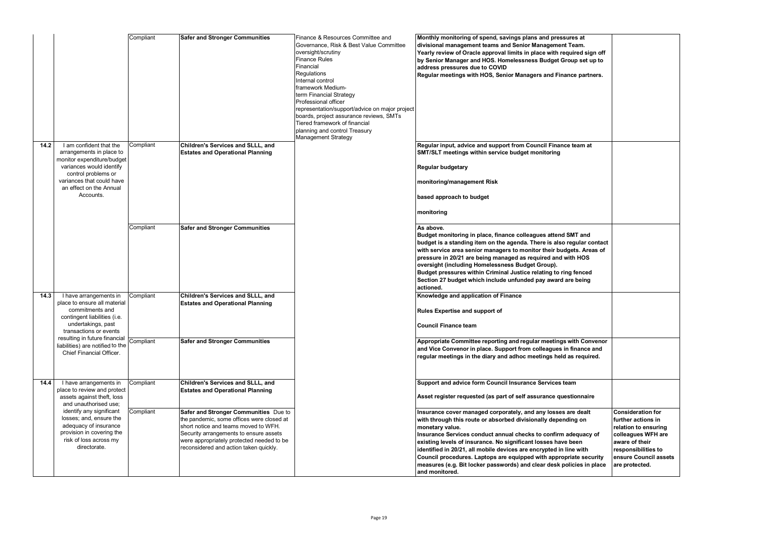| | | | | | | |
|---|---|---|---|---|---|---|
| | | Compliant | **Safer and Stronger Communities** | Finance & Resources Committee and Governance, Risk & Best Value Committee oversight/scrutiny<br>Finance Rules<br>Financial<br>Regulations<br>Internal control<br>framework Medium-<br>term Financial Strategy<br>Professional officer<br>representation/support/advice on major project boards, project assurance reviews, SMTs<br>Tiered framework of financial<br>planning and control Treasury<br>Management Strategy | **Monthly monitoring of spend, savings plans and pressures at divisional management teams and Senior Management Team.<br>Yearly review of Oracle approval limits in place with required sign off by Senior Manager and HOS. Homelessness Budget Group set up to address pressures due to COVID<br>Regular meetings with HOS, Senior Managers and Finance partners.** | |
| **14.2** | I am confident that the arrangements in place to monitor expenditure/budget variances would identify control problems or variances that could have an effect on the Annual Accounts. | Compliant | **Children's Services and SLLL, and Estates and Operational Planning** | | **Regular input, advice and support from Council Finance team at SMT/SLT meetings within service budget monitoring<br><br>Regular budgetary<br><br>monitoring/management Risk<br><br>based approach to budget<br><br>monitoring** | |
| | | Compliant | **Safer and Stronger Communities** | | **As above.<br>Budget monitoring in place, finance colleagues attend SMT and budget is a standing item on the agenda. There is also regular contact with service area senior managers to monitor their budgets. Areas of pressure in 20/21 are being managed as required and with HOS oversight (including Homelessness Budget Group).<br>Budget pressures within Criminal Justice relating to ring fenced Section 27 budget which include unfunded pay award are being actioned.** | |
| **14.3** | I have arrangements in place to ensure all material commitments and contingent liabilities (i.e. undertakings, past transactions or events resulting in future financial liabilities) are notified to the Chief Financial Officer. | Compliant | **Children's Services and SLLL, and Estates and Operational Planning** | | **Knowledge and application of Finance<br><br>Rules Expertise and support of<br><br>Council Finance team** | |
| | | Compliant | **Safer and Stronger Communities** | | **Appropriate Committee reporting and regular meetings with Convenor and Vice Convenor in place. Support from colleagues in finance and regular meetings in the diary and adhoc meetings held as required.** | |
| **14.4** | I have arrangements in place to review and protect assets against theft, loss and unauthorised use; identify any significant losses; and, ensure the adequacy of insurance provision in covering the risk of loss across my directorate. | Compliant | **Children's Services and SLLL, and Estates and Operational Planning** | | **Support and advice form Council Insurance Services team<br><br>Asset register requested (as part of self assurance questionnaire** | |
| | | Compliant | **Safer and Stronger Communities** Due to the pandemic, some offices were closed at short notice and teams moved to WFH. Security arrangements to ensure assets were appropriately protected needed to be reconsidered and action taken quickly. | | **Insurance cover managed corporately, and any losses are dealt with through this route or absorbed divisionally depending on monetary value.<br>Insurance Services conduct annual checks to confirm adequacy of existing levels of insurance. No significant losses have been identified in 20/21, all mobile devices are encrypted in line with Council procedures. Laptops are equipped with appropriate security measures (e.g. Bit locker passwords) and clear desk policies in place and monitored.** | **Consideration for further actions in relation to ensuring colleagues WFH are aware of their responsibilities to ensure Council assets are protected.** |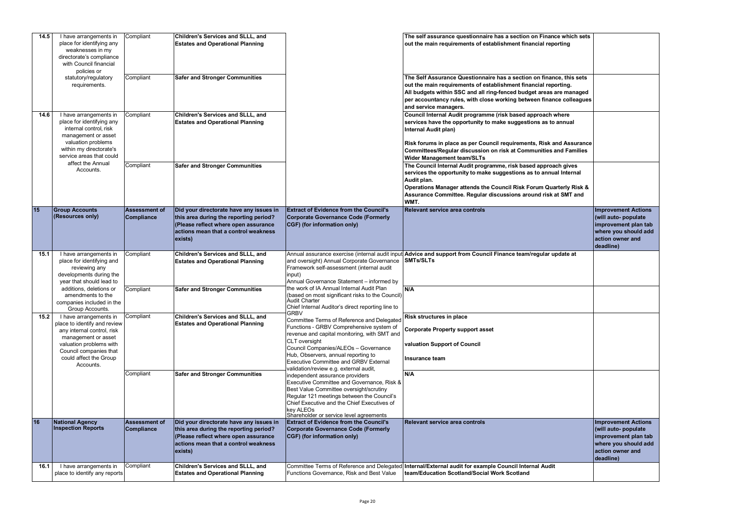| | | | | | | |
|---|---|---|---|---|---|---|
| **14.5** | I have arrangements in place for identifying any weaknesses in my directorate's compliance with Council financial policies or statutory/regulatory requirements. | Compliant | **Children's Services and SLLL, and Estates and Operational Planning** | | **The self assurance questionnaire has a section on Finance which sets out the main requirements of establishment financial reporting** | |
| | | Compliant | **Safer and Stronger Communities** | | **The Self Assurance Questionnaire has a section on finance, this sets out the main requirements of establishment financial reporting. All budgets within SSC and all ring-fenced budget areas are managed per accountancy rules, with close working between finance colleagues and service managers.** | |
| **14.6** | I have arrangements in place for identifying any internal control, risk management or asset valuation problems within my directorate's service areas that could affect the Annual Accounts. | Compliant | **Children's Services and SLLL, and Estates and Operational Planning** | | **Council Internal Audit programme (risk based approach where services have the opportunity to make suggestions as to annual Internal Audit plan)**<br><br>**Risk forums in place as per Council requirements, Risk and Assurance Committees/Regular discussion on risk at Communities and Families Wider Management team/SLTs** | |
| | | Compliant | **Safer and Stronger Communities** | | **The Council Internal Audit programme, risk based approach gives services the opportunity to make suggestions as to annual Internal Audit plan.**<br>**Operations Manager attends the Council Risk Forum Quarterly Risk & Assurance Committee. Regular discussions around risk at SMT and WMT.** | |
| **15** | **Group Accounts (Resources only)** | **Assessment of Compliance** | **Did your directorate have any issues in this area during the reporting period? (Please reflect where open assurance actions mean that a control weakness exists)** | **Extract of Evidence from the Council's Corporate Governance Code (Formerly CGF) (for information only)** | **Relevant service area controls** | **Improvement Actions (will auto- populate improvement plan tab where you should add action owner and deadline)** |
| **15.1** | I have arrangements in place for identifying and reviewing any developments during the year that should lead to additions, deletions or amendments to the companies included in the Group Accounts. | Compliant | **Children's Services and SLLL, and Estates and Operational Planning** | Annual assurance exercise (internal audit input and oversight) Annual Corporate Governance Framework self-assessment (internal audit input)<br>Annual Governance Statement – informed by the work of IA Annual Internal Audit Plan (based on most significant risks to the Council)<br>Audit Charter<br>Chief Internal Auditor's direct reporting line to GRBV<br>Committee Terms of Reference and Delegated Functions - GRBV Comprehensive system of revenue and capital monitoring, with SMT and CLT oversight<br>Council Companies/ALEOs – Governance Hub, Observers, annual reporting to Executive Committee and GRBV External validation/review e.g. external audit, independent assurance providers<br>Executive Committee and Governance, Risk & Best Value Committee oversight/scrutiny<br>Regular 121 meetings between the Council's Chief Executive and the Chief Executives of key ALEOs<br>Shareholder or service level agreements | **Advice and support from Council Finance team/regular update at SMTs/SLTs** | |
| | | Compliant | **Safer and Stronger Communities** | | **N/A** | |
| **15.2** | I have arrangements in place to identify and review any internal control, risk management or asset valuation problems with Council companies that could affect the Group Accounts. | Compliant | **Children's Services and SLLL, and Estates and Operational Planning** | | **Risk structures in place**<br><br>**Corporate Property support asset**<br><br>**valuation Support of Council**<br><br>**Insurance team** | |
| | | Compliant | **Safer and Stronger Communities** | | **N/A** | |
| **16** | **National Agency Inspection Reports** | **Assessment of Compliance** | **Did your directorate have any issues in this area during the reporting period? (Please reflect where open assurance actions mean that a control weakness exists)** | **Extract of Evidence from the Council's Corporate Governance Code (Formerly CGF) (for information only)** | **Relevant service area controls** | **Improvement Actions (will auto- populate improvement plan tab where you should add action owner and deadline)** |
| **16.1** | I have arrangements in place to identify any reports | Compliant | **Children's Services and SLLL, and Estates and Operational Planning** | Committee Terms of Reference and Delegated Functions Governance, Risk and Best Value | **Internal/External audit for example Council Internal Audit team/Education Scotland/Social Work Scotland** | |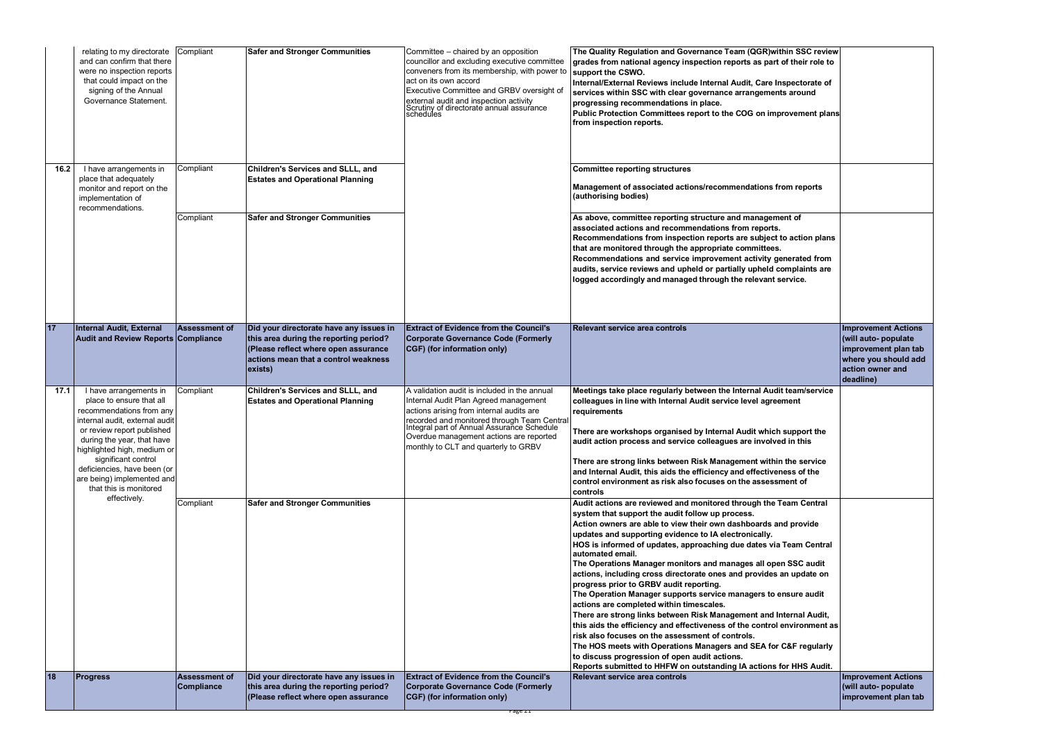| | | | | | | |
|---|---|---|---|---|---|---|
| | relating to my directorate and can confirm that there were no inspection reports that could impact on the signing of the Annual Governance Statement. | Compliant | **Safer and Stronger Communities** | Committee – chaired by an opposition councillor and excluding executive committee conveners from its membership, with power to act on its own accord<br>Executive Committee and GRBV oversight of external audit and inspection activity<br>Scrutiny of directorate annual assurance schedules | **The Quality Regulation and Governance Team (QGR)within SSC review grades from national agency inspection reports as part of their role to support the CSWO.**<br>**Internal/External Reviews include Internal Audit, Care Inspectorate of services within SSC with clear governance arrangements around progressing recommendations in place.**<br>**Public Protection Committees report to the COG on improvement plans from inspection reports.** | |
| **16.2** | I have arrangements in place that adequately monitor and report on the implementation of recommendations. | Compliant | **Children's Services and SLLL, and Estates and Operational Planning** | | **Committee reporting structures**<br><br>**Management of associated actions/recommendations from reports (authorising bodies)** | |
| | | Compliant | **Safer and Stronger Communities** | | **As above, committee reporting structure and management of associated actions and recommendations from reports.**<br>**Recommendations from inspection reports are subject to action plans that are monitored through the appropriate committees.**<br>**Recommendations and service improvement activity generated from audits, service reviews and upheld or partially upheld complaints are logged accordingly and managed through the relevant service.** | |
| **17** | **Internal Audit, External Audit and Review Reports** | **Assessment of Compliance** | **Did your directorate have any issues in this area during the reporting period? (Please reflect where open assurance actions mean that a control weakness exists)** | **Extract of Evidence from the Council's Corporate Governance Code (Formerly CGF) (for information only)** | **Relevant service area controls** | **Improvement Actions (will auto- populate improvement plan tab where you should add action owner and deadline)** |
| **17.1** | I have arrangements in place to ensure that all recommendations from any internal audit, external audit or review report published during the year, that have highlighted high, medium or significant control deficiencies, have been (or are being) implemented and that this is monitored effectively. | Compliant | **Children's Services and SLLL, and Estates and Operational Planning** | A validation audit is included in the annual Internal Audit Plan Agreed management actions arising from internal audits are recorded and monitored through Team Central Integral part of Annual Assurance Schedule Overdue management actions are reported monthly to CLT and quarterly to GRBV | **Meetings take place regularly between the Internal Audit team/service colleagues in line with Internal Audit service level agreement requirements**<br><br>**There are workshops organised by Internal Audit which support the audit action process and service colleagues are involved in this**<br><br>**There are strong links between Risk Management within the service and Internal Audit, this aids the efficiency and effectiveness of the control environment as risk also focuses on the assessment of controls** | |
| | | Compliant | **Safer and Stronger Communities** | | **Audit actions are reviewed and monitored through the Team Central system that support the audit follow up process.**<br>**Action owners are able to view their own dashboards and provide updates and supporting evidence to IA electronically.**<br>**HOS is informed of updates, approaching due dates via Team Central automated email.**<br>**The Operations Manager monitors and manages all open SSC audit actions, including cross directorate ones and provides an update on progress prior to GRBV audit reporting.**<br>**The Operation Manager supports service managers to ensure audit actions are completed within timescales.**<br>**There are strong links between Risk Management and Internal Audit, this aids the efficiency and effectiveness of the control environment as risk also focuses on the assessment of controls.**<br>**The HOS meets with Operations Managers and SEA for C&F regularly to discuss progression of open audit actions.**<br>**Reports submitted to HHFW on outstanding IA actions for HHS Audit.** | |
| **18** | **Progress** | **Assessment of Compliance** | **Did your directorate have any issues in this area during the reporting period? (Please reflect where open assurance** | **Extract of Evidence from the Council's Corporate Governance Code (Formerly CGF) (for information only)** | **Relevant service area controls** | **Improvement Actions (will auto- populate improvement plan tab** |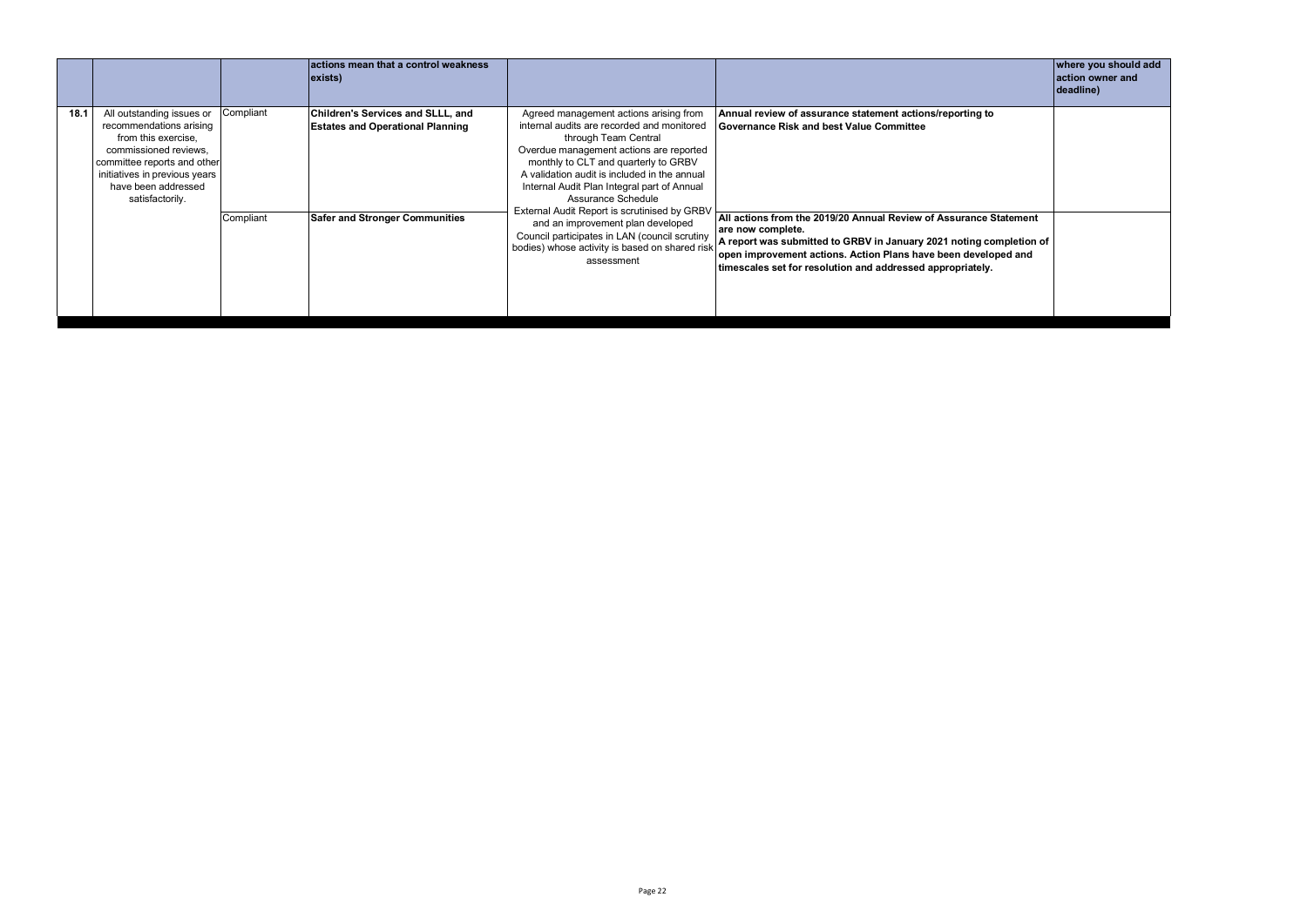| | | | actions mean that a control weakness exists) | | | where you should add action owner and deadline) |
|---|---|---|---|---|---|---|
| 18.1 | All outstanding issues or recommendations arising from this exercise, commissioned reviews, committee reports and other initiatives in previous years have been addressed satisfactorily. | Compliant | **Children's Services and SLLL, and Estates and Operational Planning** | Agreed management actions arising from internal audits are recorded and monitored through Team Central<br>Overdue management actions are reported monthly to CLT and quarterly to GRBV<br>A validation audit is included in the annual Internal Audit Plan Integral part of Annual Assurance Schedule<br>External Audit Report is scrutinised by GRBV and an improvement plan developed<br>Council participates in LAN (council scrutiny bodies) whose activity is based on shared risk assessment | **Annual review of assurance statement actions/reporting to Governance Risk and best Value Committee** | |
| | | Compliant | **Safer and Stronger Communities** | | **All actions from the 2019/20 Annual Review of Assurance Statement are now complete.<br>A report was submitted to GRBV in January 2021 noting completion of open improvement actions. Action Plans have been developed and timescales set for resolution and addressed appropriately.** | |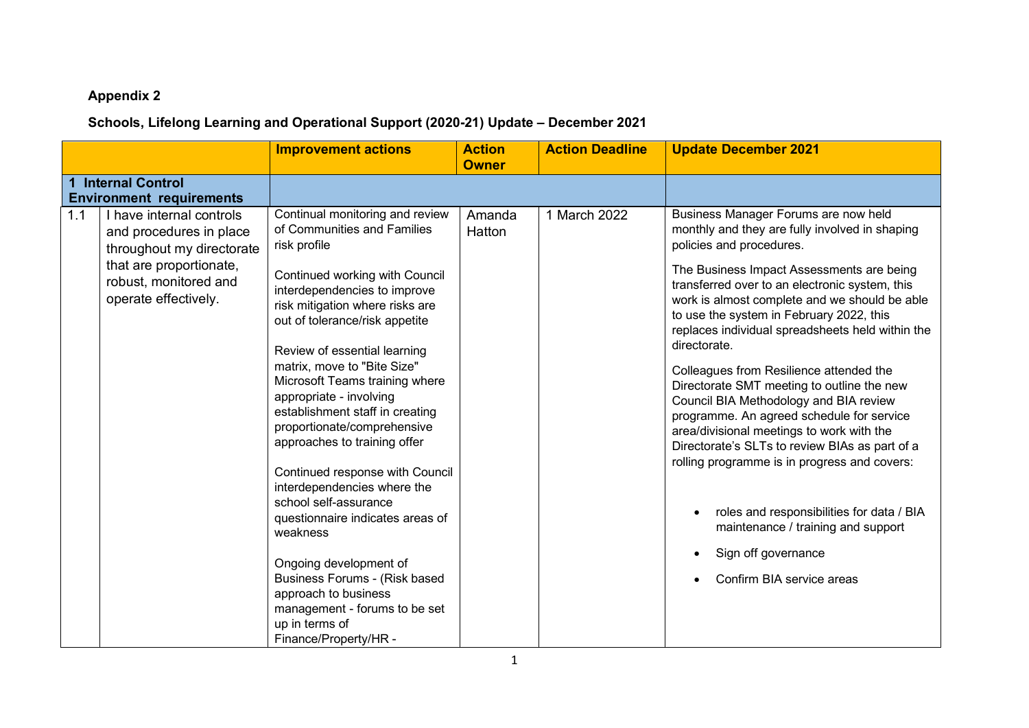**Appendix 2**

**Schools, Lifelong Learning and Operational Support (2020-21) Update – December 2021**

| | | Improvement actions | Action Owner | Action Deadline | Update December 2021 |
|---|---|---|---|---|---|
| **1 Internal Control Environment requirements** | | | | | |
| 1.1 | I have internal controls and procedures in place throughout my directorate that are proportionate, robust, monitored and operate effectively. | Continual monitoring and review of Communities and Families risk profile<br><br>Continued working with Council interdependencies to improve risk mitigation where risks are out of tolerance/risk appetite<br><br>Review of essential learning matrix, move to "Bite Size" Microsoft Teams training where appropriate - involving establishment staff in creating proportionate/comprehensive approaches to training offer<br><br>Continued response with Council interdependencies where the school self-assurance questionnaire indicates areas of weakness<br><br>Ongoing development of Business Forums - (Risk based approach to business management - forums to be set up in terms of Finance/Property/HR - | Amanda Hatton | 1 March 2022 | Business Manager Forums are now held monthly and they are fully involved in shaping policies and procedures.<br><br>The Business Impact Assessments are being transferred over to an electronic system, this work is almost complete and we should be able to use the system in February 2022, this replaces individual spreadsheets held within the directorate.<br><br>Colleagues from Resilience attended the Directorate SMT meeting to outline the new Council BIA Methodology and BIA review programme. An agreed schedule for service area/divisional meetings to work with the Directorate's SLTs to review BIAs as part of a rolling programme is in progress and covers:<br><br>• roles and responsibilities for data / BIA maintenance / training and support<br>• Sign off governance<br>• Confirm BIA service areas |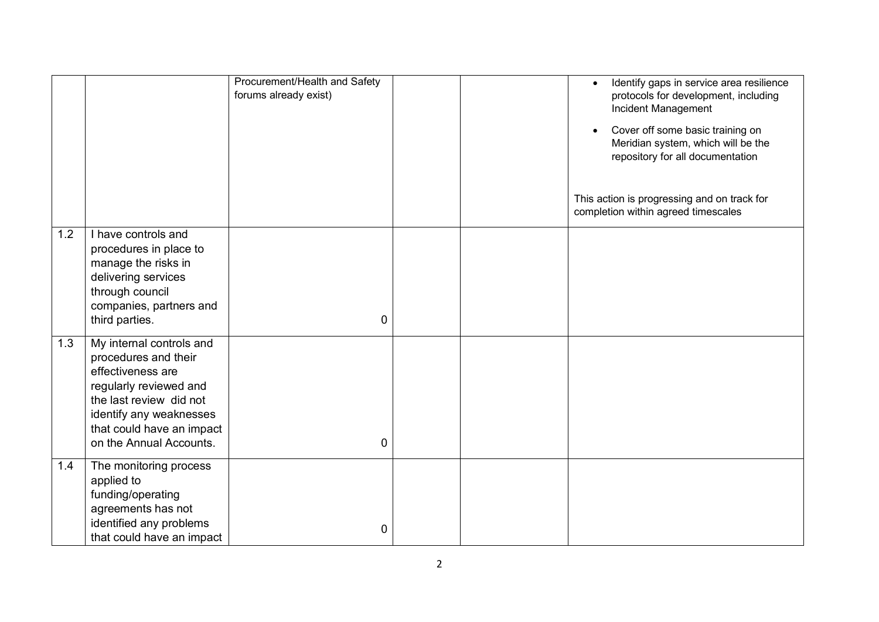| | | | | | |
|---|---|---|---|---|---|
| | | Procurement/Health and Safety forums already exist) | | | • Identify gaps in service area resilience protocols for development, including Incident Management<br>• Cover off some basic training on Meridian system, which will be the repository for all documentation<br><br>This action is progressing and on track for completion within agreed timescales |
| 1.2 | I have controls and procedures in place to manage the risks in delivering services through council companies, partners and third parties. | 0 | | | |
| 1.3 | My internal controls and procedures and their effectiveness are regularly reviewed and the last review did not identify any weaknesses that could have an impact on the Annual Accounts. | 0 | | | |
| 1.4 | The monitoring process applied to funding/operating agreements has not identified any problems that could have an impact | 0 | | | |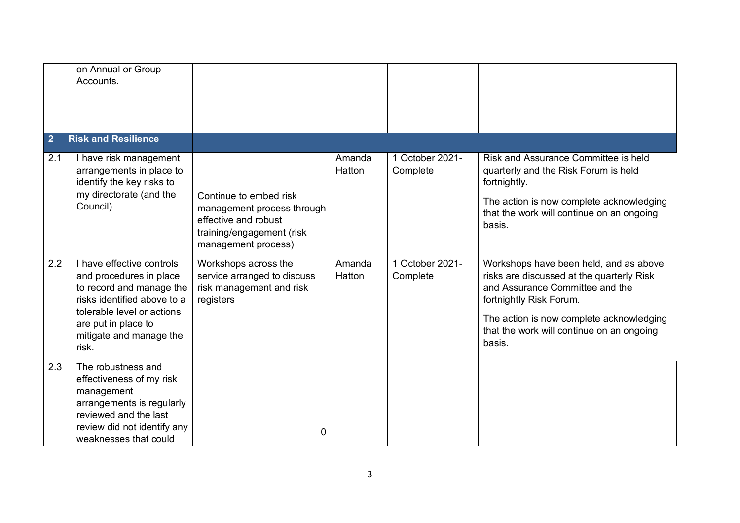| | | | | | |
|---|---|---|---|---|---|
| | on Annual or Group Accounts. | | | | |
| **2** | **Risk and Resilience** | | | | |
| 2.1 | I have risk management arrangements in place to identify the key risks to my directorate (and the Council). | Continue to embed risk management process through effective and robust training/engagement (risk management process) | Amanda Hatton | 1 October 2021- Complete | Risk and Assurance Committee is held quarterly and the Risk Forum is held fortnightly.<br><br>The action is now complete acknowledging that the work will continue on an ongoing basis. |
| 2.2 | I have effective controls and procedures in place to record and manage the risks identified above to a tolerable level or actions are put in place to mitigate and manage the risk. | Workshops across the service arranged to discuss risk management and risk registers | Amanda Hatton | 1 October 2021- Complete | Workshops have been held, and as above risks are discussed at the quarterly Risk and Assurance Committee and the fortnightly Risk Forum.<br><br>The action is now complete acknowledging that the work will continue on an ongoing basis. |
| 2.3 | The robustness and effectiveness of my risk management arrangements is regularly reviewed and the last review did not identify any weaknesses that could | 0 | | | |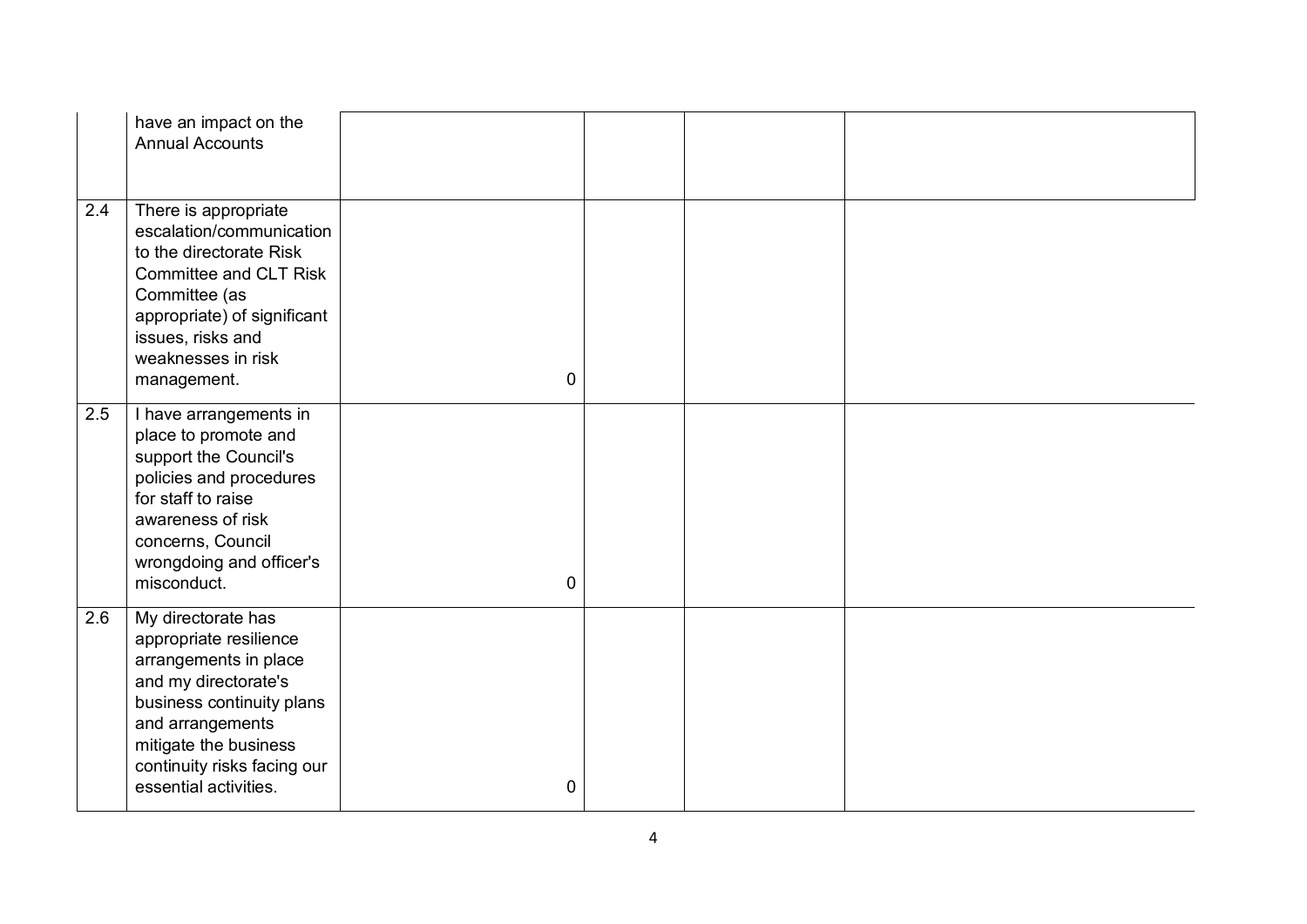| | | | | | |
|---|---|---|---|---|---|
| | have an impact on the Annual Accounts | | | | |
| 2.4 | There is appropriate escalation/communication to the directorate Risk Committee and CLT Risk Committee (as appropriate) of significant issues, risks and weaknesses in risk management. | 0 | | | |
| 2.5 | I have arrangements in place to promote and support the Council's policies and procedures for staff to raise awareness of risk concerns, Council wrongdoing and officer's misconduct. | 0 | | | |
| 2.6 | My directorate has appropriate resilience arrangements in place and my directorate's business continuity plans and arrangements mitigate the business continuity risks facing our essential activities. | 0 | | | |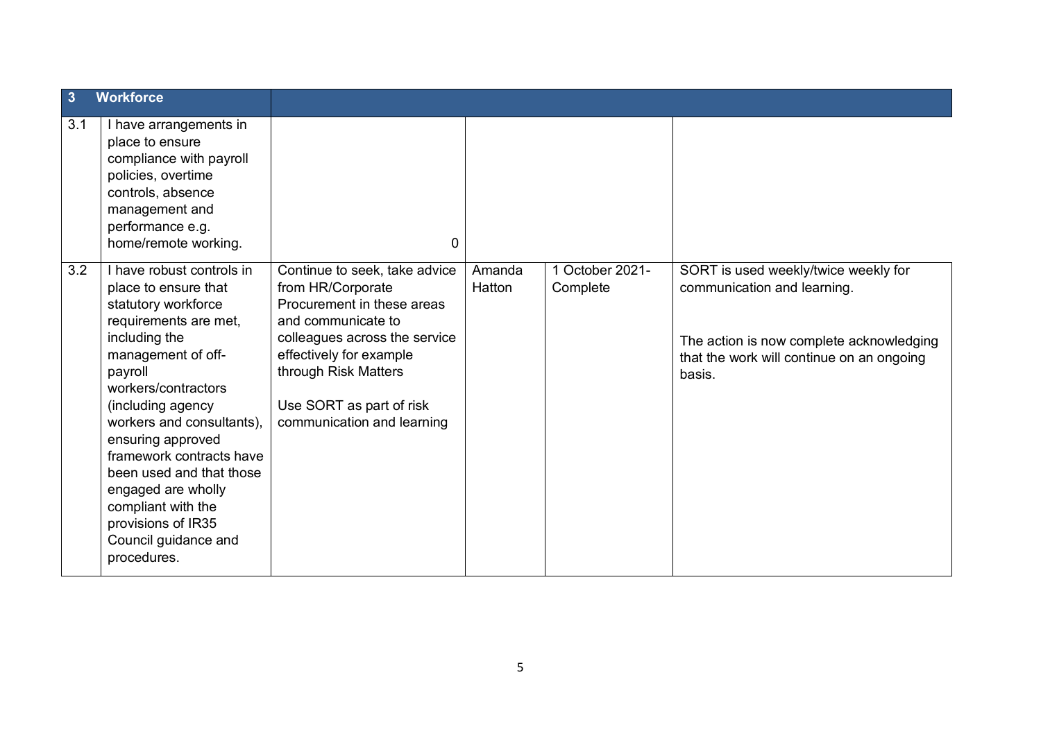| 3 | Workforce | | | | |
|---|---|---|---|---|---|
| 3.1 | I have arrangements in place to ensure compliance with payroll policies, overtime controls, absence management and performance e.g. home/remote working. | 0 | | | |
| 3.2 | I have robust controls in place to ensure that statutory workforce requirements are met, including the management of off-payroll workers/contractors (including agency workers and consultants), ensuring approved framework contracts have been used and that those engaged are wholly compliant with the provisions of IR35 Council guidance and procedures. | Continue to seek, take advice from HR/Corporate Procurement in these areas and communicate to colleagues across the service effectively for example through Risk Matters<br><br>Use SORT as part of risk communication and learning | Amanda Hatton | 1 October 2021-Complete | SORT is used weekly/twice weekly for communication and learning.<br><br>The action is now complete acknowledging that the work will continue on an ongoing basis. |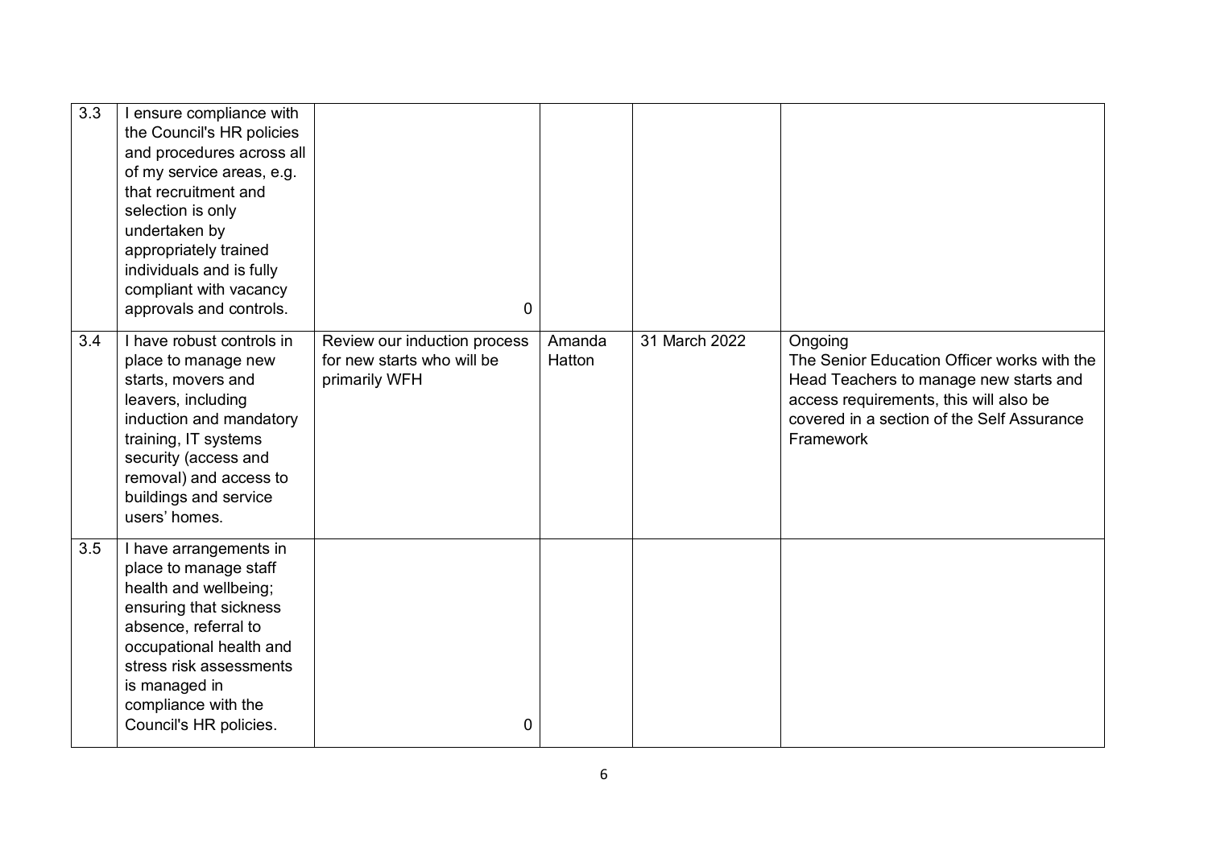| | | | | | |
|---|---|---|---|---|---|
| 3.3 | I ensure compliance with the Council's HR policies and procedures across all of my service areas, e.g. that recruitment and selection is only undertaken by appropriately trained individuals and is fully compliant with vacancy approvals and controls. | 0 | | | |
| 3.4 | I have robust controls in place to manage new starts, movers and leavers, including induction and mandatory training, IT systems security (access and removal) and access to buildings and service users' homes. | Review our induction process for new starts who will be primarily WFH | Amanda Hatton | 31 March 2022 | Ongoing<br>The Senior Education Officer works with the Head Teachers to manage new starts and access requirements, this will also be covered in a section of the Self Assurance Framework |
| 3.5 | I have arrangements in place to manage staff health and wellbeing; ensuring that sickness absence, referral to occupational health and stress risk assessments is managed in compliance with the Council's HR policies. | 0 | | | |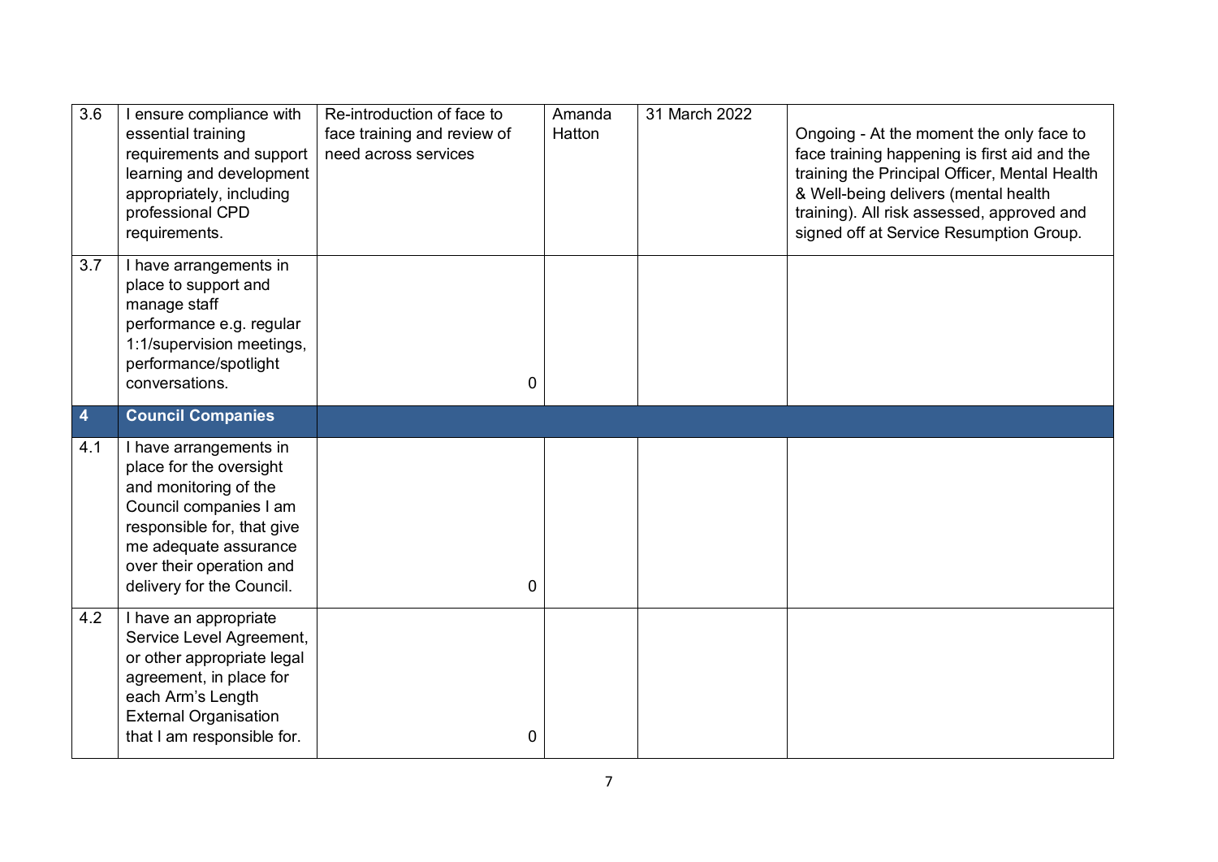| | | | | | |
|---|---|---|---|---|---|
| 3.6 | I ensure compliance with essential training requirements and support learning and development appropriately, including professional CPD requirements. | Re-introduction of face to face training and review of need across services | Amanda Hatton | 31 March 2022 | Ongoing - At the moment the only face to face training happening is first aid and the training the Principal Officer, Mental Health & Well-being delivers (mental health training). All risk assessed, approved and signed off at Service Resumption Group. |
| 3.7 | I have arrangements in place to support and manage staff performance e.g. regular 1:1/supervision meetings, performance/spotlight conversations. | 0 | | | |
| **4** | **Council Companies** | | | | |
| 4.1 | I have arrangements in place for the oversight and monitoring of the Council companies I am responsible for, that give me adequate assurance over their operation and delivery for the Council. | 0 | | | |
| 4.2 | I have an appropriate Service Level Agreement, or other appropriate legal agreement, in place for each Arm's Length External Organisation that I am responsible for. | 0 | | | |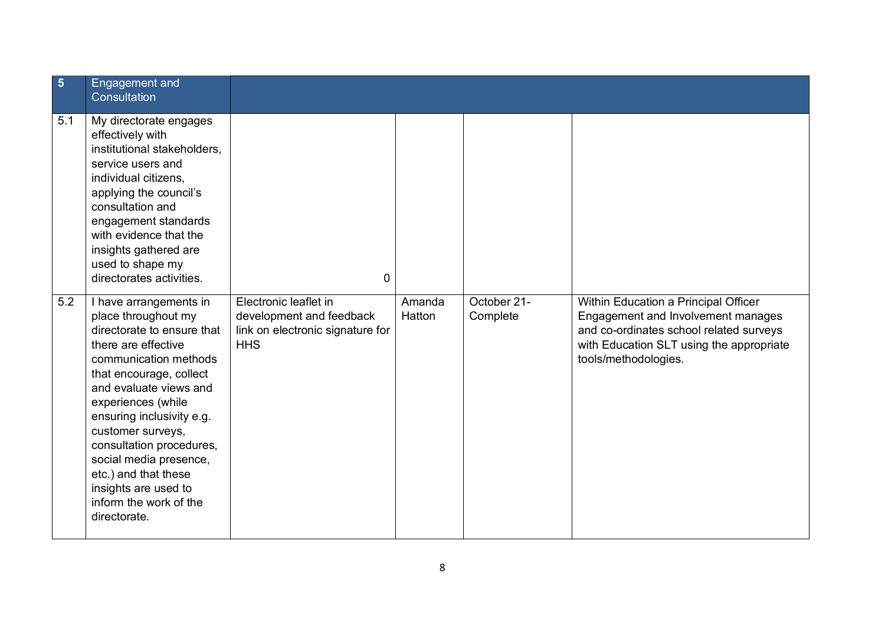| 5 | Engagement and Consultation | | | | |
|---|---|---|---|---|---|
| 5.1 | My directorate engages effectively with institutional stakeholders, service users and individual citizens, applying the council's consultation and engagement standards with evidence that the insights gathered are used to shape my directorates activities. | 0 | | | |
| 5.2 | I have arrangements in place throughout my directorate to ensure that there are effective communication methods that encourage, collect and evaluate views and experiences (while ensuring inclusivity e.g. customer surveys, consultation procedures, social media presence, etc.) and that these insights are used to inform the work of the directorate. | Electronic leaflet in development and feedback link on electronic signature for HHS | Amanda Hatton | October 21- Complete | Within Education a Principal Officer Engagement and Involvement manages and co-ordinates school related surveys with Education SLT using the appropriate tools/methodologies. |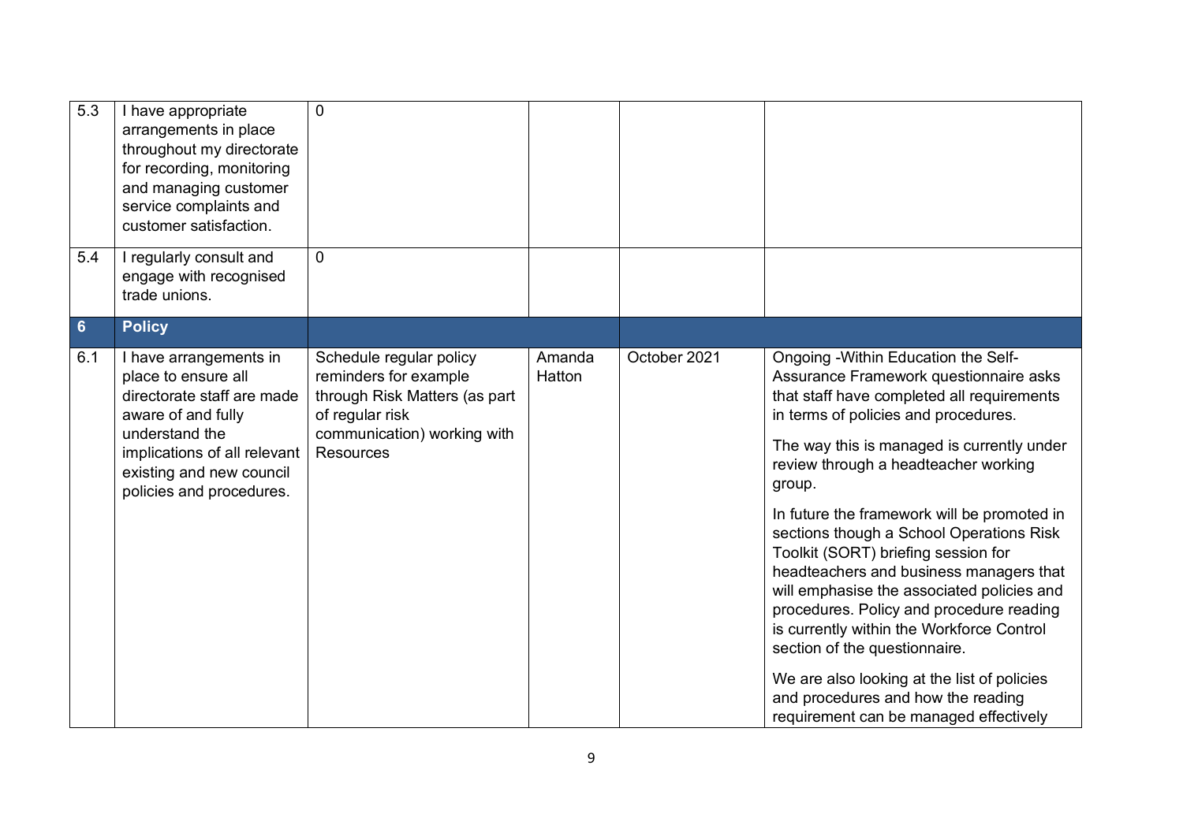| | | | | | |
|---|---|---|---|---|---|
| 5.3 | I have appropriate arrangements in place throughout my directorate for recording, monitoring and managing customer service complaints and customer satisfaction. | 0 | | | |
| 5.4 | I regularly consult and engage with recognised trade unions. | 0 | | | |
| **6** | **Policy** | | | | |
| 6.1 | I have arrangements in place to ensure all directorate staff are made aware of and fully understand the implications of all relevant existing and new council policies and procedures. | Schedule regular policy reminders for example through Risk Matters (as part of regular risk communication) working with Resources | Amanda Hatton | October 2021 | Ongoing -Within Education the Self-Assurance Framework questionnaire asks that staff have completed all requirements in terms of policies and procedures.<br><br>The way this is managed is currently under review through a headteacher working group.<br><br>In future the framework will be promoted in sections though a School Operations Risk Toolkit (SORT) briefing session for headteachers and business managers that will emphasise the associated policies and procedures. Policy and procedure reading is currently within the Workforce Control section of the questionnaire.<br><br>We are also looking at the list of policies and procedures and how the reading requirement can be managed effectively |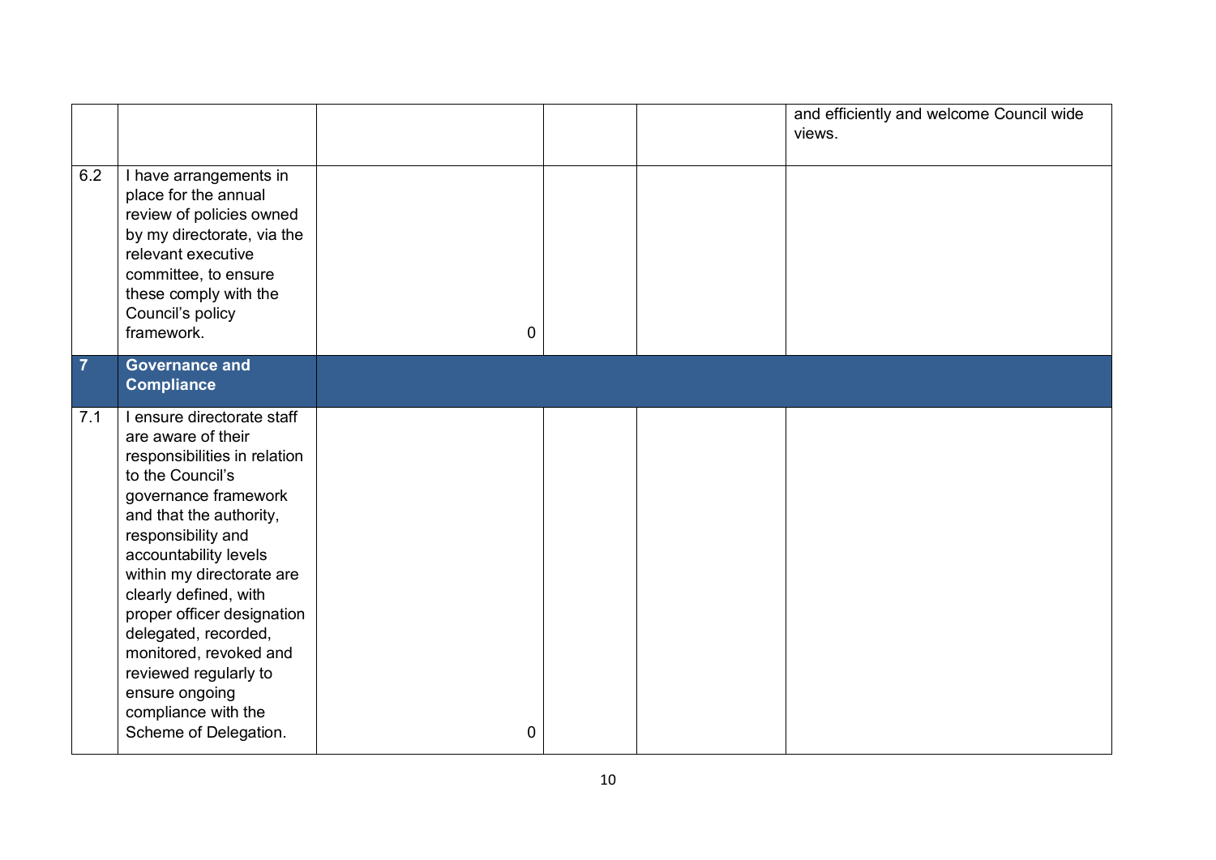| | | | | | |
|---|---|---|---|---|---|
| | | | | | and efficiently and welcome Council wide views. |
| 6.2 | I have arrangements in place for the annual review of policies owned by my directorate, via the relevant executive committee, to ensure these comply with the Council's policy framework. | 0 | | | |
| **7** | **Governance and Compliance** | | | | |
| 7.1 | I ensure directorate staff are aware of their responsibilities in relation to the Council's governance framework and that the authority, responsibility and accountability levels within my directorate are clearly defined, with proper officer designation delegated, recorded, monitored, revoked and reviewed regularly to ensure ongoing compliance with the Scheme of Delegation. | 0 | | | |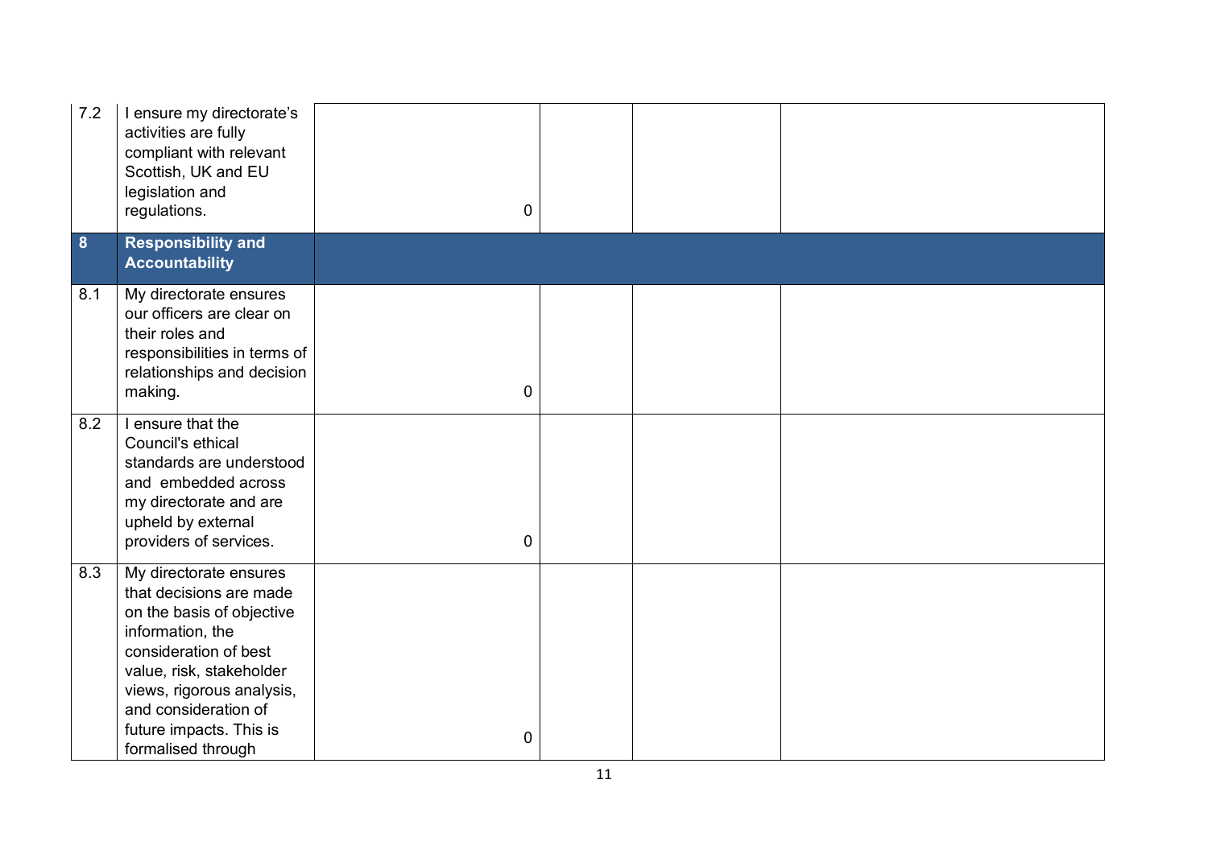| | | | | | |
|---|---|---|---|---|---|
| 7.2 | I ensure my directorate's activities are fully compliant with relevant Scottish, UK and EU legislation and regulations. | 0 | | | |
| **8** | **Responsibility and Accountability** | | | | |
| 8.1 | My directorate ensures our officers are clear on their roles and responsibilities in terms of relationships and decision making. | 0 | | | |
| 8.2 | I ensure that the Council's ethical standards are understood and embedded across my directorate and are upheld by external providers of services. | 0 | | | |
| 8.3 | My directorate ensures that decisions are made on the basis of objective information, the consideration of best value, risk, stakeholder views, rigorous analysis, and consideration of future impacts. This is formalised through | 0 | | | |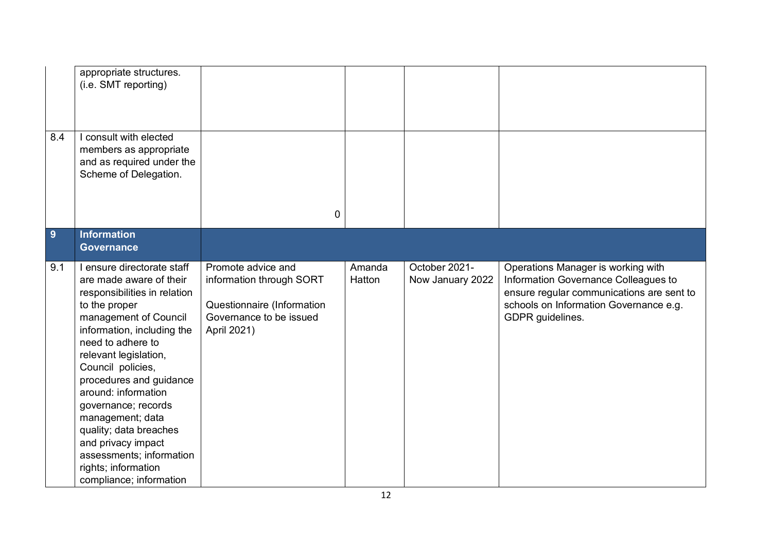| | | | | | |
|---|---|---|---|---|---|
| | appropriate structures. (i.e. SMT reporting) | | | | |
| 8.4 | I consult with elected members as appropriate and as required under the Scheme of Delegation. | 0 | | | |
| **9** | **Information Governance** | | | | |
| 9.1 | I ensure directorate staff are made aware of their responsibilities in relation to the proper management of Council information, including the need to adhere to relevant legislation, Council policies, procedures and guidance around: information governance; records management; data quality; data breaches and privacy impact assessments; information rights; information compliance; information | Promote advice and information through SORT<br><br>Questionnaire (Information Governance to be issued April 2021) | Amanda Hatton | October 2021- Now January 2022 | Operations Manager is working with Information Governance Colleagues to ensure regular communications are sent to schools on Information Governance e.g. GDPR guidelines. |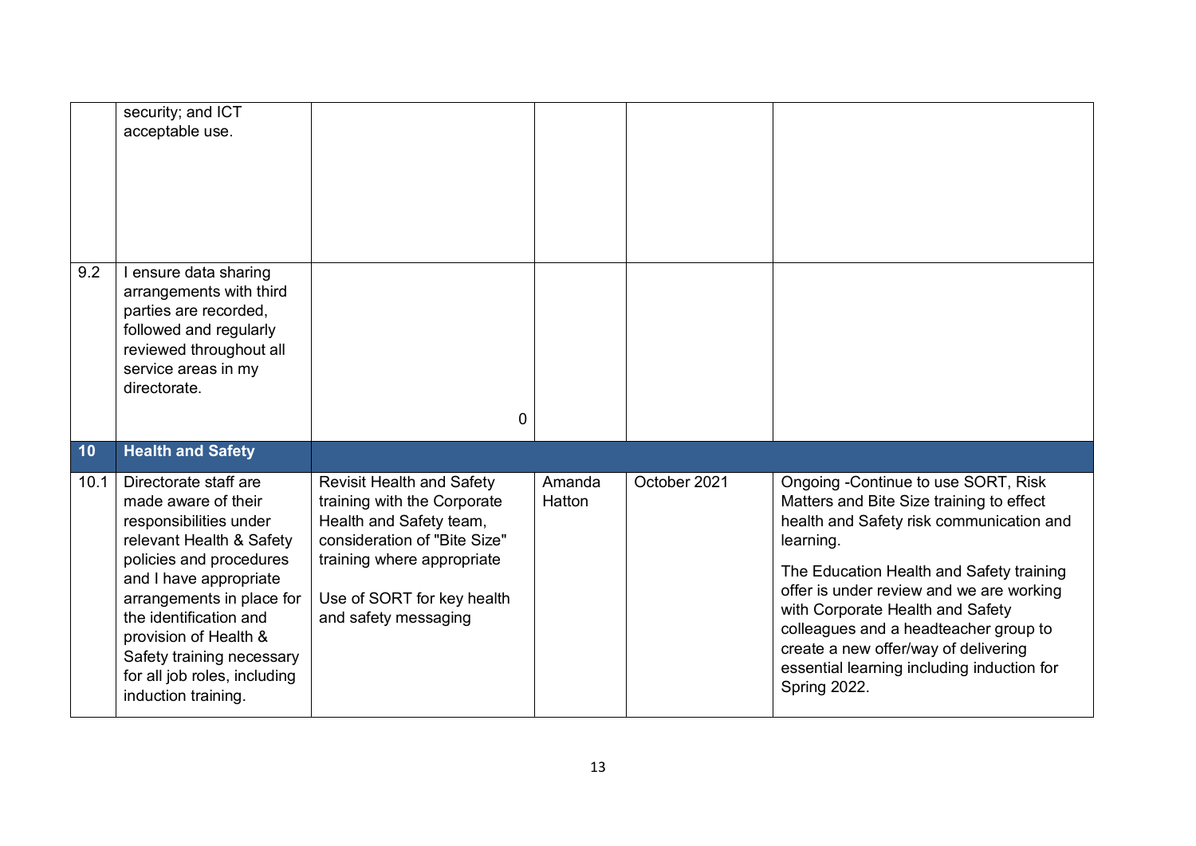| | | | | | |
|---|---|---|---|---|---|
| | security; and ICT acceptable use. | | | | |
| 9.2 | I ensure data sharing arrangements with third parties are recorded, followed and regularly reviewed throughout all service areas in my directorate. | 0 | | | |
| **10** | **Health and Safety** | | | | |
| 10.1 | Directorate staff are made aware of their responsibilities under relevant Health & Safety policies and procedures and I have appropriate arrangements in place for the identification and provision of Health & Safety training necessary for all job roles, including induction training. | Revisit Health and Safety training with the Corporate Health and Safety team, consideration of "Bite Size" training where appropriate<br><br>Use of SORT for key health and safety messaging | Amanda Hatton | October 2021 | Ongoing -Continue to use SORT, Risk Matters and Bite Size training to effect health and Safety risk communication and learning.<br><br>The Education Health and Safety training offer is under review and we are working with Corporate Health and Safety colleagues and a headteacher group to create a new offer/way of delivering essential learning including induction for Spring 2022. |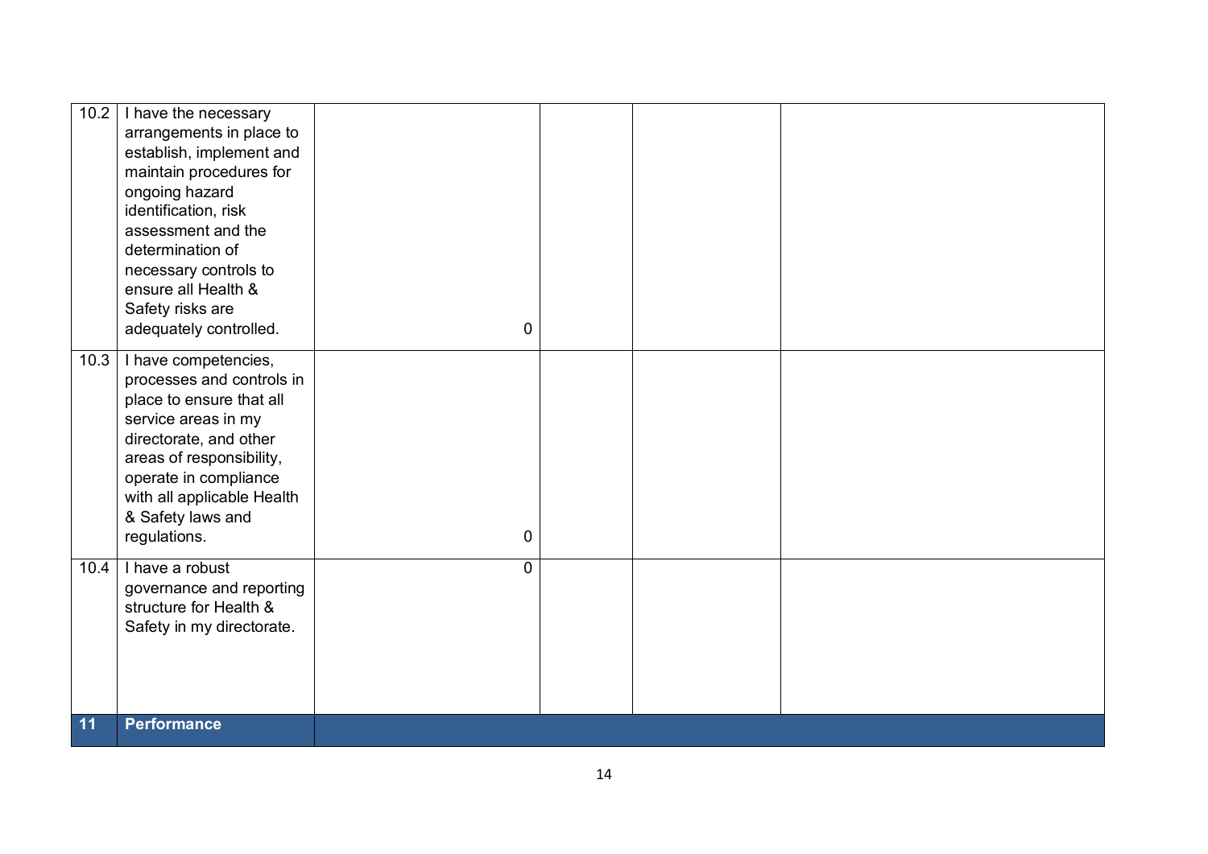| | | | | | |
|---|---|---|---|---|---|
| 10.2 | I have the necessary arrangements in place to establish, implement and maintain procedures for ongoing hazard identification, risk assessment and the determination of necessary controls to ensure all Health & Safety risks are adequately controlled. | 0 | | | |
| 10.3 | I have competencies, processes and controls in place to ensure that all service areas in my directorate, and other areas of responsibility, operate in compliance with all applicable Health & Safety laws and regulations. | 0 | | | |
| 10.4 | I have a robust governance and reporting structure for Health & Safety in my directorate. | 0 | | | |
| **11** | **Performance** | | | | |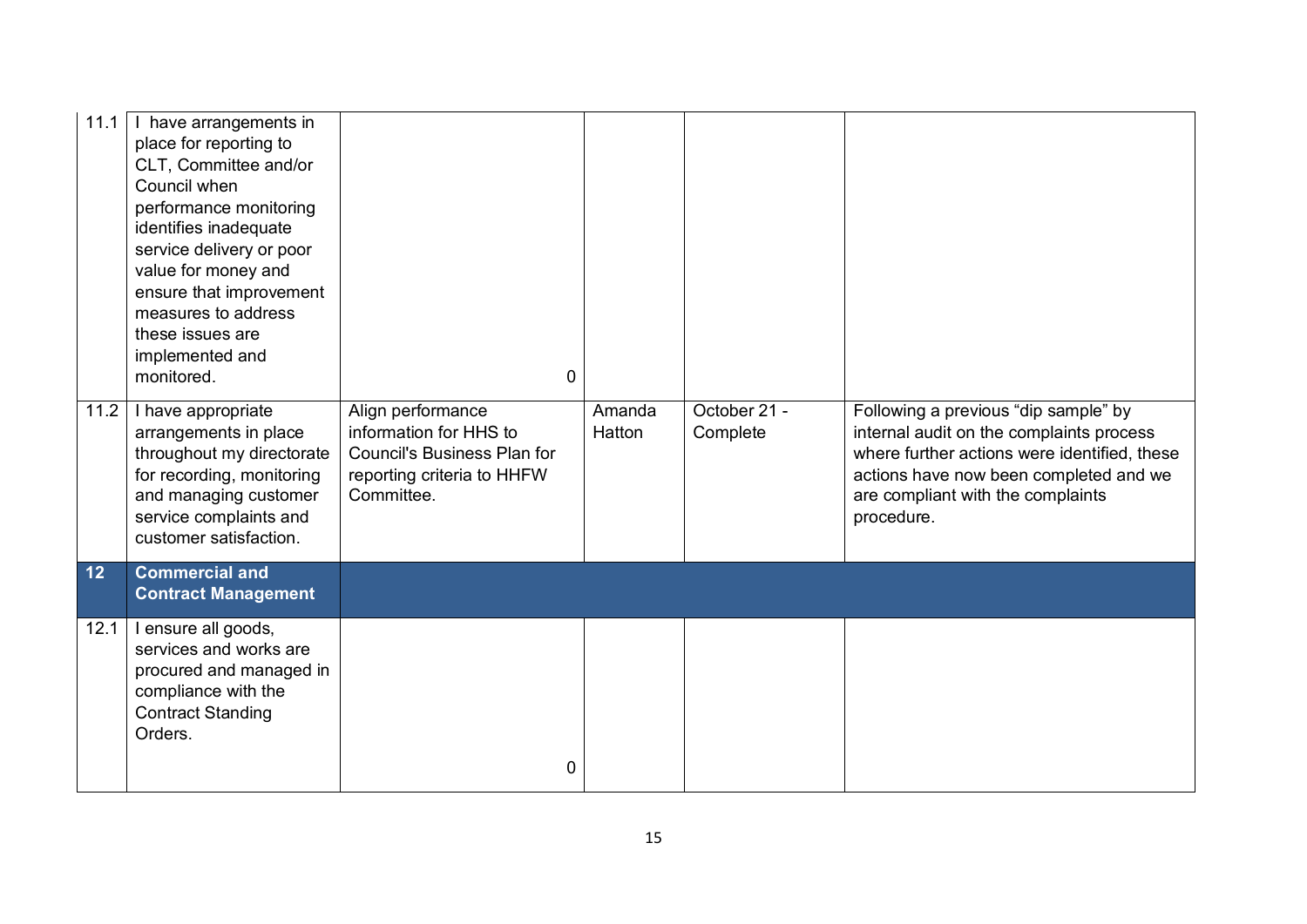| | | | | | |
|---|---|---|---|---|---|
| 11.1 | I have arrangements in place for reporting to CLT, Committee and/or Council when performance monitoring identifies inadequate service delivery or poor value for money and ensure that improvement measures to address these issues are implemented and monitored. | 0 | | | |
| 11.2 | I have appropriate arrangements in place throughout my directorate for recording, monitoring and managing customer service complaints and customer satisfaction. | Align performance information for HHS to Council's Business Plan for reporting criteria to HHFW Committee. | Amanda Hatton | October 21 - Complete | Following a previous "dip sample" by internal audit on the complaints process where further actions were identified, these actions have now been completed and we are compliant with the complaints procedure. |
| **12** | **Commercial and Contract Management** | | | | |
| 12.1 | I ensure all goods, services and works are procured and managed in compliance with the Contract Standing Orders. | 0 | | | |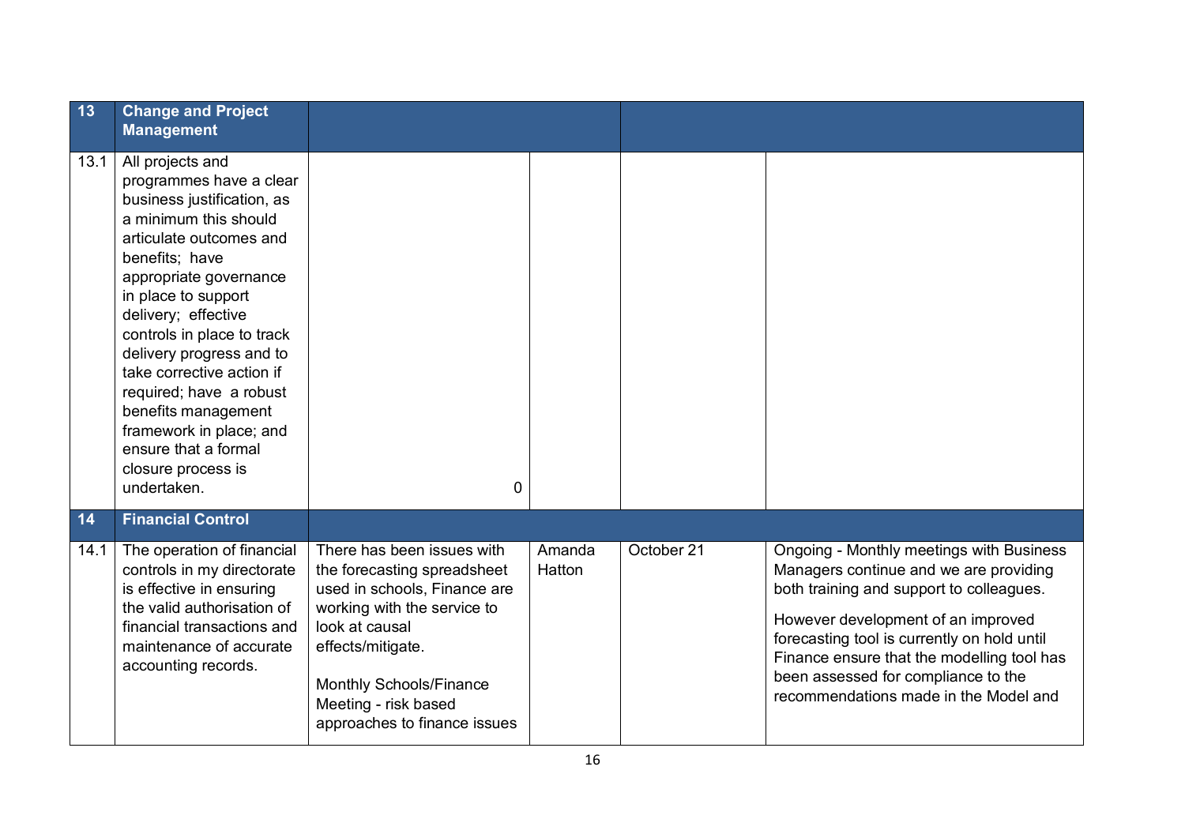| 13 | **Change and Project Management** | | | | |
|---|---|---|---|---|---|
| 13.1 | All projects and programmes have a clear business justification, as a minimum this should articulate outcomes and benefits; have appropriate governance in place to support delivery; effective controls in place to track delivery progress and to take corrective action if required; have a robust benefits management framework in place; and ensure that a formal closure process is undertaken. | 0 | | | |
| **14** | **Financial Control** | | | | |
| 14.1 | The operation of financial controls in my directorate is effective in ensuring the valid authorisation of financial transactions and maintenance of accurate accounting records. | There has been issues with the forecasting spreadsheet used in schools, Finance are working with the service to look at causal effects/mitigate.<br><br>Monthly Schools/Finance Meeting - risk based approaches to finance issues | Amanda Hatton | October 21 | Ongoing - Monthly meetings with Business Managers continue and we are providing both training and support to colleagues.<br><br>However development of an improved forecasting tool is currently on hold until Finance ensure that the modelling tool has been assessed for compliance to the recommendations made in the Model and |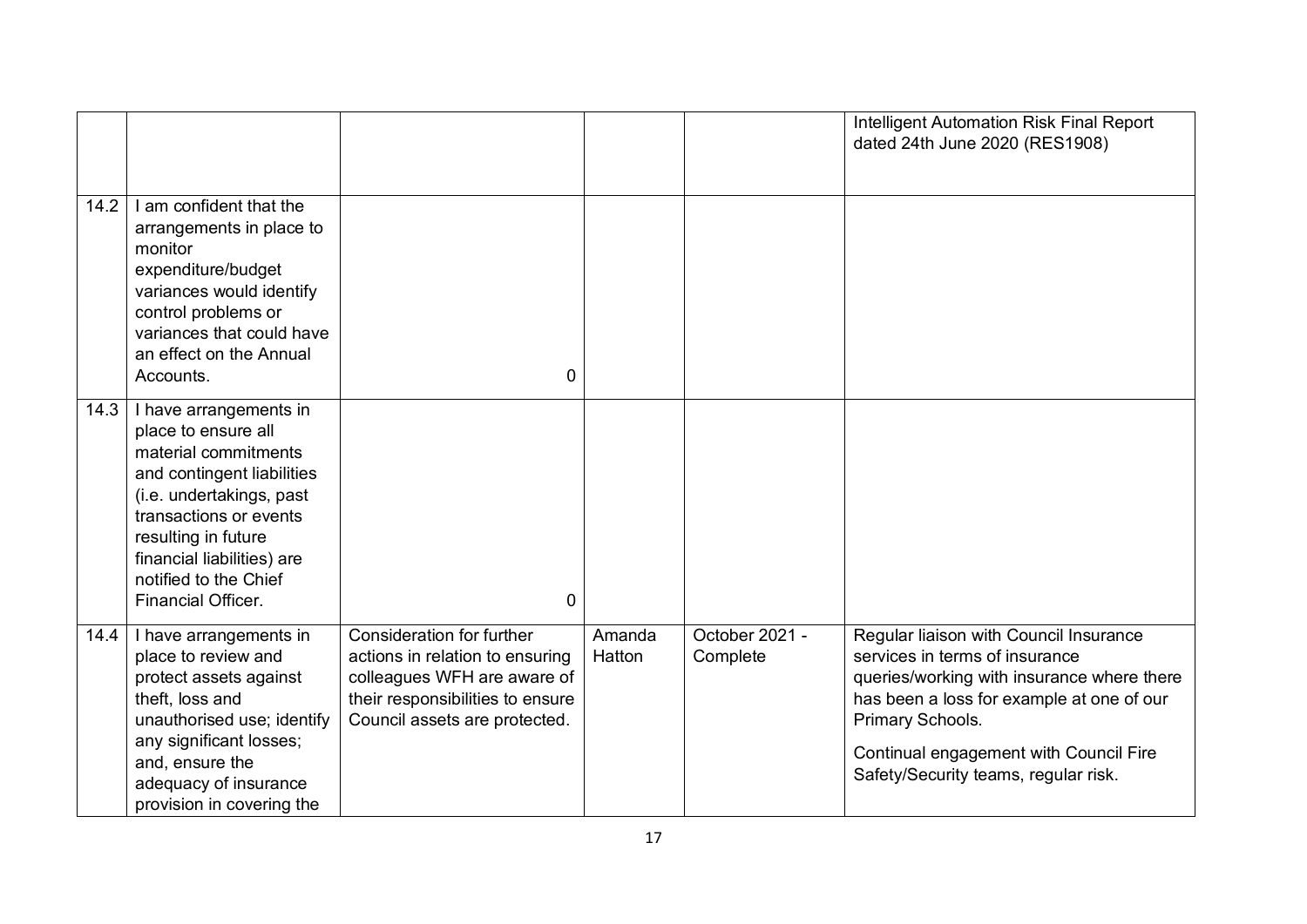| | | | | | |
|---|---|---|---|---|---|
| | | | | | Intelligent Automation Risk Final Report dated 24th June 2020 (RES1908) |
| 14.2 | I am confident that the arrangements in place to monitor expenditure/budget variances would identify control problems or variances that could have an effect on the Annual Accounts. | 0 | | | |
| 14.3 | I have arrangements in place to ensure all material commitments and contingent liabilities (i.e. undertakings, past transactions or events resulting in future financial liabilities) are notified to the Chief Financial Officer. | 0 | | | |
| 14.4 | I have arrangements in place to review and protect assets against theft, loss and unauthorised use; identify any significant losses; and, ensure the adequacy of insurance provision in covering the | Consideration for further actions in relation to ensuring colleagues WFH are aware of their responsibilities to ensure Council assets are protected. | Amanda Hatton | October 2021 - Complete | Regular liaison with Council Insurance services in terms of insurance queries/working with insurance where there has been a loss for example at one of our Primary Schools.<br><br>Continual engagement with Council Fire Safety/Security teams, regular risk. |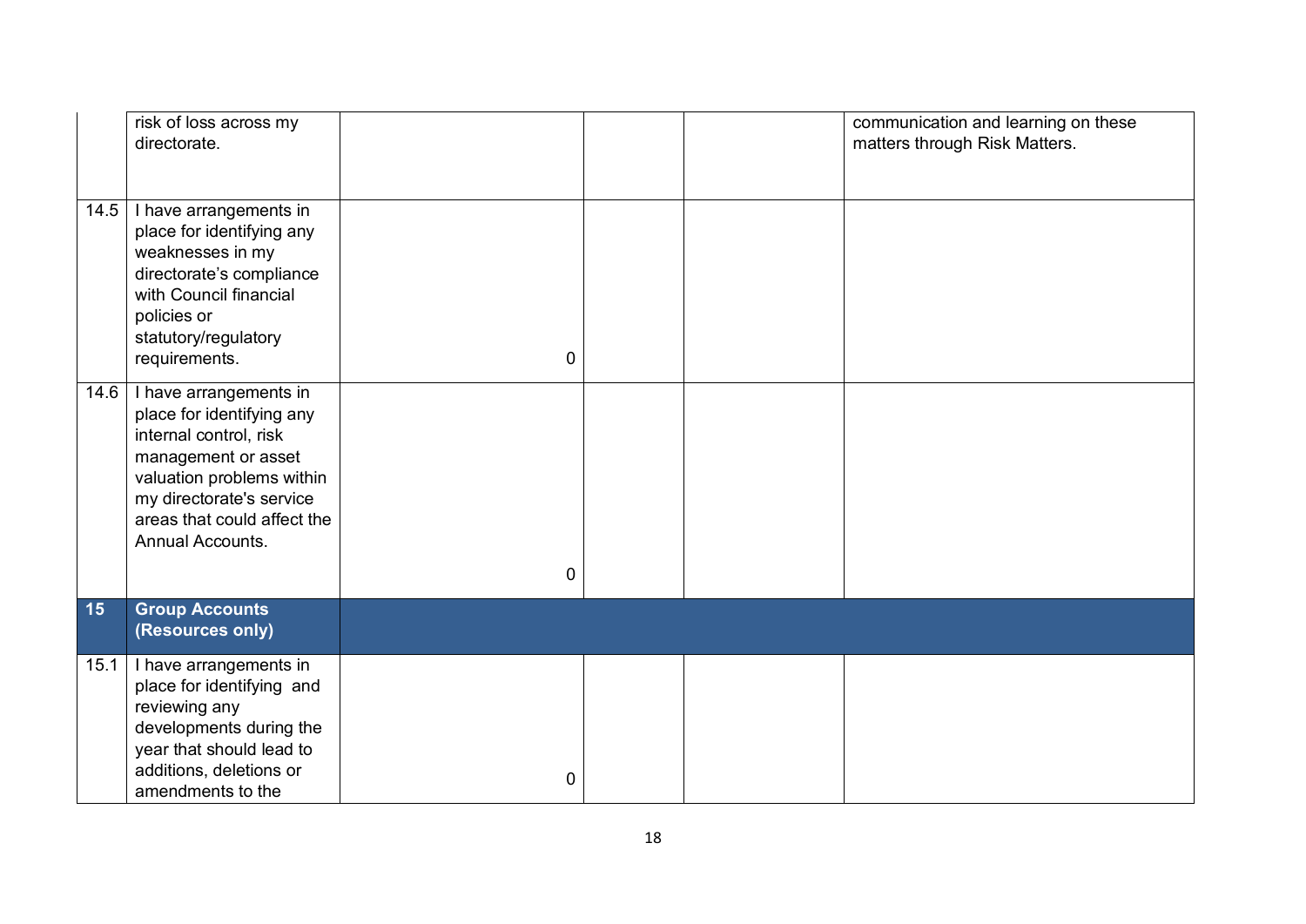| | | | | | |
|---|---|---|---|---|---|
| | risk of loss across my directorate. | | | | communication and learning on these matters through Risk Matters. |
| 14.5 | I have arrangements in place for identifying any weaknesses in my directorate's compliance with Council financial policies or statutory/regulatory requirements. | 0 | | | |
| 14.6 | I have arrangements in place for identifying any internal control, risk management or asset valuation problems within my directorate's service areas that could affect the Annual Accounts. | 0 | | | |
| **15** | **Group Accounts (Resources only)** | | | | |
| 15.1 | I have arrangements in place for identifying and reviewing any developments during the year that should lead to additions, deletions or amendments to the | 0 | | | |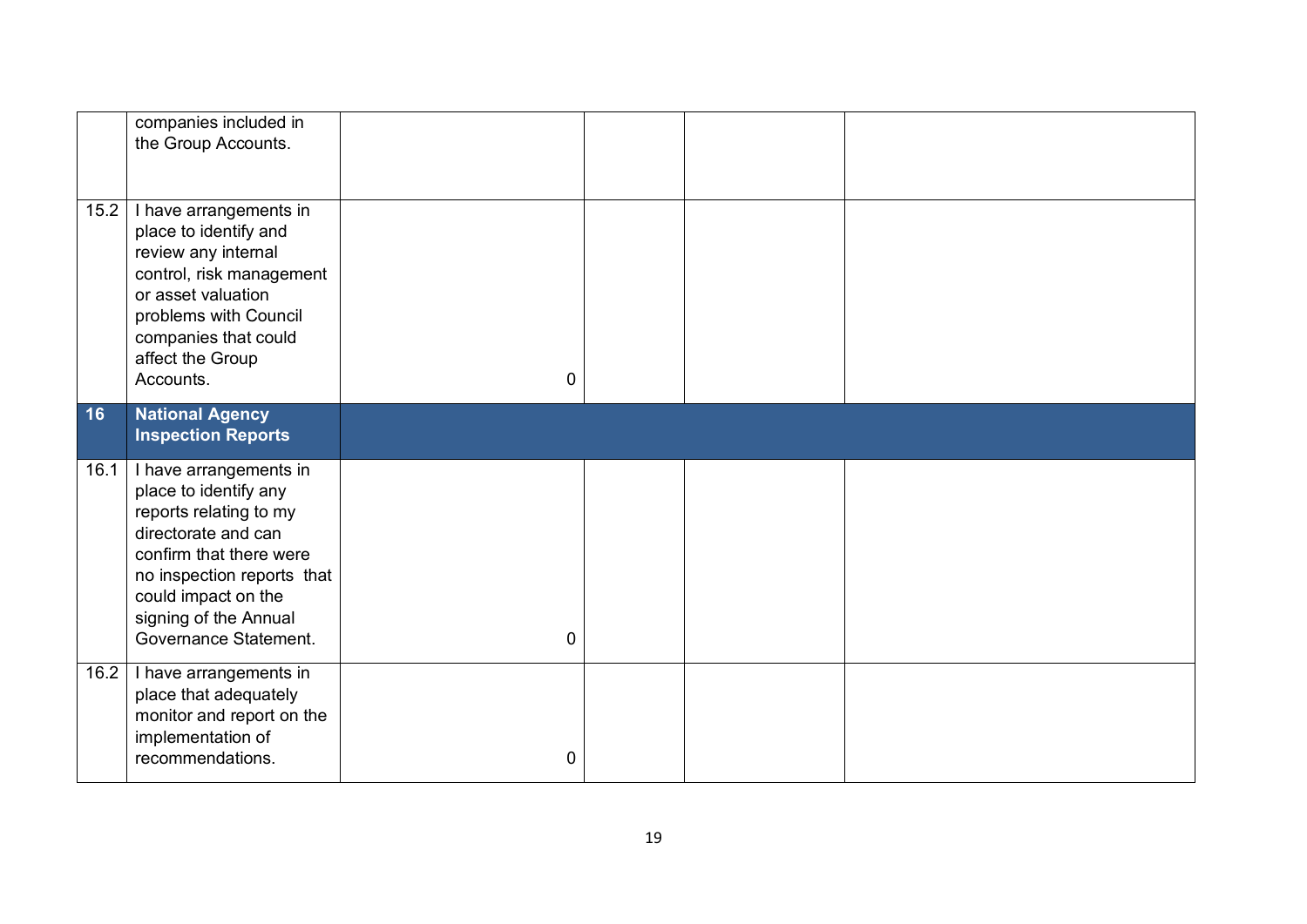| | | | | | |
|---|---|---|---|---|---|
| | companies included in the Group Accounts. | | | | |
| 15.2 | I have arrangements in place to identify and review any internal control, risk management or asset valuation problems with Council companies that could affect the Group Accounts. | 0 | | | |
| **16** | **National Agency Inspection Reports** | | | | |
| 16.1 | I have arrangements in place to identify any reports relating to my directorate and can confirm that there were no inspection reports that could impact on the signing of the Annual Governance Statement. | 0 | | | |
| 16.2 | I have arrangements in place that adequately monitor and report on the implementation of recommendations. | 0 | | | |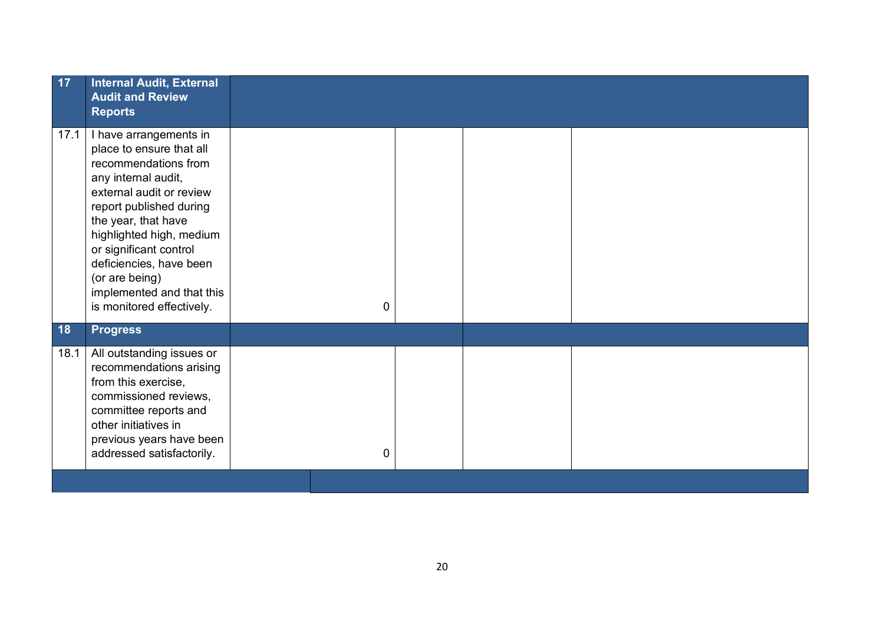| 17 | **Internal Audit, External Audit and Review Reports** | | | | |
|---|---|---|---|---|---|
| 17.1 | I have arrangements in place to ensure that all recommendations from any internal audit, external audit or review report published during the year, that have highlighted high, medium or significant control deficiencies, have been (or are being) implemented and that this is monitored effectively. | 0 | | | |
| **18** | **Progress** | | | | |
| 18.1 | All outstanding issues or recommendations arising from this exercise, commissioned reviews, committee reports and other initiatives in previous years have been addressed satisfactorily. | 0 | | | |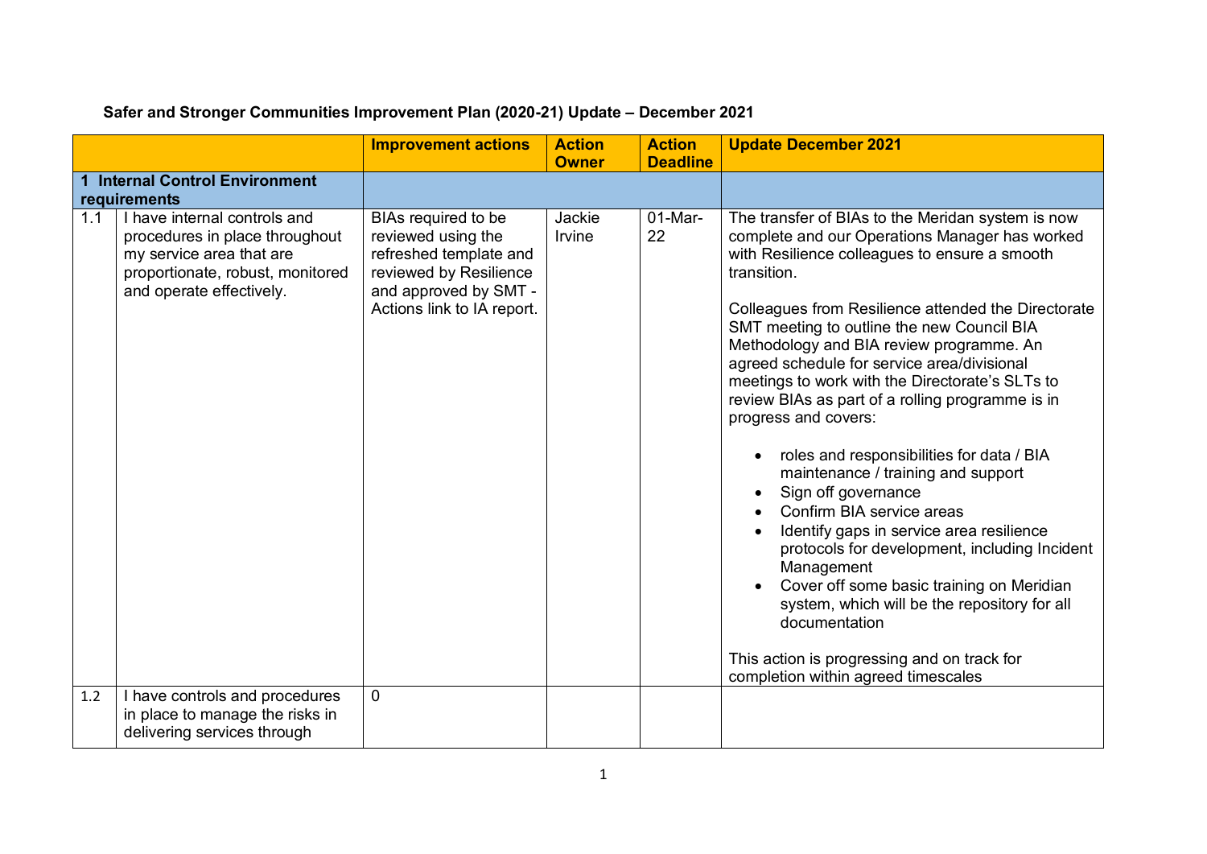**Safer and Stronger Communities Improvement Plan (2020-21) Update – December 2021**

| | | Improvement actions | Action Owner | Action Deadline | Update December 2021 |
|---|---|---|---|---|---|
| **1 Internal Control Environment requirements** | | | | | |
| 1.1 | I have internal controls and procedures in place throughout my service area that are proportionate, robust, monitored and operate effectively. | BIAs required to be reviewed using the refreshed template and reviewed by Resilience and approved by SMT - Actions link to IA report. | Jackie Irvine | 01-Mar-22 | The transfer of BIAs to the Meridan system is now complete and our Operations Manager has worked with Resilience colleagues to ensure a smooth transition.<br><br>Colleagues from Resilience attended the Directorate SMT meeting to outline the new Council BIA Methodology and BIA review programme. An agreed schedule for service area/divisional meetings to work with the Directorate's SLTs to review BIAs as part of a rolling programme is in progress and covers:<br><br>• roles and responsibilities for data / BIA maintenance / training and support<br>• Sign off governance<br>• Confirm BIA service areas<br>• Identify gaps in service area resilience protocols for development, including Incident Management<br>• Cover off some basic training on Meridian system, which will be the repository for all documentation<br><br>This action is progressing and on track for completion within agreed timescales |
| 1.2 | I have controls and procedures in place to manage the risks in delivering services through | 0 | | | |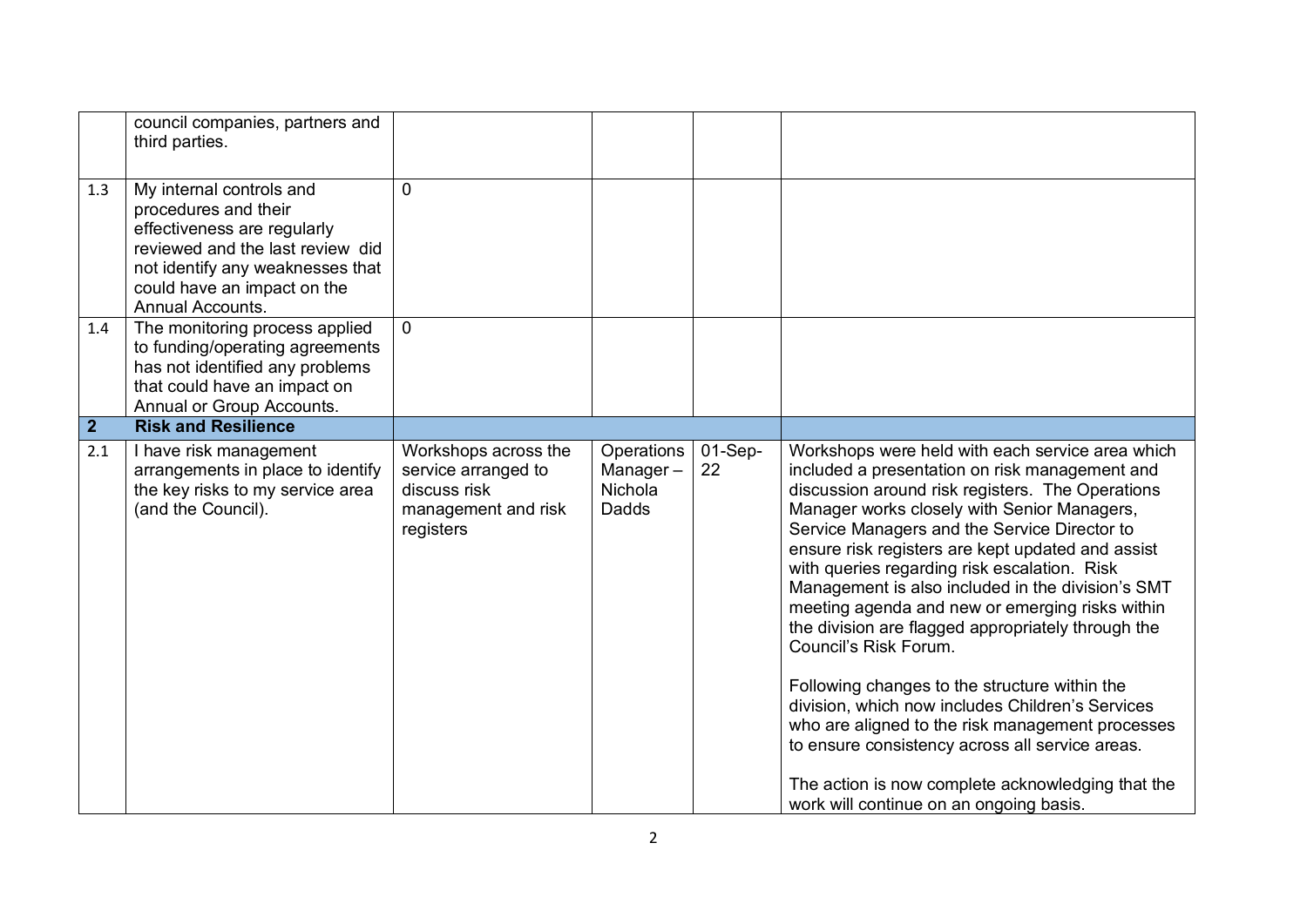| | | | | | |
|---|---|---|---|---|---|
| | council companies, partners and third parties. | | | | |
| 1.3 | My internal controls and procedures and their effectiveness are regularly reviewed and the last review did not identify any weaknesses that could have an impact on the Annual Accounts. | 0 | | | |
| 1.4 | The monitoring process applied to funding/operating agreements has not identified any problems that could have an impact on Annual or Group Accounts. | 0 | | | |
| **2** | **Risk and Resilience** | | | | |
| 2.1 | I have risk management arrangements in place to identify the key risks to my service area (and the Council). | Workshops across the service arranged to discuss risk management and risk registers | Operations Manager – Nichola Dadds | 01-Sep-22 | Workshops were held with each service area which included a presentation on risk management and discussion around risk registers. The Operations Manager works closely with Senior Managers, Service Managers and the Service Director to ensure risk registers are kept updated and assist with queries regarding risk escalation. Risk Management is also included in the division's SMT meeting agenda and new or emerging risks within the division are flagged appropriately through the Council's Risk Forum.<br><br>Following changes to the structure within the division, which now includes Children's Services who are aligned to the risk management processes to ensure consistency across all service areas.<br><br>The action is now complete acknowledging that the work will continue on an ongoing basis. |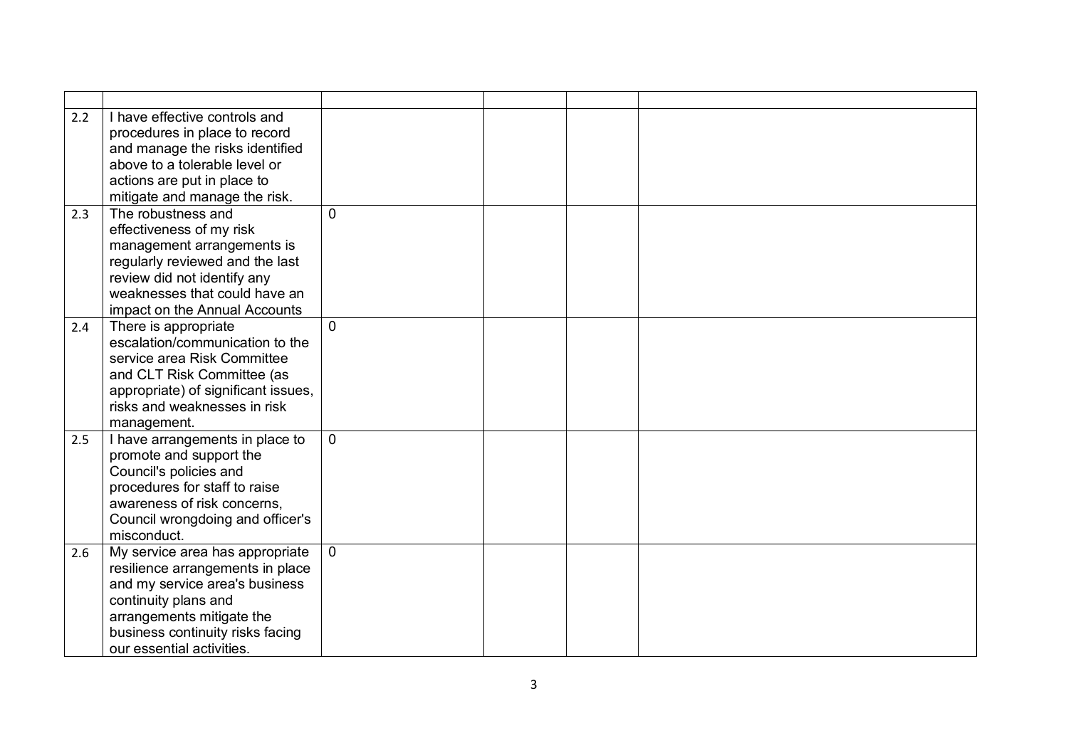| | | | | | |
|---|---|---|---|---|---|
| 2.2 | I have effective controls and procedures in place to record and manage the risks identified above to a tolerable level or actions are put in place to mitigate and manage the risk. | | | | |
| 2.3 | The robustness and effectiveness of my risk management arrangements is regularly reviewed and the last review did not identify any weaknesses that could have an impact on the Annual Accounts | 0 | | | |
| 2.4 | There is appropriate escalation/communication to the service area Risk Committee and CLT Risk Committee (as appropriate) of significant issues, risks and weaknesses in risk management. | 0 | | | |
| 2.5 | I have arrangements in place to promote and support the Council's policies and procedures for staff to raise awareness of risk concerns, Council wrongdoing and officer's misconduct. | 0 | | | |
| 2.6 | My service area has appropriate resilience arrangements in place and my service area's business continuity plans and arrangements mitigate the business continuity risks facing our essential activities. | 0 | | | |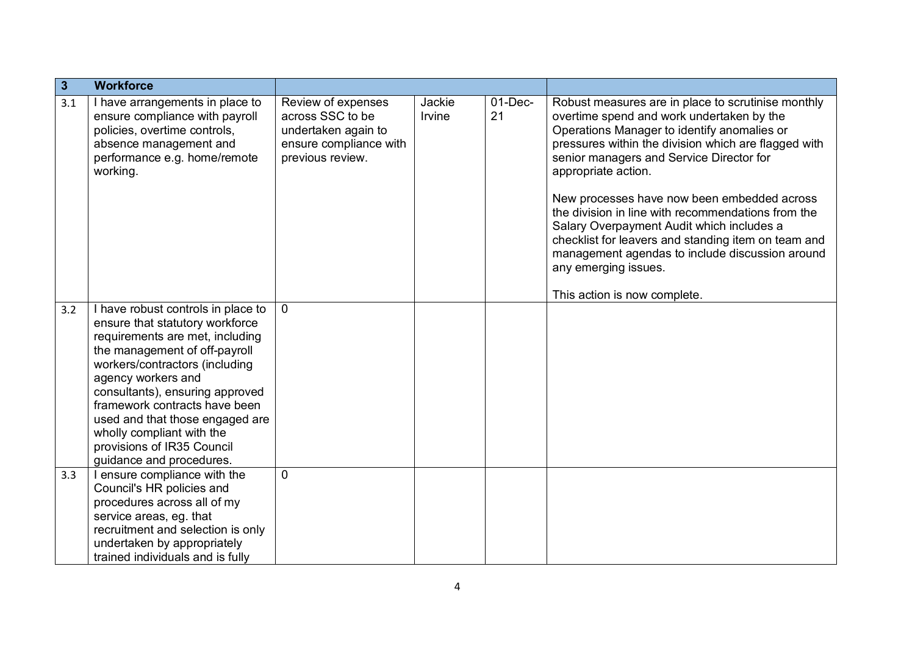| 3 | Workforce | | | | |
|---|---|---|---|---|---|
| 3.1 | I have arrangements in place to ensure compliance with payroll policies, overtime controls, absence management and performance e.g. home/remote working. | Review of expenses across SSC to be undertaken again to ensure compliance with previous review. | Jackie Irvine | 01-Dec-21 | Robust measures are in place to scrutinise monthly overtime spend and work undertaken by the Operations Manager to identify anomalies or pressures within the division which are flagged with senior managers and Service Director for appropriate action.<br><br>New processes have now been embedded across the division in line with recommendations from the Salary Overpayment Audit which includes a checklist for leavers and standing item on team and management agendas to include discussion around any emerging issues.<br><br>This action is now complete. |
| 3.2 | I have robust controls in place to ensure that statutory workforce requirements are met, including the management of off-payroll workers/contractors (including agency workers and consultants), ensuring approved framework contracts have been used and that those engaged are wholly compliant with the provisions of IR35 Council guidance and procedures. | 0 | | | |
| 3.3 | I ensure compliance with the Council's HR policies and procedures across all of my service areas, eg. that recruitment and selection is only undertaken by appropriately trained individuals and is fully | 0 | | | |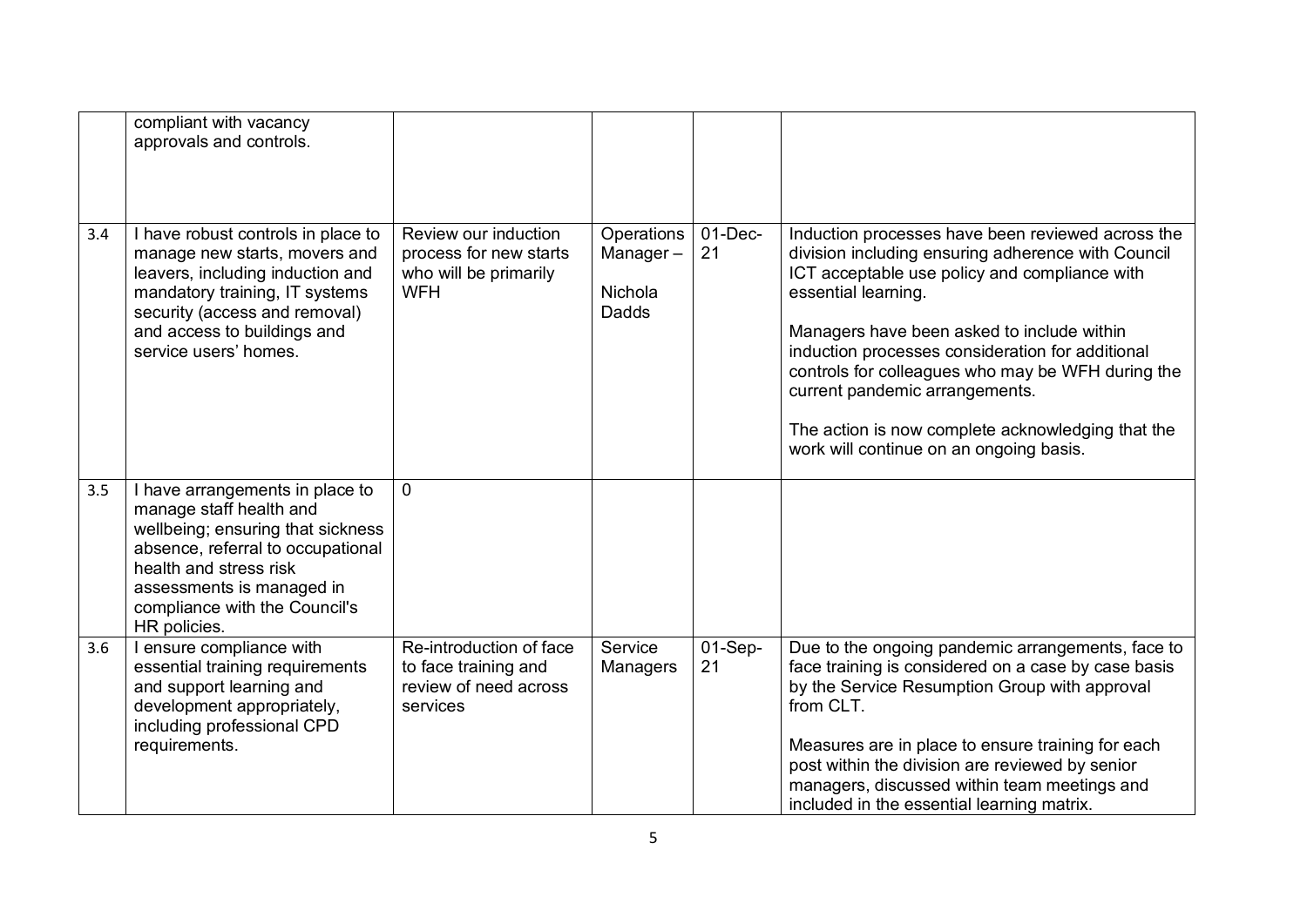| | | | | | |
|---|---|---|---|---|---|
| | compliant with vacancy approvals and controls. | | | | |
| 3.4 | I have robust controls in place to manage new starts, movers and leavers, including induction and mandatory training, IT systems security (access and removal) and access to buildings and service users' homes. | Review our induction process for new starts who will be primarily WFH | Operations Manager – Nichola Dadds | 01-Dec-21 | Induction processes have been reviewed across the division including ensuring adherence with Council ICT acceptable use policy and compliance with essential learning.<br><br>Managers have been asked to include within induction processes consideration for additional controls for colleagues who may be WFH during the current pandemic arrangements.<br><br>The action is now complete acknowledging that the work will continue on an ongoing basis. |
| 3.5 | I have arrangements in place to manage staff health and wellbeing; ensuring that sickness absence, referral to occupational health and stress risk assessments is managed in compliance with the Council's HR policies. | 0 | | | |
| 3.6 | I ensure compliance with essential training requirements and support learning and development appropriately, including professional CPD requirements. | Re-introduction of face to face training and review of need across services | Service Managers | 01-Sep-21 | Due to the ongoing pandemic arrangements, face to face training is considered on a case by case basis by the Service Resumption Group with approval from CLT.<br><br>Measures are in place to ensure training for each post within the division are reviewed by senior managers, discussed within team meetings and included in the essential learning matrix. |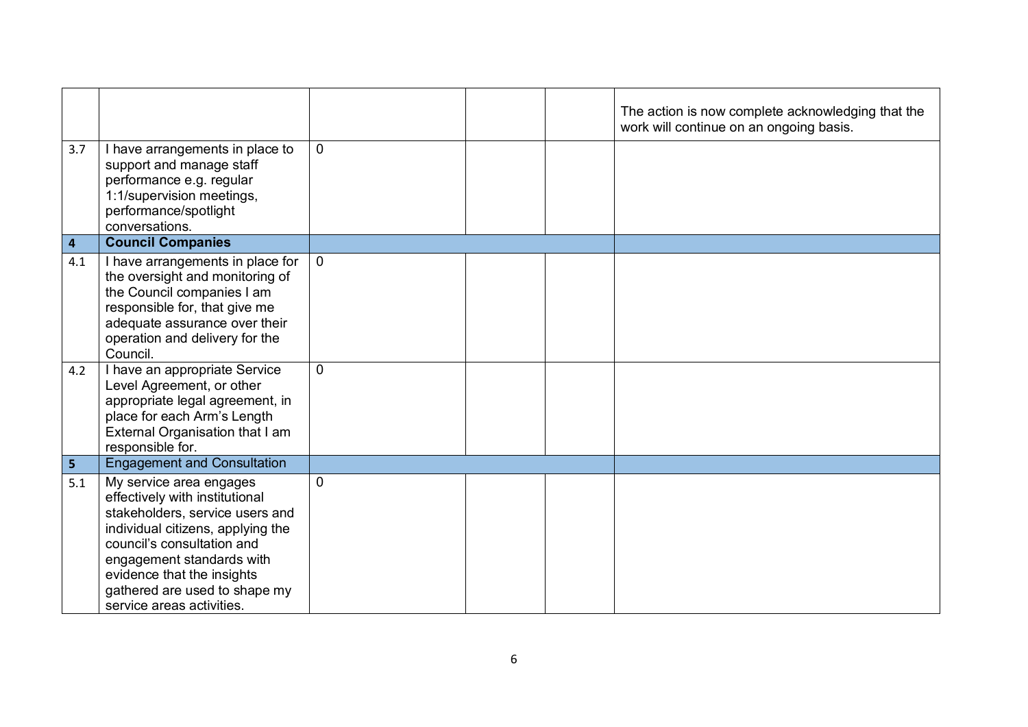| | | | | | |
|---|---|---|---|---|---|
| | | | | | The action is now complete acknowledging that the work will continue on an ongoing basis. |
| 3.7 | I have arrangements in place to support and manage staff performance e.g. regular 1:1/supervision meetings, performance/spotlight conversations. | 0 | | | |
| **4** | **Council Companies** | | | | |
| 4.1 | I have arrangements in place for the oversight and monitoring of the Council companies I am responsible for, that give me adequate assurance over their operation and delivery for the Council. | 0 | | | |
| 4.2 | I have an appropriate Service Level Agreement, or other appropriate legal agreement, in place for each Arm's Length External Organisation that I am responsible for. | 0 | | | |
| **5** | Engagement and Consultation | | | | |
| 5.1 | My service area engages effectively with institutional stakeholders, service users and individual citizens, applying the council's consultation and engagement standards with evidence that the insights gathered are used to shape my service areas activities. | 0 | | | |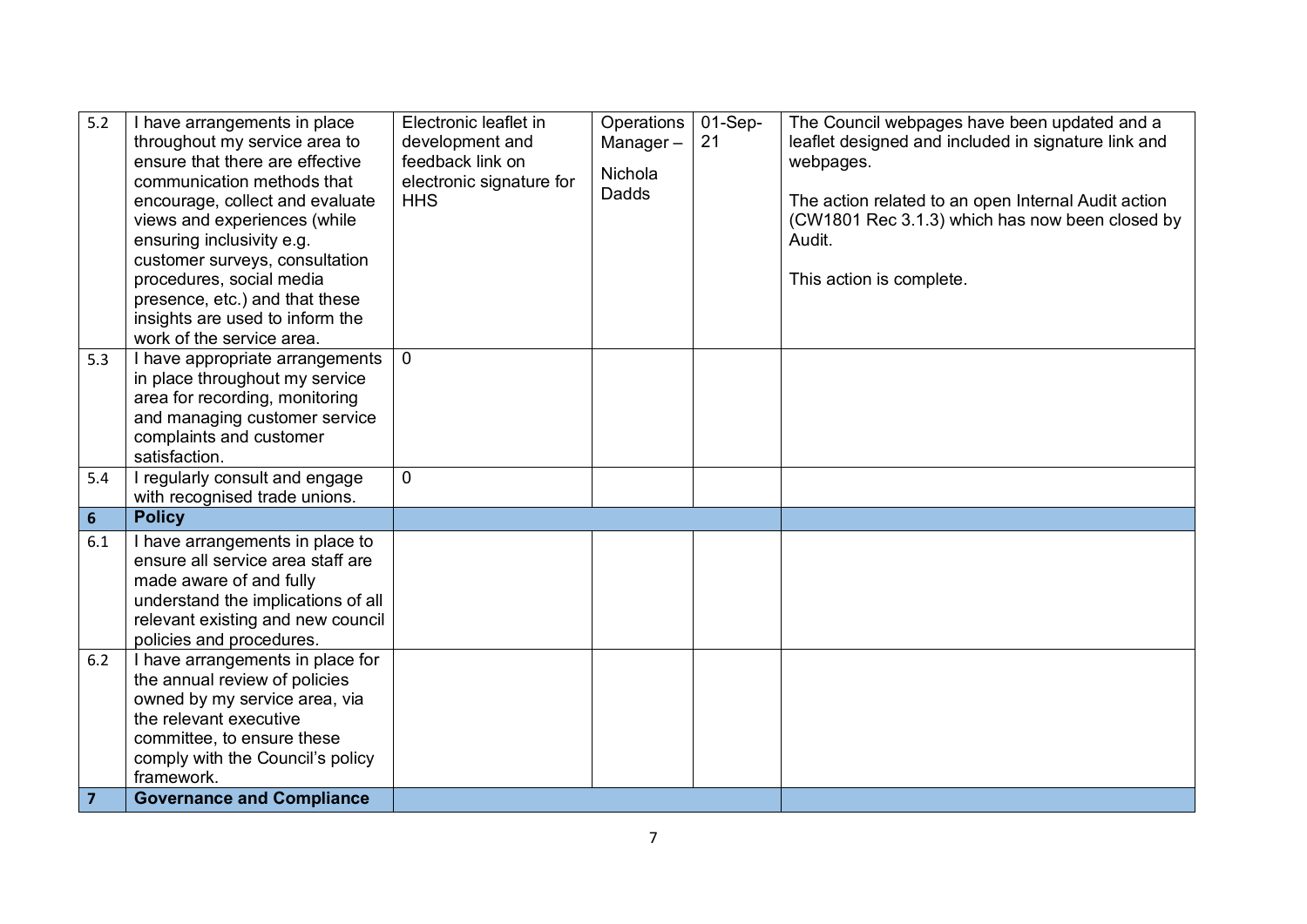| 5.2 | I have arrangements in place throughout my service area to ensure that there are effective communication methods that encourage, collect and evaluate views and experiences (while ensuring inclusivity e.g. customer surveys, consultation procedures, social media presence, etc.) and that these insights are used to inform the work of the service area. | Electronic leaflet in development and feedback link on electronic signature for HHS | Operations Manager – Nichola Dadds | 01-Sep-21 | The Council webpages have been updated and a leaflet designed and included in signature link and webpages.<br><br>The action related to an open Internal Audit action (CW1801 Rec 3.1.3) which has now been closed by Audit.<br><br>This action is complete. |
|---|---|---|---|---|---|
| 5.3 | I have appropriate arrangements in place throughout my service area for recording, monitoring and managing customer service complaints and customer satisfaction. | 0 | | | |
| 5.4 | I regularly consult and engage with recognised trade unions. | 0 | | | |
| **6** | **Policy** | | | | |
| 6.1 | I have arrangements in place to ensure all service area staff are made aware of and fully understand the implications of all relevant existing and new council policies and procedures. | | | | |
| 6.2 | I have arrangements in place for the annual review of policies owned by my service area, via the relevant executive committee, to ensure these comply with the Council's policy framework. | | | | |
| **7** | **Governance and Compliance** | | | | |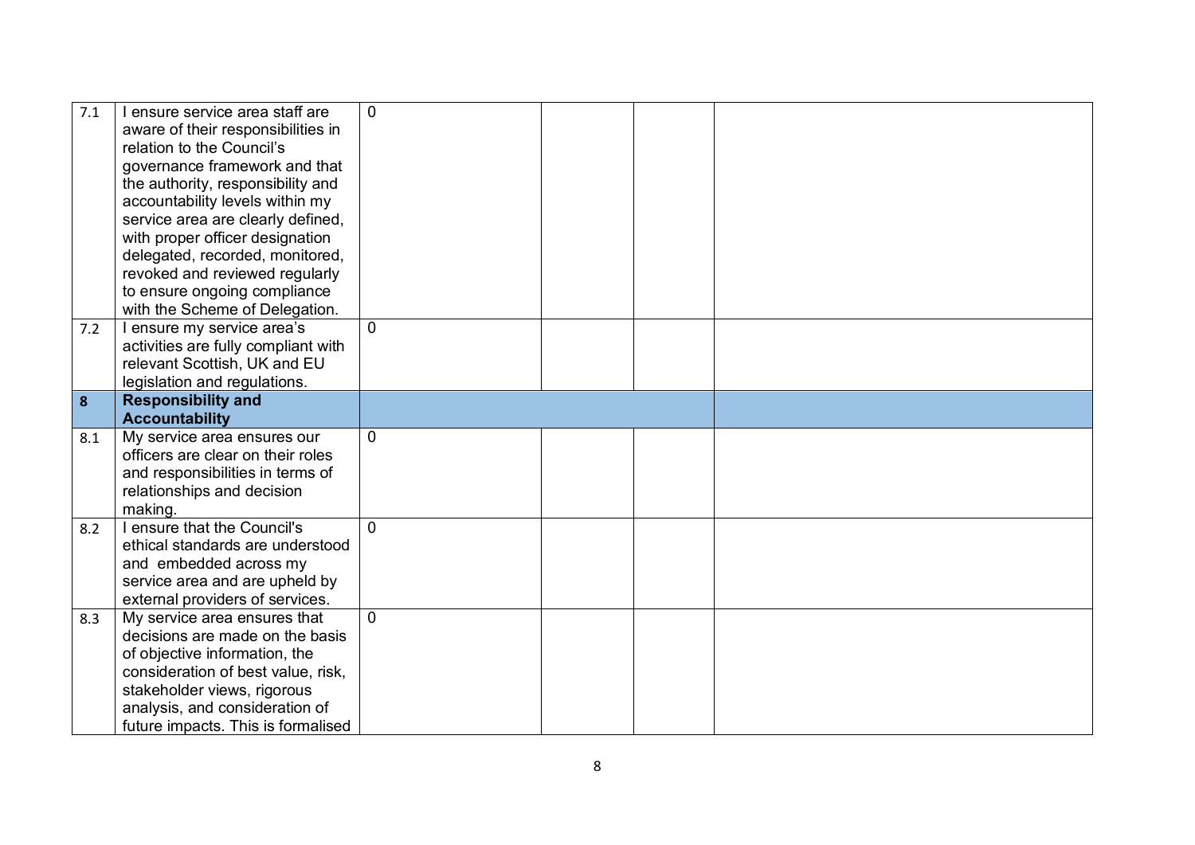| | | | | | |
|---|---|---|---|---|---|
| 7.1 | I ensure service area staff are aware of their responsibilities in relation to the Council's governance framework and that the authority, responsibility and accountability levels within my service area are clearly defined, with proper officer designation delegated, recorded, monitored, revoked and reviewed regularly to ensure ongoing compliance with the Scheme of Delegation. | 0 | | | |
| 7.2 | I ensure my service area's activities are fully compliant with relevant Scottish, UK and EU legislation and regulations. | 0 | | | |
| **8** | **Responsibility and Accountability** | | | | |
| 8.1 | My service area ensures our officers are clear on their roles and responsibilities in terms of relationships and decision making. | 0 | | | |
| 8.2 | I ensure that the Council's ethical standards are understood and embedded across my service area and are upheld by external providers of services. | 0 | | | |
| 8.3 | My service area ensures that decisions are made on the basis of objective information, the consideration of best value, risk, stakeholder views, rigorous analysis, and consideration of future impacts. This is formalised | 0 | | | |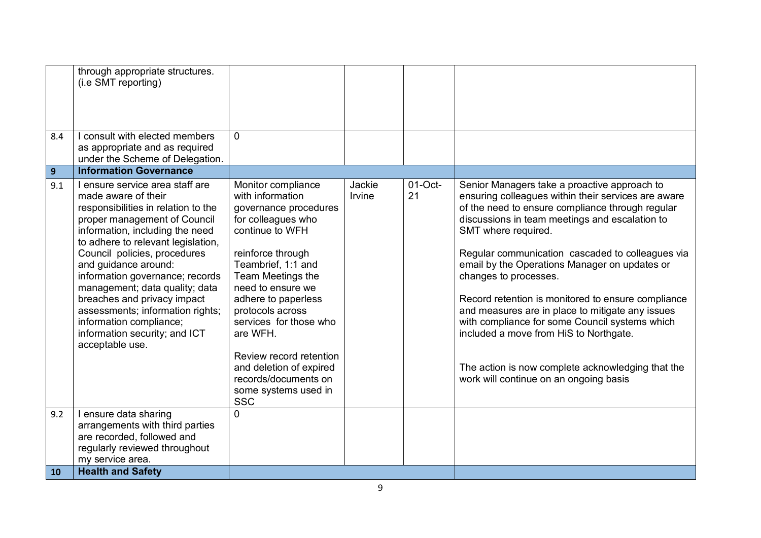| | | | | | |
|---|---|---|---|---|---|
| | through appropriate structures. (i.e SMT reporting) | | | | |
| 8.4 | I consult with elected members as appropriate and as required under the Scheme of Delegation. | 0 | | | |
| **9** | **Information Governance** | | | | |
| 9.1 | I ensure service area staff are made aware of their responsibilities in relation to the proper management of Council information, including the need to adhere to relevant legislation, Council policies, procedures and guidance around: information governance; records management; data quality; data breaches and privacy impact assessments; information rights; information compliance; information security; and ICT acceptable use. | Monitor compliance with information governance procedures for colleagues who continue to WFH<br><br>reinforce through Teambrief, 1:1 and Team Meetings the need to ensure we adhere to paperless protocols across services for those who are WFH.<br><br>Review record retention and deletion of expired records/documents on some systems used in SSC | Jackie Irvine | 01-Oct-21 | Senior Managers take a proactive approach to ensuring colleagues within their services are aware of the need to ensure compliance through regular discussions in team meetings and escalation to SMT where required.<br><br>Regular communication cascaded to colleagues via email by the Operations Manager on updates or changes to processes.<br><br>Record retention is monitored to ensure compliance and measures are in place to mitigate any issues with compliance for some Council systems which included a move from HiS to Northgate.<br><br>The action is now complete acknowledging that the work will continue on an ongoing basis |
| 9.2 | I ensure data sharing arrangements with third parties are recorded, followed and regularly reviewed throughout my service area. | 0 | | | |
| **10** | **Health and Safety** | | | | |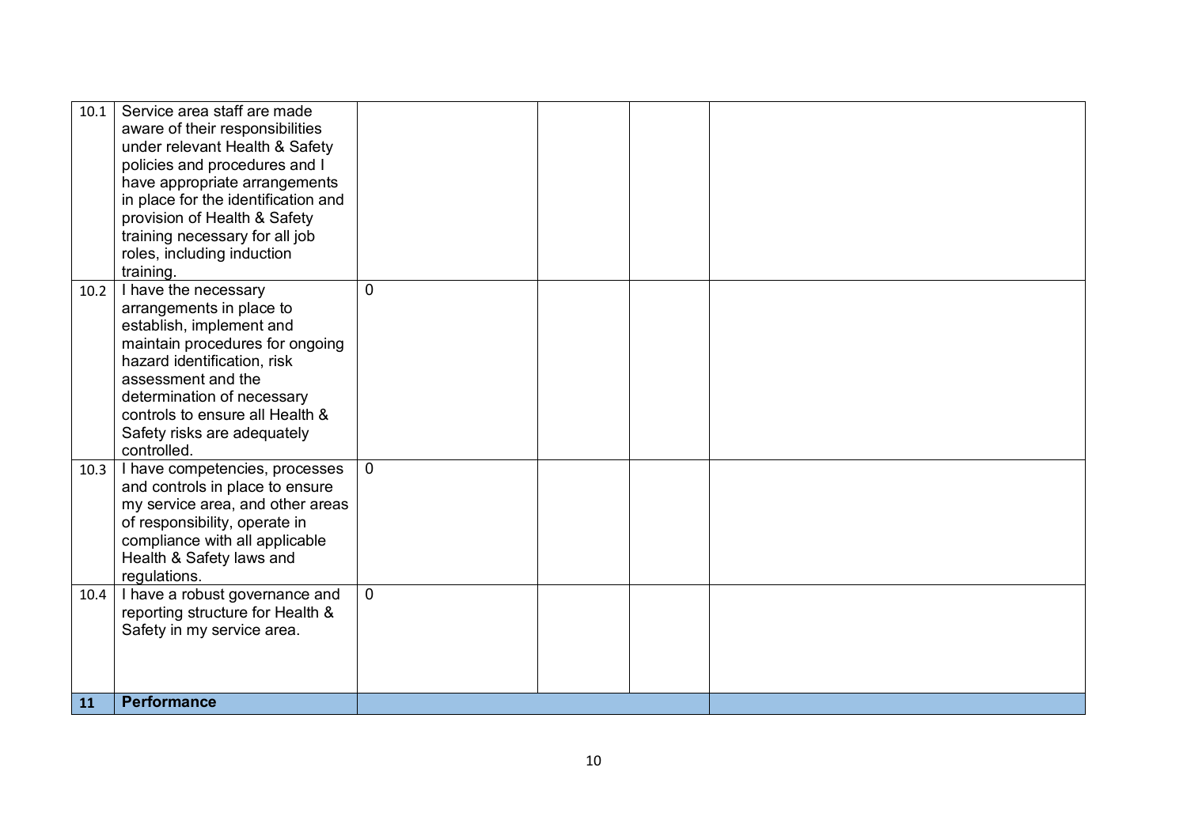| | | | | | |
|---|---|---|---|---|---|
| 10.1 | Service area staff are made aware of their responsibilities under relevant Health & Safety policies and procedures and I have appropriate arrangements in place for the identification and provision of Health & Safety training necessary for all job roles, including induction training. | | | | |
| 10.2 | I have the necessary arrangements in place to establish, implement and maintain procedures for ongoing hazard identification, risk assessment and the determination of necessary controls to ensure all Health & Safety risks are adequately controlled. | 0 | | | |
| 10.3 | I have competencies, processes and controls in place to ensure my service area, and other areas of responsibility, operate in compliance with all applicable Health & Safety laws and regulations. | 0 | | | |
| 10.4 | I have a robust governance and reporting structure for Health & Safety in my service area. | 0 | | | |
| **11** | **Performance** | | | | |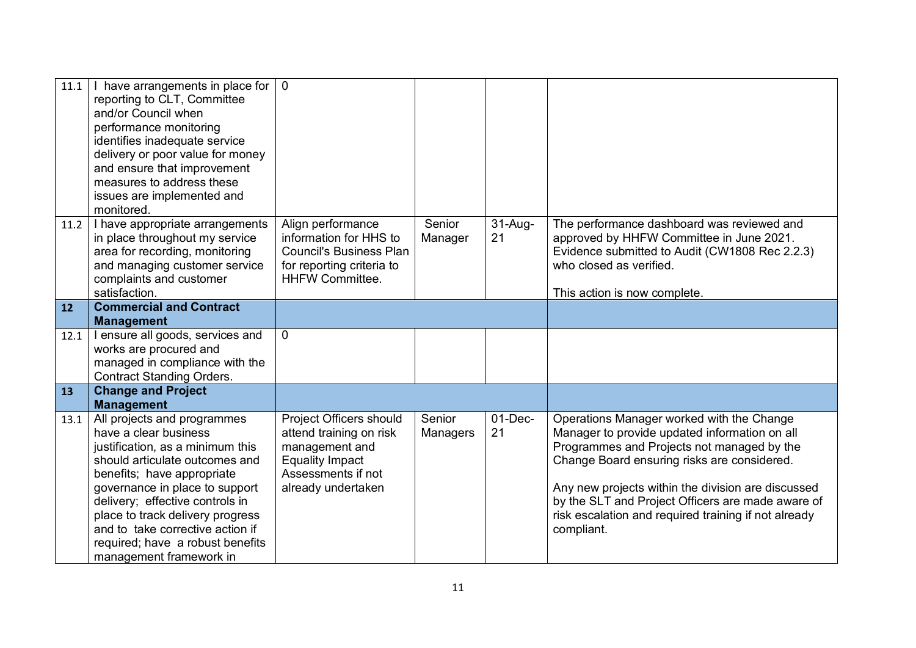| | | | | | |
|---|---|---|---|---|---|
| 11.1 | I have arrangements in place for reporting to CLT, Committee and/or Council when performance monitoring identifies inadequate service delivery or poor value for money and ensure that improvement measures to address these issues are implemented and monitored. | 0 | | | |
| 11.2 | I have appropriate arrangements in place throughout my service area for recording, monitoring and managing customer service complaints and customer satisfaction. | Align performance information for HHS to Council's Business Plan for reporting criteria to HHFW Committee. | Senior Manager | 31-Aug-21 | The performance dashboard was reviewed and approved by HHFW Committee in June 2021. Evidence submitted to Audit (CW1808 Rec 2.2.3) who closed as verified.<br><br>This action is now complete. |
| **12** | **Commercial and Contract Management** | | | | |
| 12.1 | I ensure all goods, services and works are procured and managed in compliance with the Contract Standing Orders. | 0 | | | |
| **13** | **Change and Project Management** | | | | |
| 13.1 | All projects and programmes have a clear business justification, as a minimum this should articulate outcomes and benefits; have appropriate governance in place to support delivery; effective controls in place to track delivery progress and to take corrective action if required; have a robust benefits management framework in | Project Officers should attend training on risk management and Equality Impact Assessments if not already undertaken | Senior Managers | 01-Dec-21 | Operations Manager worked with the Change Manager to provide updated information on all Programmes and Projects not managed by the Change Board ensuring risks are considered.<br><br>Any new projects within the division are discussed by the SLT and Project Officers are made aware of risk escalation and required training if not already compliant. |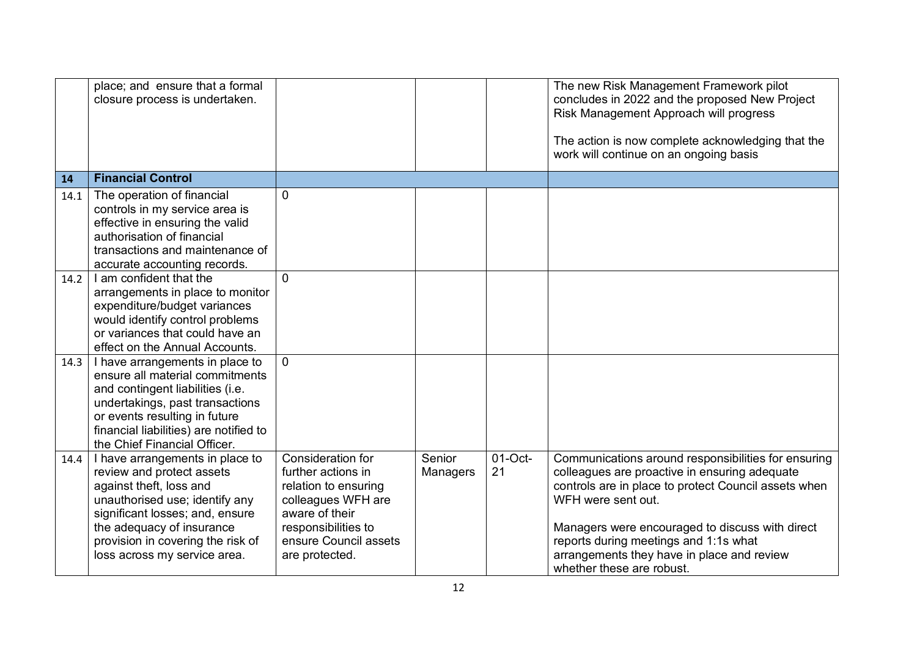| | | | | | |
|---|---|---|---|---|---|
| | place; and ensure that a formal closure process is undertaken. | | | | The new Risk Management Framework pilot concludes in 2022 and the proposed New Project Risk Management Approach will progress<br><br>The action is now complete acknowledging that the work will continue on an ongoing basis |
| **14** | **Financial Control** | | | | |
| 14.1 | The operation of financial controls in my service area is effective in ensuring the valid authorisation of financial transactions and maintenance of accurate accounting records. | 0 | | | |
| 14.2 | I am confident that the arrangements in place to monitor expenditure/budget variances would identify control problems or variances that could have an effect on the Annual Accounts. | 0 | | | |
| 14.3 | I have arrangements in place to ensure all material commitments and contingent liabilities (i.e. undertakings, past transactions or events resulting in future financial liabilities) are notified to the Chief Financial Officer. | 0 | | | |
| 14.4 | I have arrangements in place to review and protect assets against theft, loss and unauthorised use; identify any significant losses; and, ensure the adequacy of insurance provision in covering the risk of loss across my service area. | Consideration for further actions in relation to ensuring colleagues WFH are aware of their responsibilities to ensure Council assets are protected. | Senior Managers | 01-Oct-21 | Communications around responsibilities for ensuring colleagues are proactive in ensuring adequate controls are in place to protect Council assets when WFH were sent out.<br><br>Managers were encouraged to discuss with direct reports during meetings and 1:1s what arrangements they have in place and review whether these are robust. |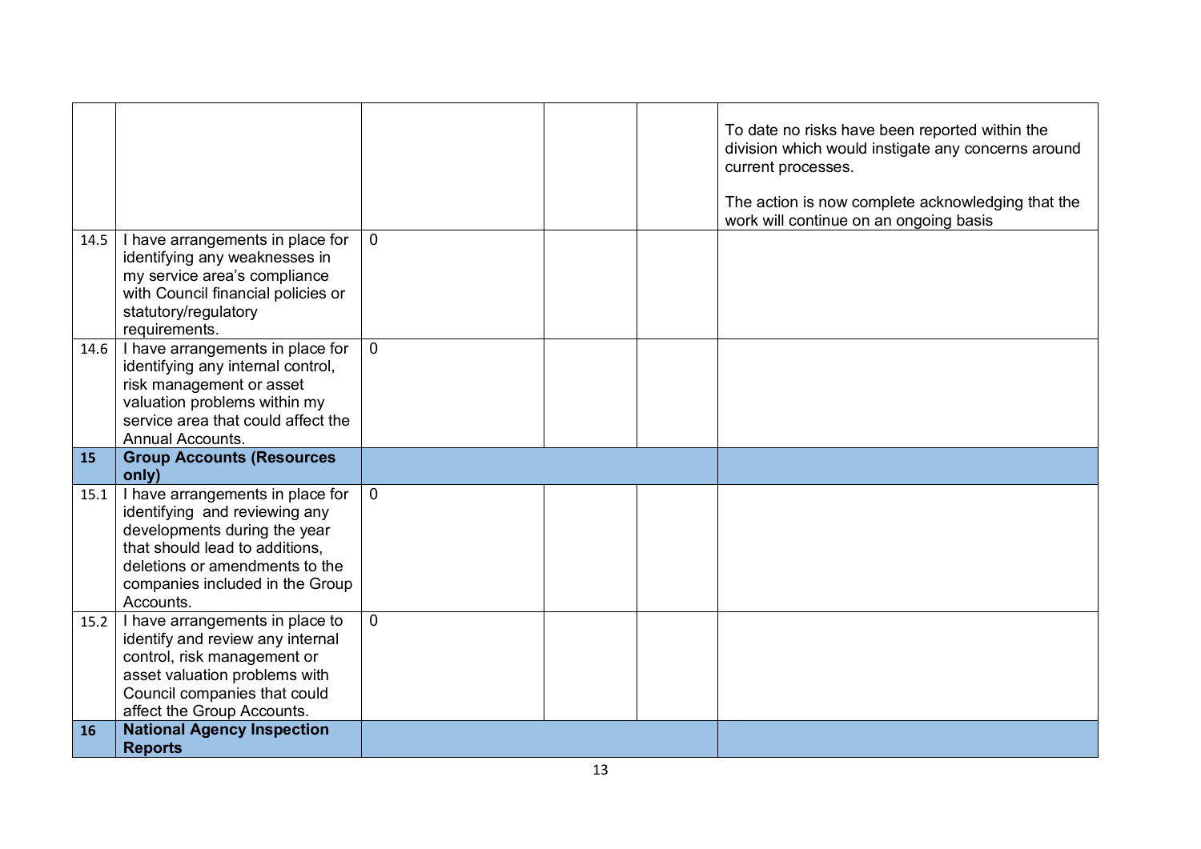| | | | | | |
|---|---|---|---|---|---|
| | | | | | To date no risks have been reported within the division which would instigate any concerns around current processes.<br><br>The action is now complete acknowledging that the work will continue on an ongoing basis |
| 14.5 | I have arrangements in place for identifying any weaknesses in my service area's compliance with Council financial policies or statutory/regulatory requirements. | 0 | | | |
| 14.6 | I have arrangements in place for identifying any internal control, risk management or asset valuation problems within my service area that could affect the Annual Accounts. | 0 | | | |
| **15** | **Group Accounts (Resources only)** | | | | |
| 15.1 | I have arrangements in place for identifying and reviewing any developments during the year that should lead to additions, deletions or amendments to the companies included in the Group Accounts. | 0 | | | |
| 15.2 | I have arrangements in place to identify and review any internal control, risk management or asset valuation problems with Council companies that could affect the Group Accounts. | 0 | | | |
| **16** | **National Agency Inspection Reports** | | | | |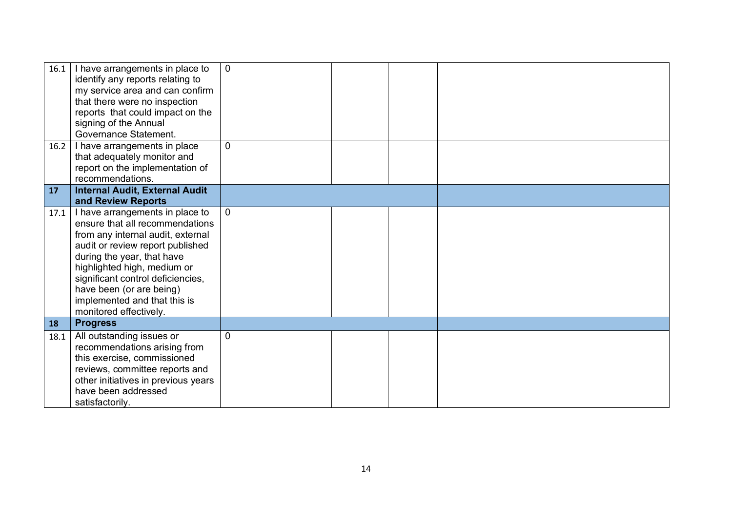| | | | | | |
|---|---|---|---|---|---|
| 16.1 | I have arrangements in place to identify any reports relating to my service area and can confirm that there were no inspection reports that could impact on the signing of the Annual Governance Statement. | 0 | | | |
| 16.2 | I have arrangements in place that adequately monitor and report on the implementation of recommendations. | 0 | | | |
| **17** | **Internal Audit, External Audit and Review Reports** | | | | |
| 17.1 | I have arrangements in place to ensure that all recommendations from any internal audit, external audit or review report published during the year, that have highlighted high, medium or significant control deficiencies, have been (or are being) implemented and that this is monitored effectively. | 0 | | | |
| **18** | **Progress** | | | | |
| 18.1 | All outstanding issues or recommendations arising from this exercise, commissioned reviews, committee reports and other initiatives in previous years have been addressed satisfactorily. | 0 | | | |